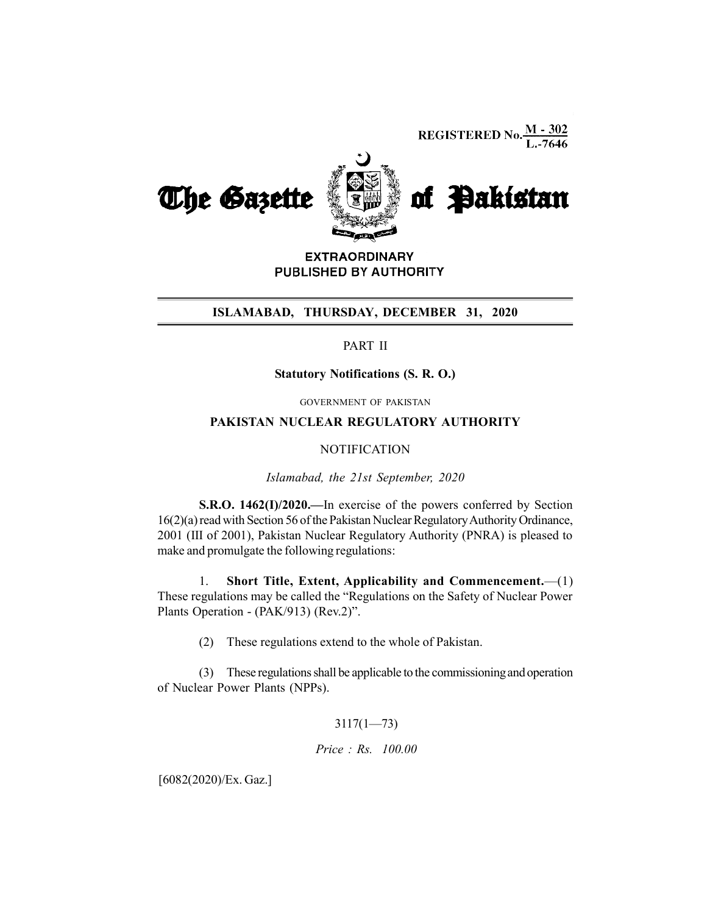REGISTERED No. M - 302 / L.-7646

# The Gazette of Pakistan

**EXTRAORDINARY**
**PUBLISHED BY AUTHORITY**

**ISLAMABAD, THURSDAY, DECEMBER 31, 2020**

PART II

**Statutory Notifications (S. R. O.)**

GOVERNMENT OF PAKISTAN

**PAKISTAN NUCLEAR REGULATORY AUTHORITY**

NOTIFICATION

*Islamabad, the 21st September, 2020*

**S.R.O. 1462(I)/2020.—**In exercise of the powers conferred by Section 16(2)(a) read with Section 56 of the Pakistan Nuclear Regulatory Authority Ordinance, 2001 (III of 2001), Pakistan Nuclear Regulatory Authority (PNRA) is pleased to make and promulgate the following regulations:

1. **Short Title, Extent, Applicability and Commencement.**—(1) These regulations may be called the "Regulations on the Safety of Nuclear Power Plants Operation - (PAK/913) (Rev.2)".

(2) These regulations extend to the whole of Pakistan.

(3) These regulations shall be applicable to the commissioning and operation of Nuclear Power Plants (NPPs).

3117(1—73)

*Price : Rs. 100.00*

[6082(2020)/Ex. Gaz.]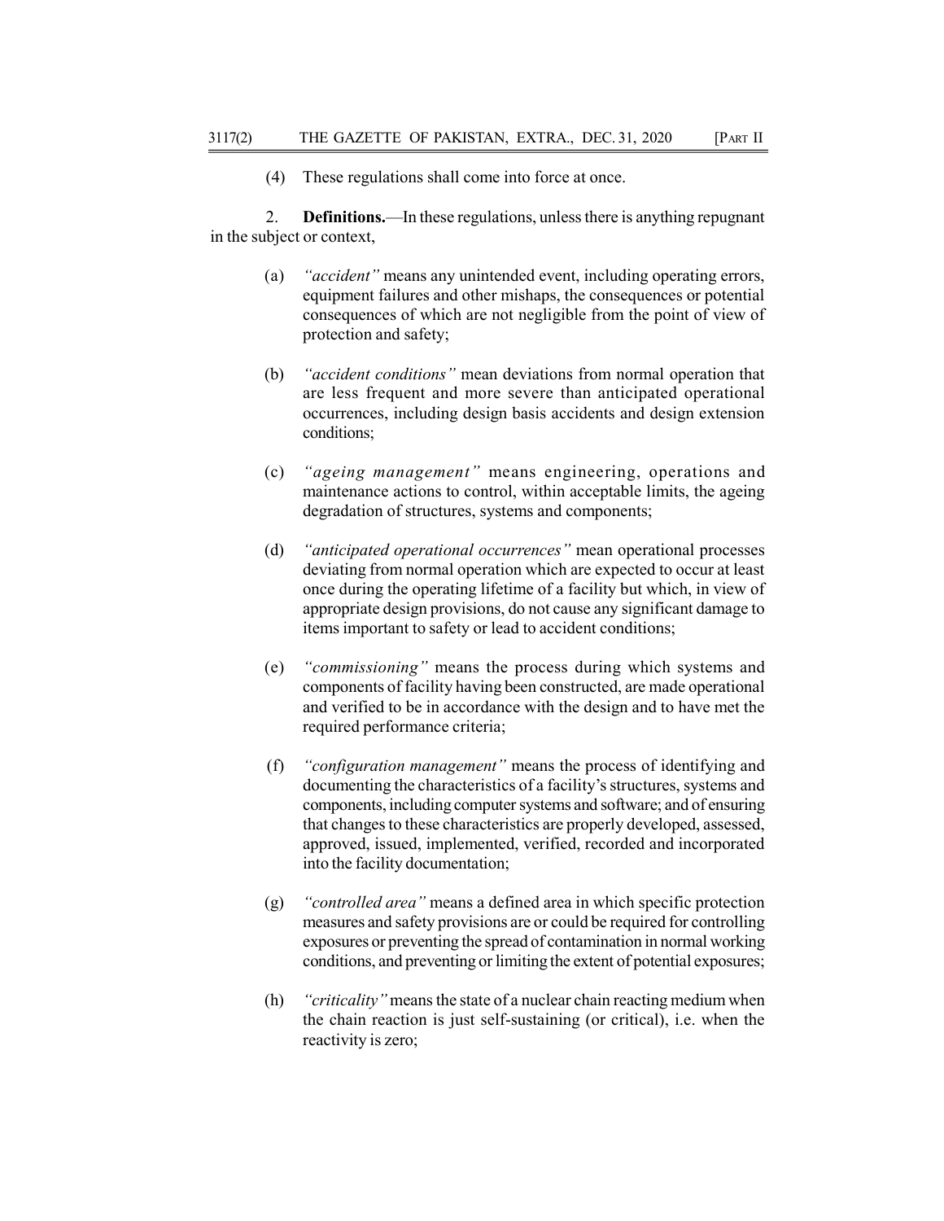(4) These regulations shall come into force at once.

2. **Definitions.**—In these regulations, unless there is anything repugnant in the subject or context,

(a) *"accident"* means any unintended event, including operating errors, equipment failures and other mishaps, the consequences or potential consequences of which are not negligible from the point of view of protection and safety;

(b) *"accident conditions"* mean deviations from normal operation that are less frequent and more severe than anticipated operational occurrences, including design basis accidents and design extension conditions;

(c) *"ageing management"* means engineering, operations and maintenance actions to control, within acceptable limits, the ageing degradation of structures, systems and components;

(d) *"anticipated operational occurrences"* mean operational processes deviating from normal operation which are expected to occur at least once during the operating lifetime of a facility but which, in view of appropriate design provisions, do not cause any significant damage to items important to safety or lead to accident conditions;

(e) *"commissioning"* means the process during which systems and components of facility having been constructed, are made operational and verified to be in accordance with the design and to have met the required performance criteria;

(f) *"configuration management"* means the process of identifying and documenting the characteristics of a facility's structures, systems and components, including computer systems and software; and of ensuring that changes to these characteristics are properly developed, assessed, approved, issued, implemented, verified, recorded and incorporated into the facility documentation;

(g) *"controlled area"* means a defined area in which specific protection measures and safety provisions are or could be required for controlling exposures or preventing the spread of contamination in normal working conditions, and preventing or limiting the extent of potential exposures;

(h) *"criticality"* means the state of a nuclear chain reacting medium when the chain reaction is just self-sustaining (or critical), i.e. when the reactivity is zero;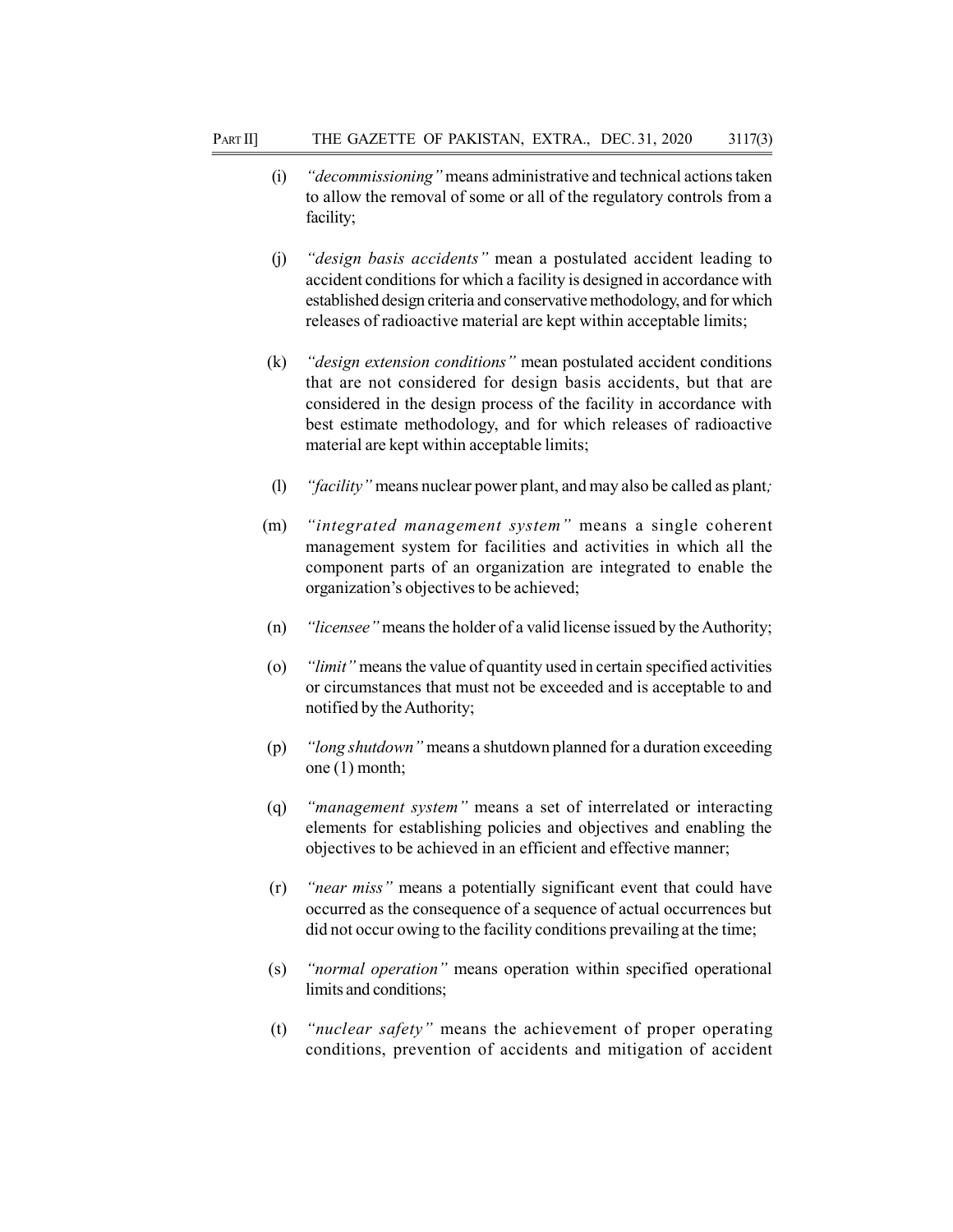(i) *"decommissioning"* means administrative and technical actions taken to allow the removal of some or all of the regulatory controls from a facility;

(j) *"design basis accidents"* mean a postulated accident leading to accident conditions for which a facility is designed in accordance with established design criteria and conservative methodology, and for which releases of radioactive material are kept within acceptable limits;

(k) *"design extension conditions"* mean postulated accident conditions that are not considered for design basis accidents, but that are considered in the design process of the facility in accordance with best estimate methodology, and for which releases of radioactive material are kept within acceptable limits;

(l) *"facility"* means nuclear power plant, and may also be called as plant;

(m) *"integrated management system"* means a single coherent management system for facilities and activities in which all the component parts of an organization are integrated to enable the organization's objectives to be achieved;

(n) *"licensee"* means the holder of a valid license issued by the Authority;

(o) *"limit"* means the value of quantity used in certain specified activities or circumstances that must not be exceeded and is acceptable to and notified by the Authority;

(p) *"long shutdown"* means a shutdown planned for a duration exceeding one (1) month;

(q) *"management system"* means a set of interrelated or interacting elements for establishing policies and objectives and enabling the objectives to be achieved in an efficient and effective manner;

(r) *"near miss"* means a potentially significant event that could have occurred as the consequence of a sequence of actual occurrences but did not occur owing to the facility conditions prevailing at the time;

(s) *"normal operation"* means operation within specified operational limits and conditions;

(t) *"nuclear safety"* means the achievement of proper operating conditions, prevention of accidents and mitigation of accident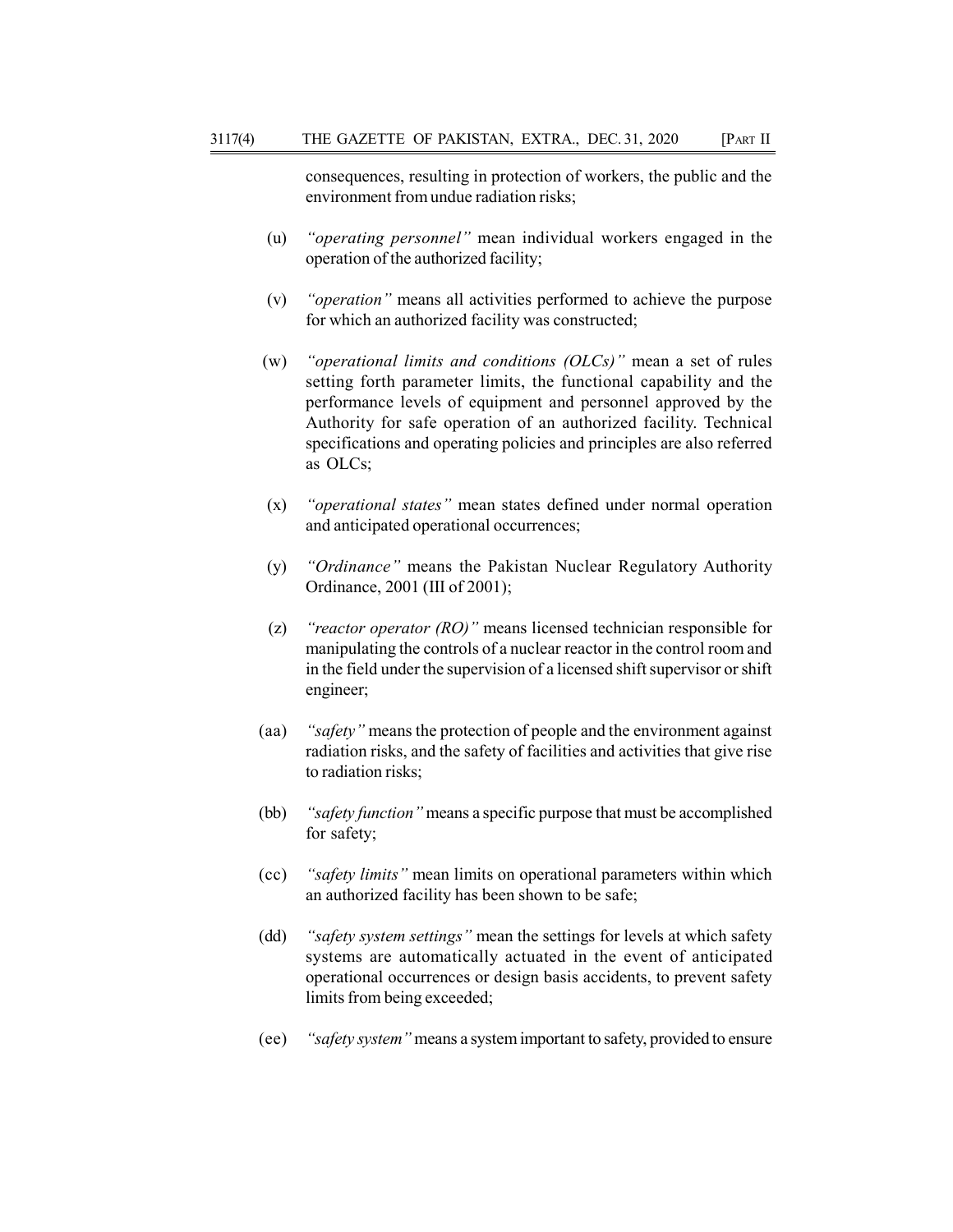consequences, resulting in protection of workers, the public and the environment from undue radiation risks;

(u) *"operating personnel"* mean individual workers engaged in the operation of the authorized facility;

(v) *"operation"* means all activities performed to achieve the purpose for which an authorized facility was constructed;

(w) *"operational limits and conditions (OLCs)"* mean a set of rules setting forth parameter limits, the functional capability and the performance levels of equipment and personnel approved by the Authority for safe operation of an authorized facility. Technical specifications and operating policies and principles are also referred as OLCs;

(x) *"operational states"* mean states defined under normal operation and anticipated operational occurrences;

(y) *"Ordinance"* means the Pakistan Nuclear Regulatory Authority Ordinance, 2001 (III of 2001);

(z) *"reactor operator (RO)"* means licensed technician responsible for manipulating the controls of a nuclear reactor in the control room and in the field under the supervision of a licensed shift supervisor or shift engineer;

(aa) *"safety"* means the protection of people and the environment against radiation risks, and the safety of facilities and activities that give rise to radiation risks;

(bb) *"safety function"* means a specific purpose that must be accomplished for safety;

(cc) *"safety limits"* mean limits on operational parameters within which an authorized facility has been shown to be safe;

(dd) *"safety system settings"* mean the settings for levels at which safety systems are automatically actuated in the event of anticipated operational occurrences or design basis accidents, to prevent safety limits from being exceeded;

(ee) *"safety system"* means a system important to safety, provided to ensure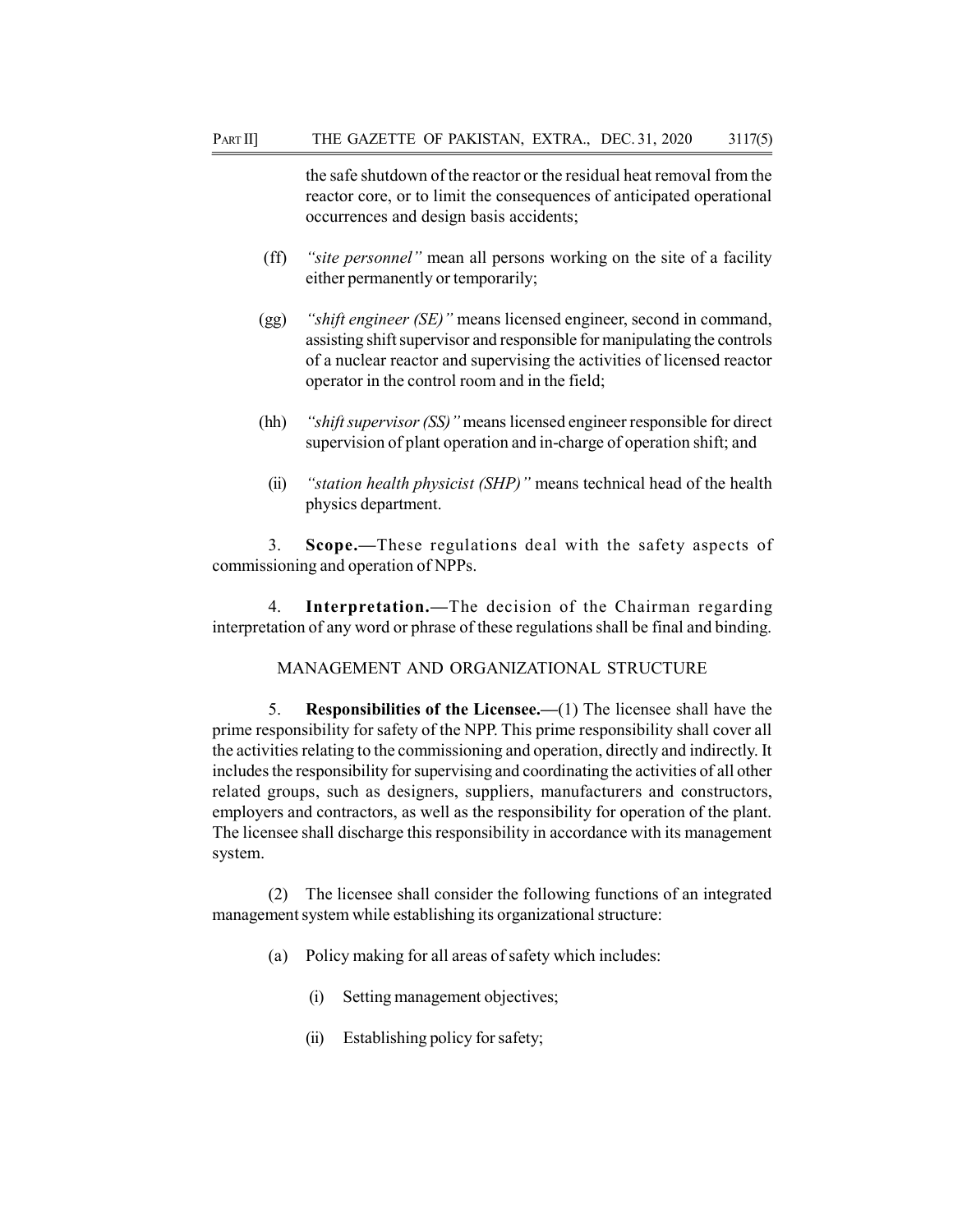the safe shutdown of the reactor or the residual heat removal from the reactor core, or to limit the consequences of anticipated operational occurrences and design basis accidents;

(ff) *"site personnel"* mean all persons working on the site of a facility either permanently or temporarily;

(gg) *"shift engineer (SE)"* means licensed engineer, second in command, assisting shift supervisor and responsible for manipulating the controls of a nuclear reactor and supervising the activities of licensed reactor operator in the control room and in the field;

(hh) *"shift supervisor (SS)"* means licensed engineer responsible for direct supervision of plant operation and in-charge of operation shift; and

(ii) *"station health physicist (SHP)"* means technical head of the health physics department.

3. **Scope.—**These regulations deal with the safety aspects of commissioning and operation of NPPs.

4. **Interpretation.—**The decision of the Chairman regarding interpretation of any word or phrase of these regulations shall be final and binding.

## MANAGEMENT AND ORGANIZATIONAL STRUCTURE

5. **Responsibilities of the Licensee.—**(1) The licensee shall have the prime responsibility for safety of the NPP. This prime responsibility shall cover all the activities relating to the commissioning and operation, directly and indirectly. It includes the responsibility for supervising and coordinating the activities of all other related groups, such as designers, suppliers, manufacturers and constructors, employers and contractors, as well as the responsibility for operation of the plant. The licensee shall discharge this responsibility in accordance with its management system.

(2) The licensee shall consider the following functions of an integrated management system while establishing its organizational structure:

(a) Policy making for all areas of safety which includes:

(i) Setting management objectives;

(ii) Establishing policy for safety;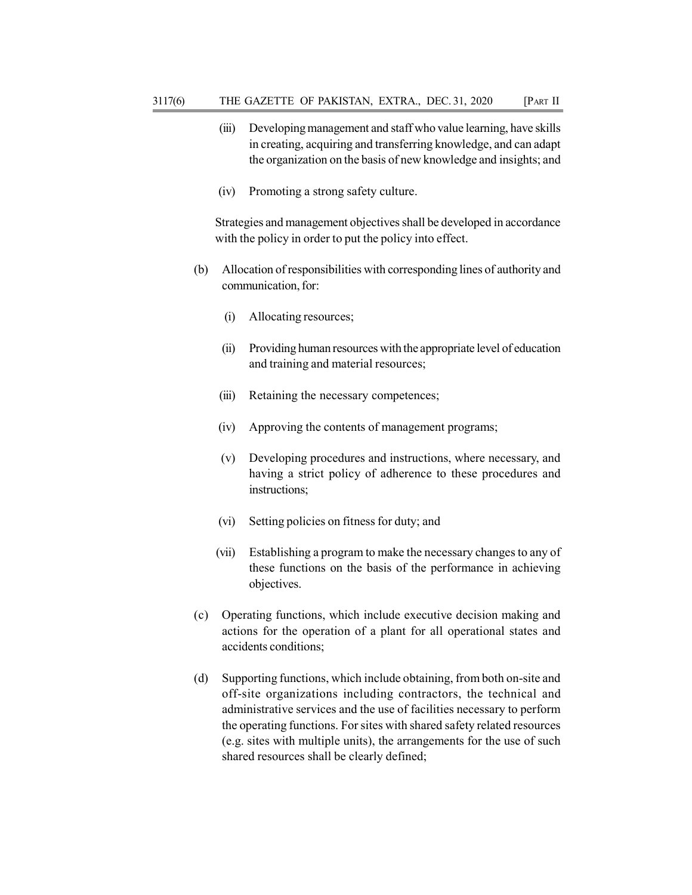(iii) Developing management and staff who value learning, have skills in creating, acquiring and transferring knowledge, and can adapt the organization on the basis of new knowledge and insights; and

(iv) Promoting a strong safety culture.

Strategies and management objectives shall be developed in accordance with the policy in order to put the policy into effect.

(b) Allocation of responsibilities with corresponding lines of authority and communication, for:

(i) Allocating resources;

(ii) Providing human resources with the appropriate level of education and training and material resources;

(iii) Retaining the necessary competences;

(iv) Approving the contents of management programs;

(v) Developing procedures and instructions, where necessary, and having a strict policy of adherence to these procedures and instructions;

(vi) Setting policies on fitness for duty; and

(vii) Establishing a program to make the necessary changes to any of these functions on the basis of the performance in achieving objectives.

(c) Operating functions, which include executive decision making and actions for the operation of a plant for all operational states and accidents conditions;

(d) Supporting functions, which include obtaining, from both on-site and off-site organizations including contractors, the technical and administrative services and the use of facilities necessary to perform the operating functions. For sites with shared safety related resources (e.g. sites with multiple units), the arrangements for the use of such shared resources shall be clearly defined;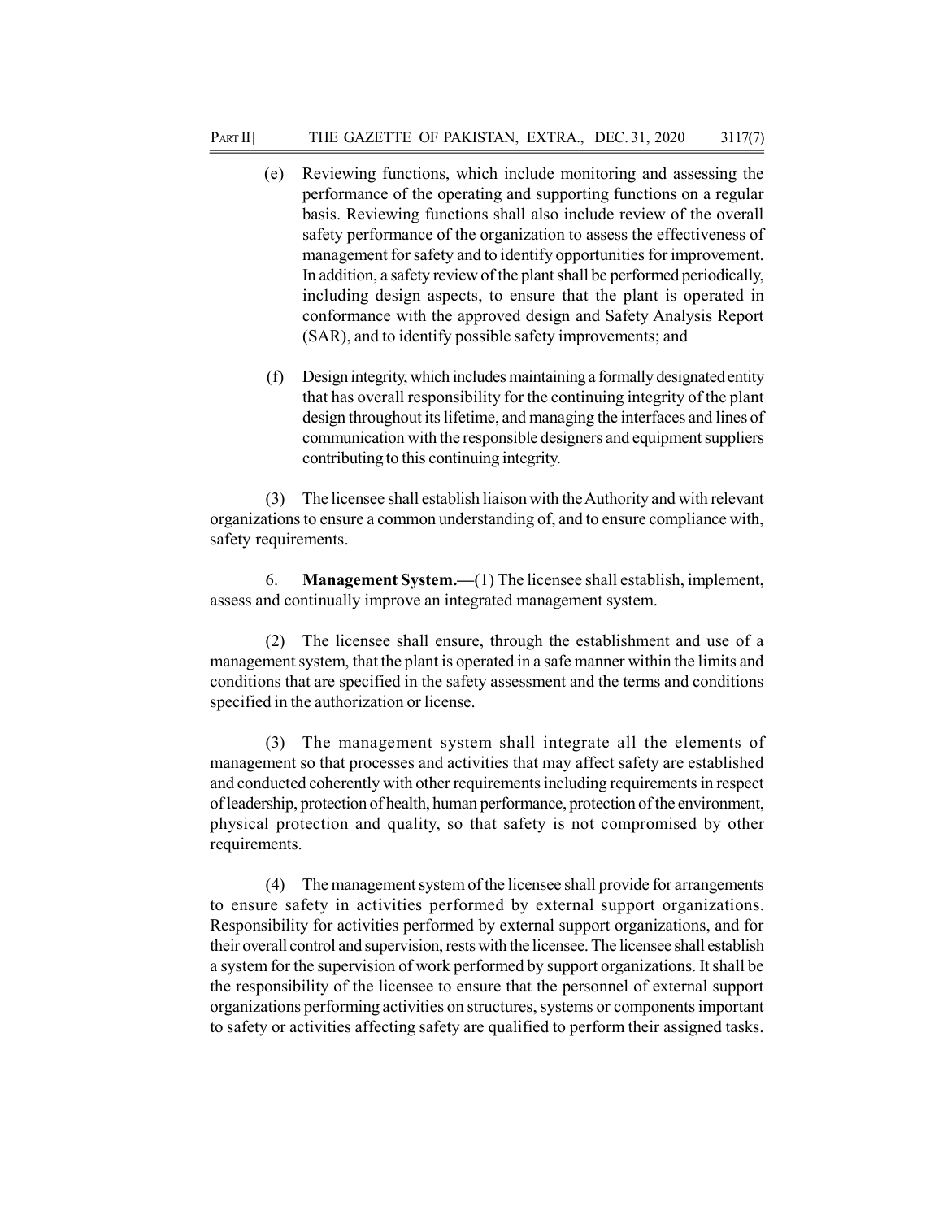(e) Reviewing functions, which include monitoring and assessing the performance of the operating and supporting functions on a regular basis. Reviewing functions shall also include review of the overall safety performance of the organization to assess the effectiveness of management for safety and to identify opportunities for improvement. In addition, a safety review of the plant shall be performed periodically, including design aspects, to ensure that the plant is operated in conformance with the approved design and Safety Analysis Report (SAR), and to identify possible safety improvements; and

(f) Design integrity, which includes maintaining a formally designated entity that has overall responsibility for the continuing integrity of the plant design throughout its lifetime, and managing the interfaces and lines of communication with the responsible designers and equipment suppliers contributing to this continuing integrity.

(3) The licensee shall establish liaison with the Authority and with relevant organizations to ensure a common understanding of, and to ensure compliance with, safety requirements.

6. **Management System.—**(1) The licensee shall establish, implement, assess and continually improve an integrated management system.

(2) The licensee shall ensure, through the establishment and use of a management system, that the plant is operated in a safe manner within the limits and conditions that are specified in the safety assessment and the terms and conditions specified in the authorization or license.

(3) The management system shall integrate all the elements of management so that processes and activities that may affect safety are established and conducted coherently with other requirements including requirements in respect of leadership, protection of health, human performance, protection of the environment, physical protection and quality, so that safety is not compromised by other requirements.

(4) The management system of the licensee shall provide for arrangements to ensure safety in activities performed by external support organizations. Responsibility for activities performed by external support organizations, and for their overall control and supervision, rests with the licensee. The licensee shall establish a system for the supervision of work performed by support organizations. It shall be the responsibility of the licensee to ensure that the personnel of external support organizations performing activities on structures, systems or components important to safety or activities affecting safety are qualified to perform their assigned tasks.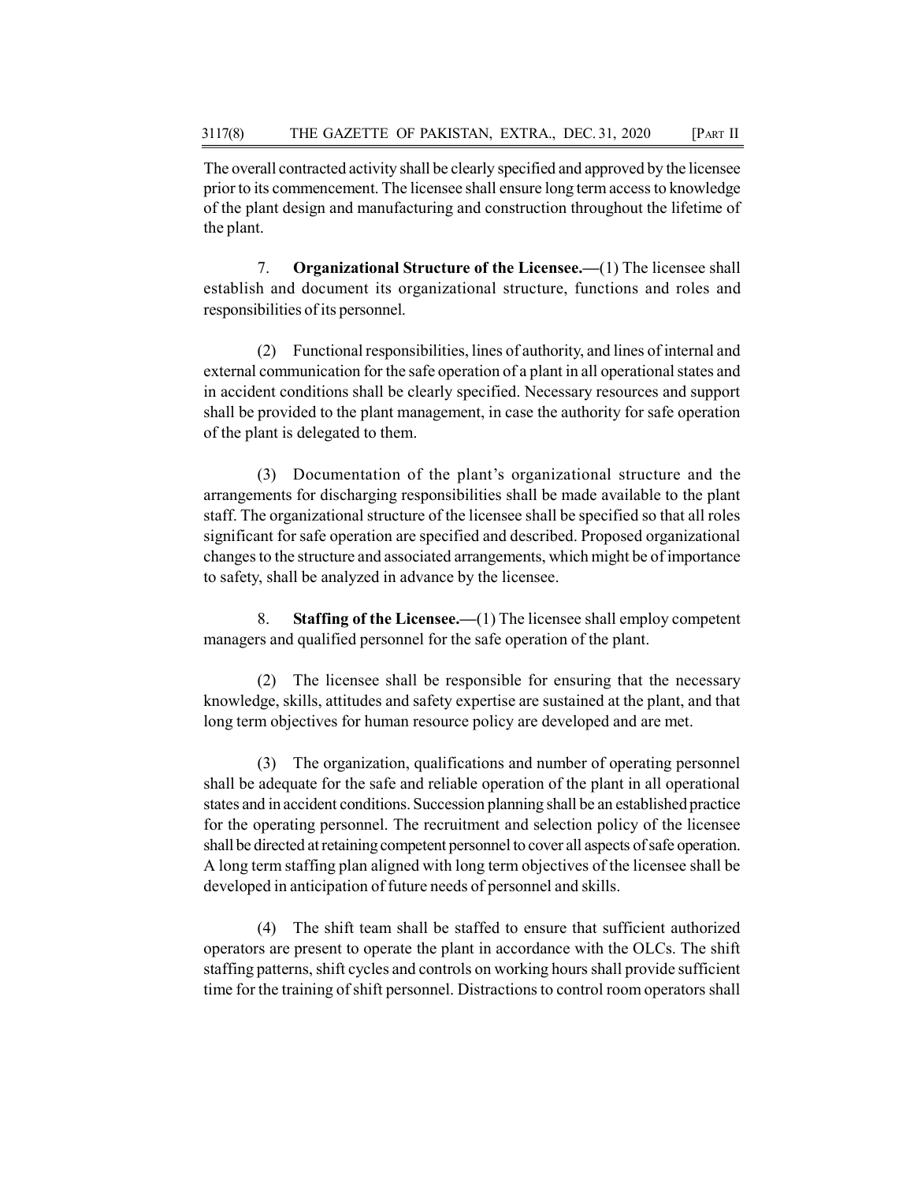The overall contracted activity shall be clearly specified and approved by the licensee prior to its commencement. The licensee shall ensure long term access to knowledge of the plant design and manufacturing and construction throughout the lifetime of the plant.

7. **Organizational Structure of the Licensee.—**(1) The licensee shall establish and document its organizational structure, functions and roles and responsibilities of its personnel.

(2) Functional responsibilities, lines of authority, and lines of internal and external communication for the safe operation of a plant in all operational states and in accident conditions shall be clearly specified. Necessary resources and support shall be provided to the plant management, in case the authority for safe operation of the plant is delegated to them.

(3) Documentation of the plant's organizational structure and the arrangements for discharging responsibilities shall be made available to the plant staff. The organizational structure of the licensee shall be specified so that all roles significant for safe operation are specified and described. Proposed organizational changes to the structure and associated arrangements, which might be of importance to safety, shall be analyzed in advance by the licensee.

8. **Staffing of the Licensee.—**(1) The licensee shall employ competent managers and qualified personnel for the safe operation of the plant.

(2) The licensee shall be responsible for ensuring that the necessary knowledge, skills, attitudes and safety expertise are sustained at the plant, and that long term objectives for human resource policy are developed and are met.

(3) The organization, qualifications and number of operating personnel shall be adequate for the safe and reliable operation of the plant in all operational states and in accident conditions. Succession planning shall be an established practice for the operating personnel. The recruitment and selection policy of the licensee shall be directed at retaining competent personnel to cover all aspects of safe operation. A long term staffing plan aligned with long term objectives of the licensee shall be developed in anticipation of future needs of personnel and skills.

(4) The shift team shall be staffed to ensure that sufficient authorized operators are present to operate the plant in accordance with the OLCs. The shift staffing patterns, shift cycles and controls on working hours shall provide sufficient time for the training of shift personnel. Distractions to control room operators shall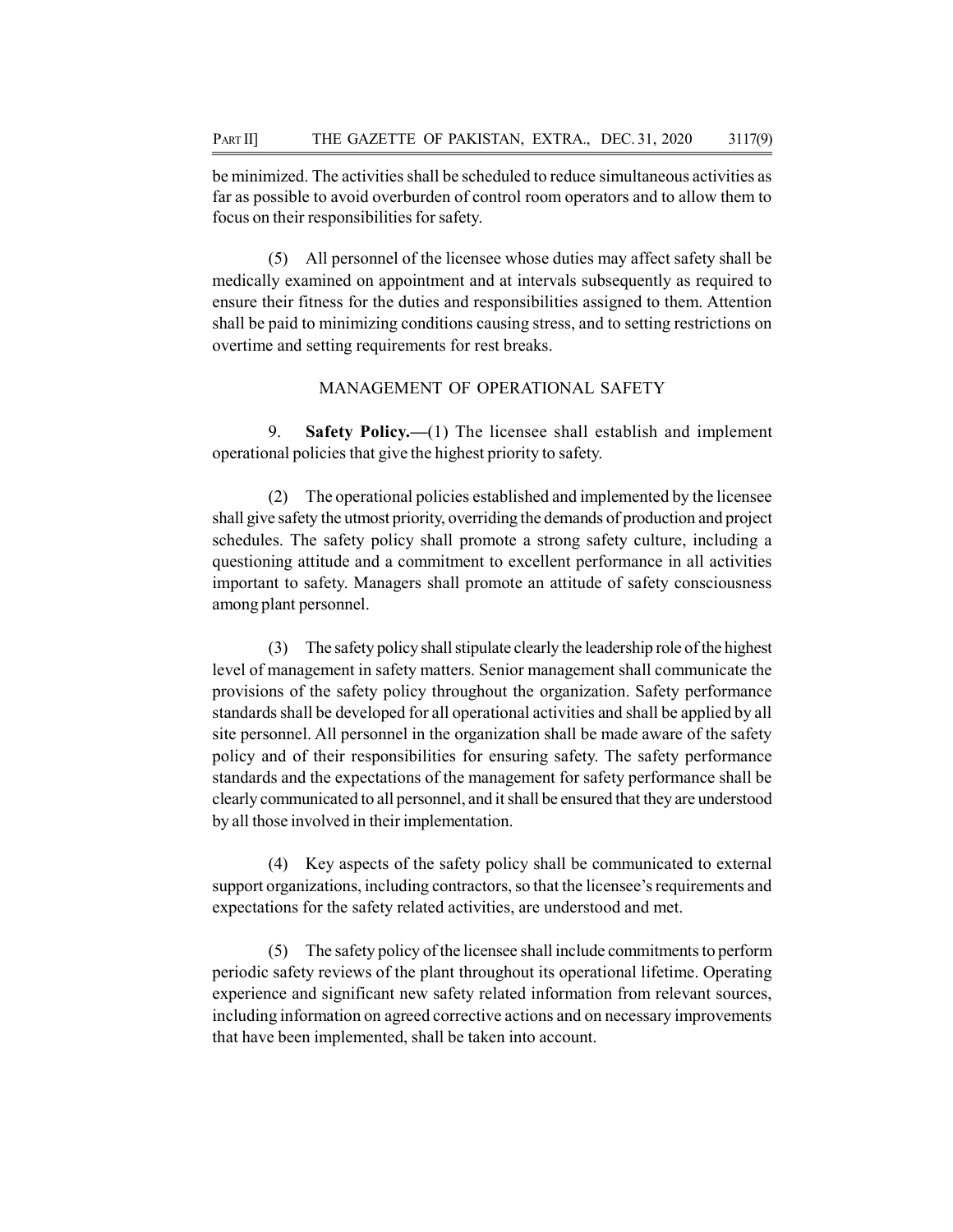be minimized. The activities shall be scheduled to reduce simultaneous activities as far as possible to avoid overburden of control room operators and to allow them to focus on their responsibilities for safety.

(5) All personnel of the licensee whose duties may affect safety shall be medically examined on appointment and at intervals subsequently as required to ensure their fitness for the duties and responsibilities assigned to them. Attention shall be paid to minimizing conditions causing stress, and to setting restrictions on overtime and setting requirements for rest breaks.

## MANAGEMENT OF OPERATIONAL SAFETY

9. **Safety Policy.—**(1) The licensee shall establish and implement operational policies that give the highest priority to safety.

(2) The operational policies established and implemented by the licensee shall give safety the utmost priority, overriding the demands of production and project schedules. The safety policy shall promote a strong safety culture, including a questioning attitude and a commitment to excellent performance in all activities important to safety. Managers shall promote an attitude of safety consciousness among plant personnel.

(3) The safety policy shall stipulate clearly the leadership role of the highest level of management in safety matters. Senior management shall communicate the provisions of the safety policy throughout the organization. Safety performance standards shall be developed for all operational activities and shall be applied by all site personnel. All personnel in the organization shall be made aware of the safety policy and of their responsibilities for ensuring safety. The safety performance standards and the expectations of the management for safety performance shall be clearly communicated to all personnel, and it shall be ensured that they are understood by all those involved in their implementation.

(4) Key aspects of the safety policy shall be communicated to external support organizations, including contractors, so that the licensee's requirements and expectations for the safety related activities, are understood and met.

(5) The safety policy of the licensee shall include commitments to perform periodic safety reviews of the plant throughout its operational lifetime. Operating experience and significant new safety related information from relevant sources, including information on agreed corrective actions and on necessary improvements that have been implemented, shall be taken into account.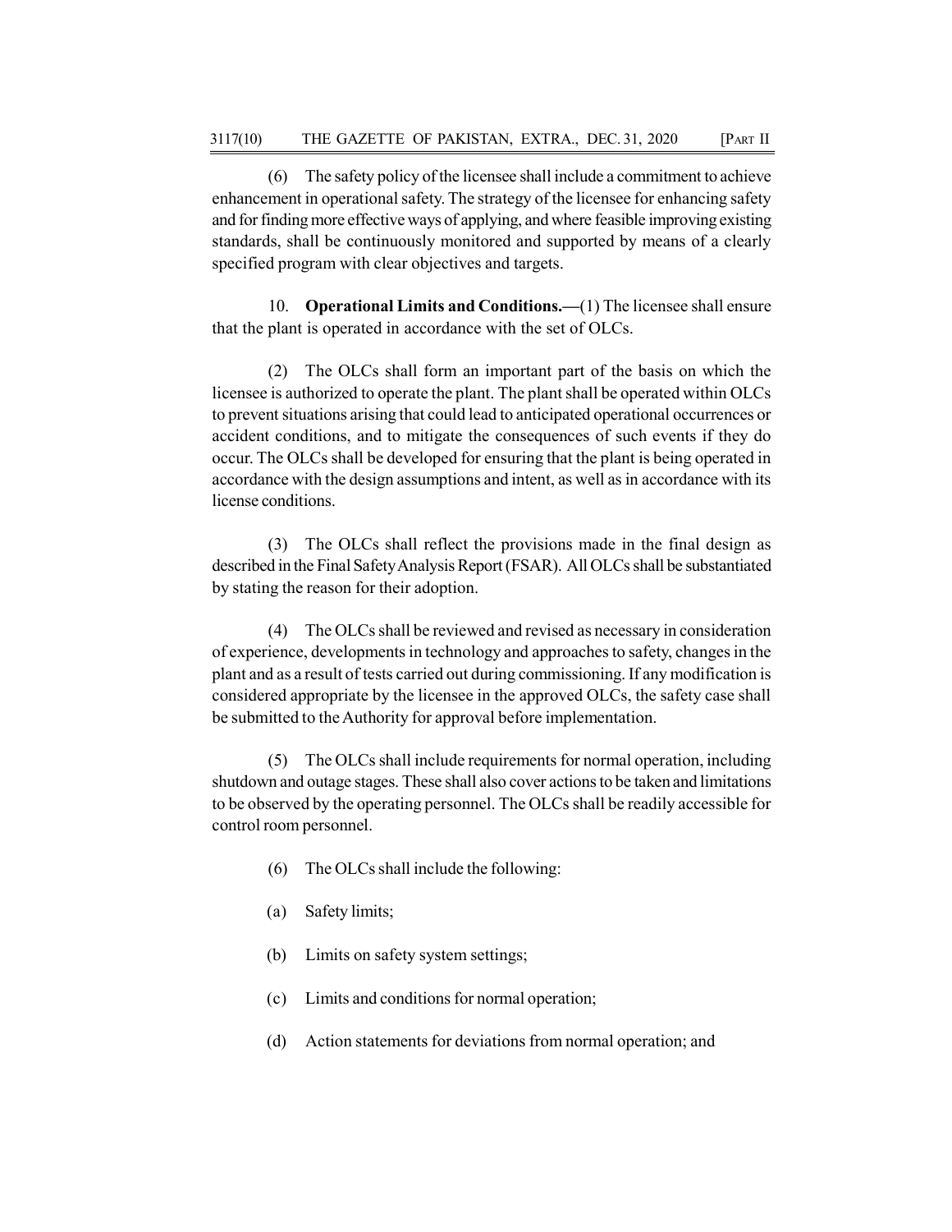(6) The safety policy of the licensee shall include a commitment to achieve enhancement in operational safety. The strategy of the licensee for enhancing safety and for finding more effective ways of applying, and where feasible improving existing standards, shall be continuously monitored and supported by means of a clearly specified program with clear objectives and targets.

10. **Operational Limits and Conditions.—**(1) The licensee shall ensure that the plant is operated in accordance with the set of OLCs.

(2) The OLCs shall form an important part of the basis on which the licensee is authorized to operate the plant. The plant shall be operated within OLCs to prevent situations arising that could lead to anticipated operational occurrences or accident conditions, and to mitigate the consequences of such events if they do occur. The OLCs shall be developed for ensuring that the plant is being operated in accordance with the design assumptions and intent, as well as in accordance with its license conditions.

(3) The OLCs shall reflect the provisions made in the final design as described in the Final Safety Analysis Report (FSAR). All OLCs shall be substantiated by stating the reason for their adoption.

(4) The OLCs shall be reviewed and revised as necessary in consideration of experience, developments in technology and approaches to safety, changes in the plant and as a result of tests carried out during commissioning. If any modification is considered appropriate by the licensee in the approved OLCs, the safety case shall be submitted to the Authority for approval before implementation.

(5) The OLCs shall include requirements for normal operation, including shutdown and outage stages. These shall also cover actions to be taken and limitations to be observed by the operating personnel. The OLCs shall be readily accessible for control room personnel.

(6) The OLCs shall include the following:

(a) Safety limits;

(b) Limits on safety system settings;

(c) Limits and conditions for normal operation;

(d) Action statements for deviations from normal operation; and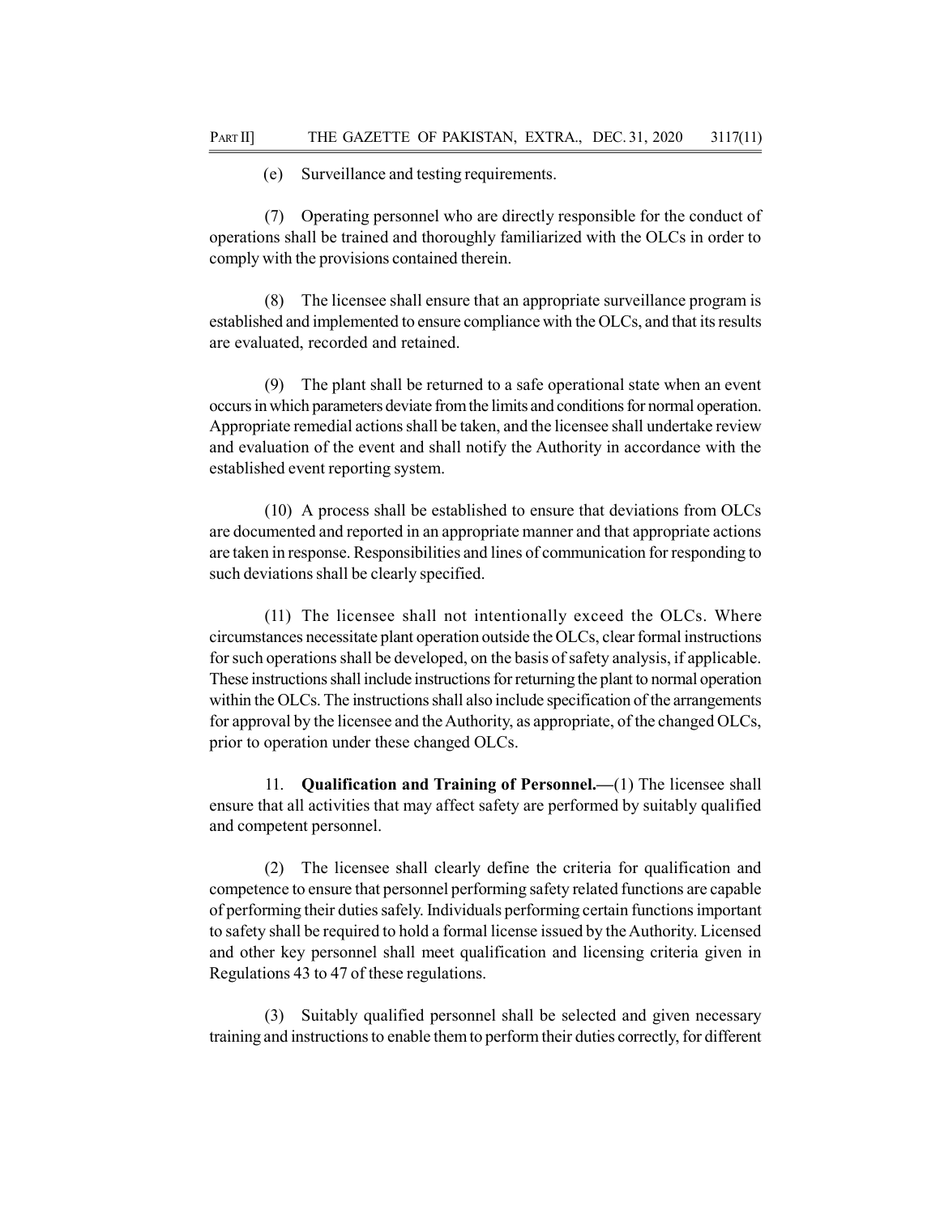(e) Surveillance and testing requirements.

(7) Operating personnel who are directly responsible for the conduct of operations shall be trained and thoroughly familiarized with the OLCs in order to comply with the provisions contained therein.

(8) The licensee shall ensure that an appropriate surveillance program is established and implemented to ensure compliance with the OLCs, and that its results are evaluated, recorded and retained.

(9) The plant shall be returned to a safe operational state when an event occurs in which parameters deviate from the limits and conditions for normal operation. Appropriate remedial actions shall be taken, and the licensee shall undertake review and evaluation of the event and shall notify the Authority in accordance with the established event reporting system.

(10) A process shall be established to ensure that deviations from OLCs are documented and reported in an appropriate manner and that appropriate actions are taken in response. Responsibilities and lines of communication for responding to such deviations shall be clearly specified.

(11) The licensee shall not intentionally exceed the OLCs. Where circumstances necessitate plant operation outside the OLCs, clear formal instructions for such operations shall be developed, on the basis of safety analysis, if applicable. These instructions shall include instructions for returning the plant to normal operation within the OLCs. The instructions shall also include specification of the arrangements for approval by the licensee and the Authority, as appropriate, of the changed OLCs, prior to operation under these changed OLCs.

11. **Qualification and Training of Personnel.—**(1) The licensee shall ensure that all activities that may affect safety are performed by suitably qualified and competent personnel.

(2) The licensee shall clearly define the criteria for qualification and competence to ensure that personnel performing safety related functions are capable of performing their duties safely. Individuals performing certain functions important to safety shall be required to hold a formal license issued by the Authority. Licensed and other key personnel shall meet qualification and licensing criteria given in Regulations 43 to 47 of these regulations.

(3) Suitably qualified personnel shall be selected and given necessary training and instructions to enable them to perform their duties correctly, for different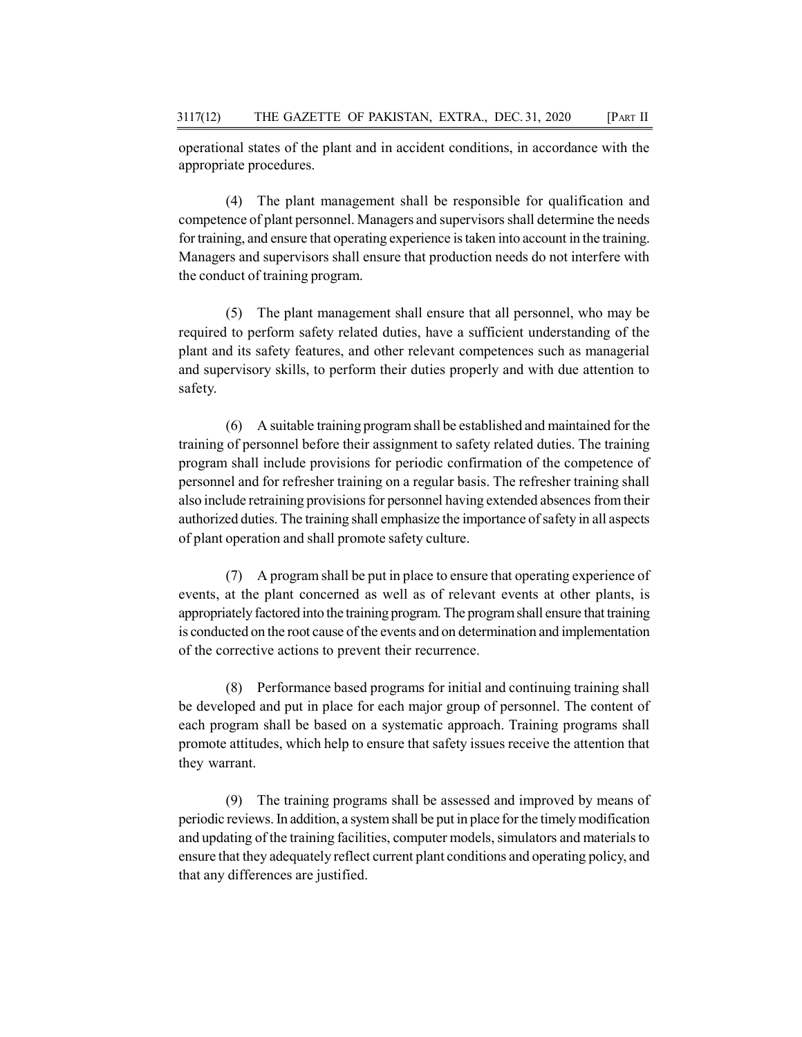operational states of the plant and in accident conditions, in accordance with the appropriate procedures.

(4) The plant management shall be responsible for qualification and competence of plant personnel. Managers and supervisors shall determine the needs for training, and ensure that operating experience is taken into account in the training. Managers and supervisors shall ensure that production needs do not interfere with the conduct of training program.

(5) The plant management shall ensure that all personnel, who may be required to perform safety related duties, have a sufficient understanding of the plant and its safety features, and other relevant competences such as managerial and supervisory skills, to perform their duties properly and with due attention to safety.

(6) A suitable training program shall be established and maintained for the training of personnel before their assignment to safety related duties. The training program shall include provisions for periodic confirmation of the competence of personnel and for refresher training on a regular basis. The refresher training shall also include retraining provisions for personnel having extended absences from their authorized duties. The training shall emphasize the importance of safety in all aspects of plant operation and shall promote safety culture.

(7) A program shall be put in place to ensure that operating experience of events, at the plant concerned as well as of relevant events at other plants, is appropriately factored into the training program. The program shall ensure that training is conducted on the root cause of the events and on determination and implementation of the corrective actions to prevent their recurrence.

(8) Performance based programs for initial and continuing training shall be developed and put in place for each major group of personnel. The content of each program shall be based on a systematic approach. Training programs shall promote attitudes, which help to ensure that safety issues receive the attention that they warrant.

(9) The training programs shall be assessed and improved by means of periodic reviews. In addition, a system shall be put in place for the timely modification and updating of the training facilities, computer models, simulators and materials to ensure that they adequately reflect current plant conditions and operating policy, and that any differences are justified.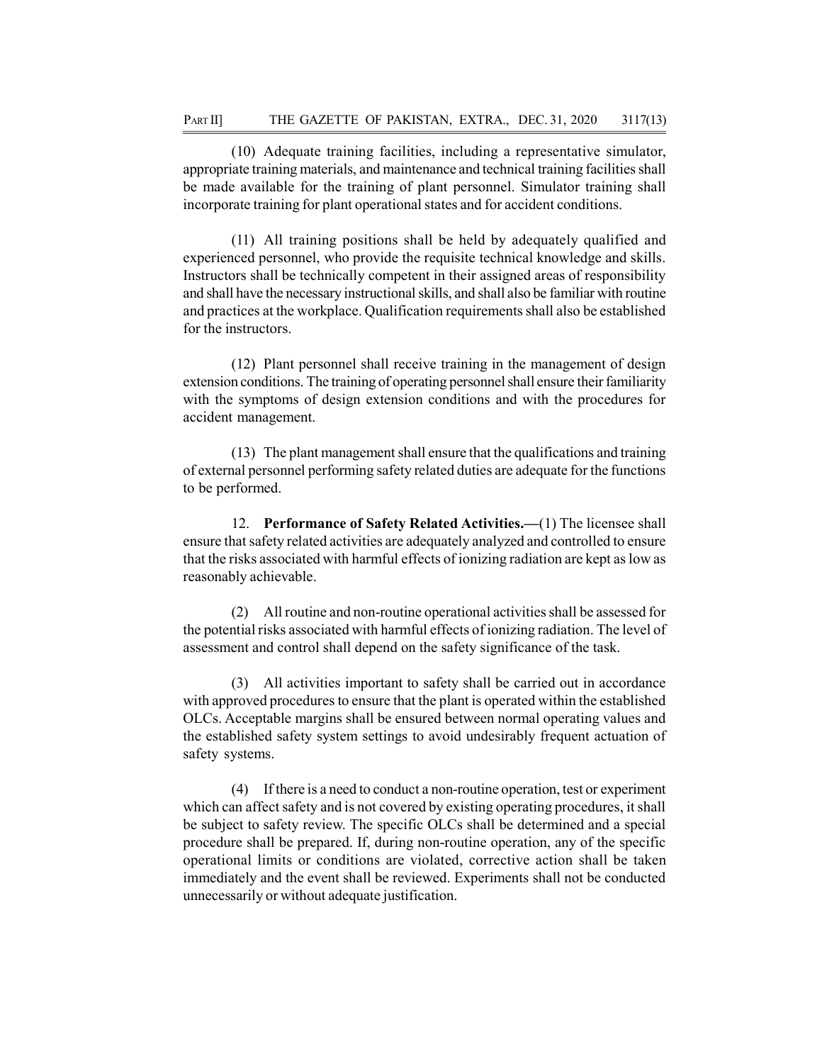(10) Adequate training facilities, including a representative simulator, appropriate training materials, and maintenance and technical training facilities shall be made available for the training of plant personnel. Simulator training shall incorporate training for plant operational states and for accident conditions.

(11) All training positions shall be held by adequately qualified and experienced personnel, who provide the requisite technical knowledge and skills. Instructors shall be technically competent in their assigned areas of responsibility and shall have the necessary instructional skills, and shall also be familiar with routine and practices at the workplace. Qualification requirements shall also be established for the instructors.

(12) Plant personnel shall receive training in the management of design extension conditions. The training of operating personnel shall ensure their familiarity with the symptoms of design extension conditions and with the procedures for accident management.

(13) The plant management shall ensure that the qualifications and training of external personnel performing safety related duties are adequate for the functions to be performed.

12. **Performance of Safety Related Activities.—**(1) The licensee shall ensure that safety related activities are adequately analyzed and controlled to ensure that the risks associated with harmful effects of ionizing radiation are kept as low as reasonably achievable.

(2) All routine and non-routine operational activities shall be assessed for the potential risks associated with harmful effects of ionizing radiation. The level of assessment and control shall depend on the safety significance of the task.

(3) All activities important to safety shall be carried out in accordance with approved procedures to ensure that the plant is operated within the established OLCs. Acceptable margins shall be ensured between normal operating values and the established safety system settings to avoid undesirably frequent actuation of safety systems.

(4) If there is a need to conduct a non-routine operation, test or experiment which can affect safety and is not covered by existing operating procedures, it shall be subject to safety review. The specific OLCs shall be determined and a special procedure shall be prepared. If, during non-routine operation, any of the specific operational limits or conditions are violated, corrective action shall be taken immediately and the event shall be reviewed. Experiments shall not be conducted unnecessarily or without adequate justification.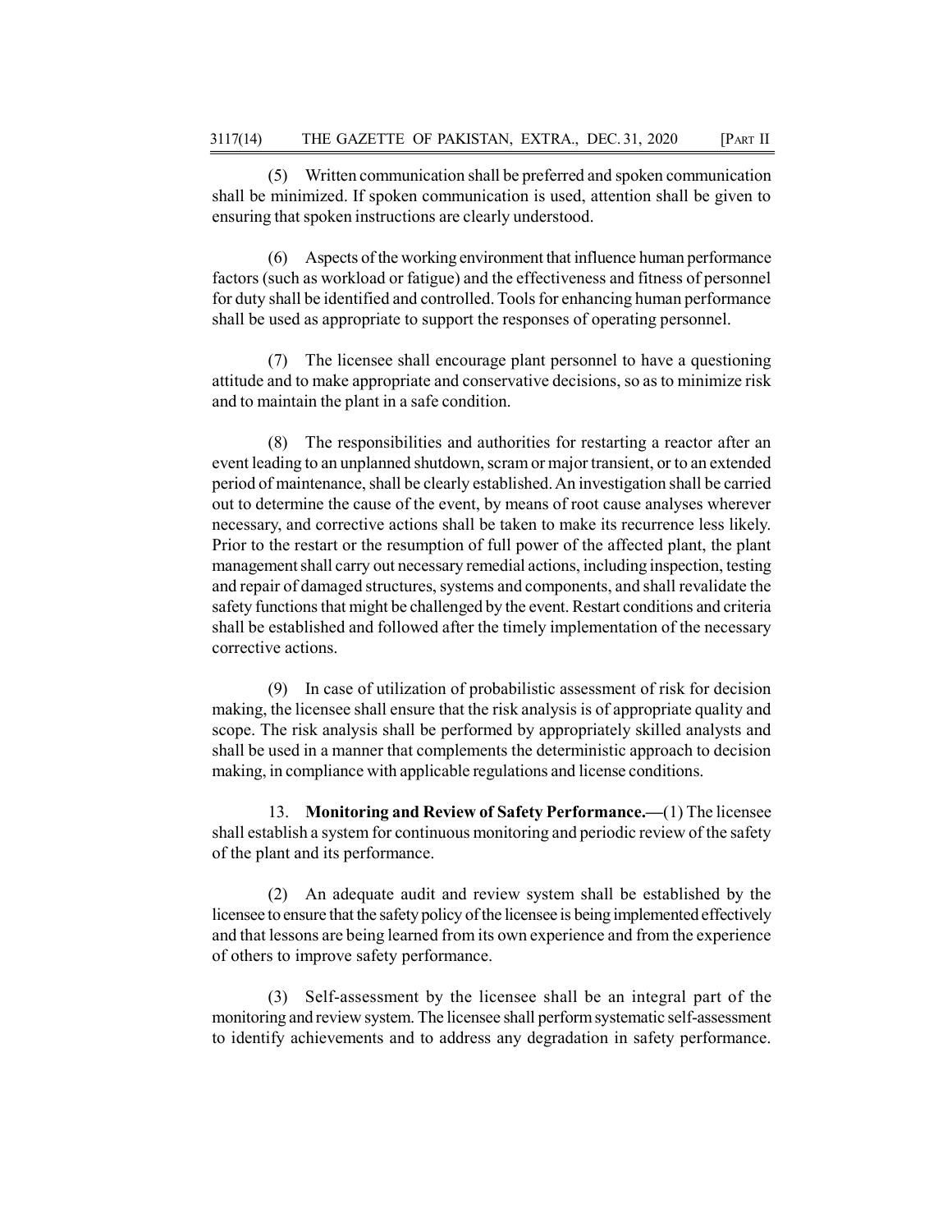(5) Written communication shall be preferred and spoken communication shall be minimized. If spoken communication is used, attention shall be given to ensuring that spoken instructions are clearly understood.

(6) Aspects of the working environment that influence human performance factors (such as workload or fatigue) and the effectiveness and fitness of personnel for duty shall be identified and controlled. Tools for enhancing human performance shall be used as appropriate to support the responses of operating personnel.

(7) The licensee shall encourage plant personnel to have a questioning attitude and to make appropriate and conservative decisions, so as to minimize risk and to maintain the plant in a safe condition.

(8) The responsibilities and authorities for restarting a reactor after an event leading to an unplanned shutdown, scram or major transient, or to an extended period of maintenance, shall be clearly established. An investigation shall be carried out to determine the cause of the event, by means of root cause analyses wherever necessary, and corrective actions shall be taken to make its recurrence less likely. Prior to the restart or the resumption of full power of the affected plant, the plant management shall carry out necessary remedial actions, including inspection, testing and repair of damaged structures, systems and components, and shall revalidate the safety functions that might be challenged by the event. Restart conditions and criteria shall be established and followed after the timely implementation of the necessary corrective actions.

(9) In case of utilization of probabilistic assessment of risk for decision making, the licensee shall ensure that the risk analysis is of appropriate quality and scope. The risk analysis shall be performed by appropriately skilled analysts and shall be used in a manner that complements the deterministic approach to decision making, in compliance with applicable regulations and license conditions.

13. **Monitoring and Review of Safety Performance.—**(1) The licensee shall establish a system for continuous monitoring and periodic review of the safety of the plant and its performance.

(2) An adequate audit and review system shall be established by the licensee to ensure that the safety policy of the licensee is being implemented effectively and that lessons are being learned from its own experience and from the experience of others to improve safety performance.

(3) Self-assessment by the licensee shall be an integral part of the monitoring and review system. The licensee shall perform systematic self-assessment to identify achievements and to address any degradation in safety performance.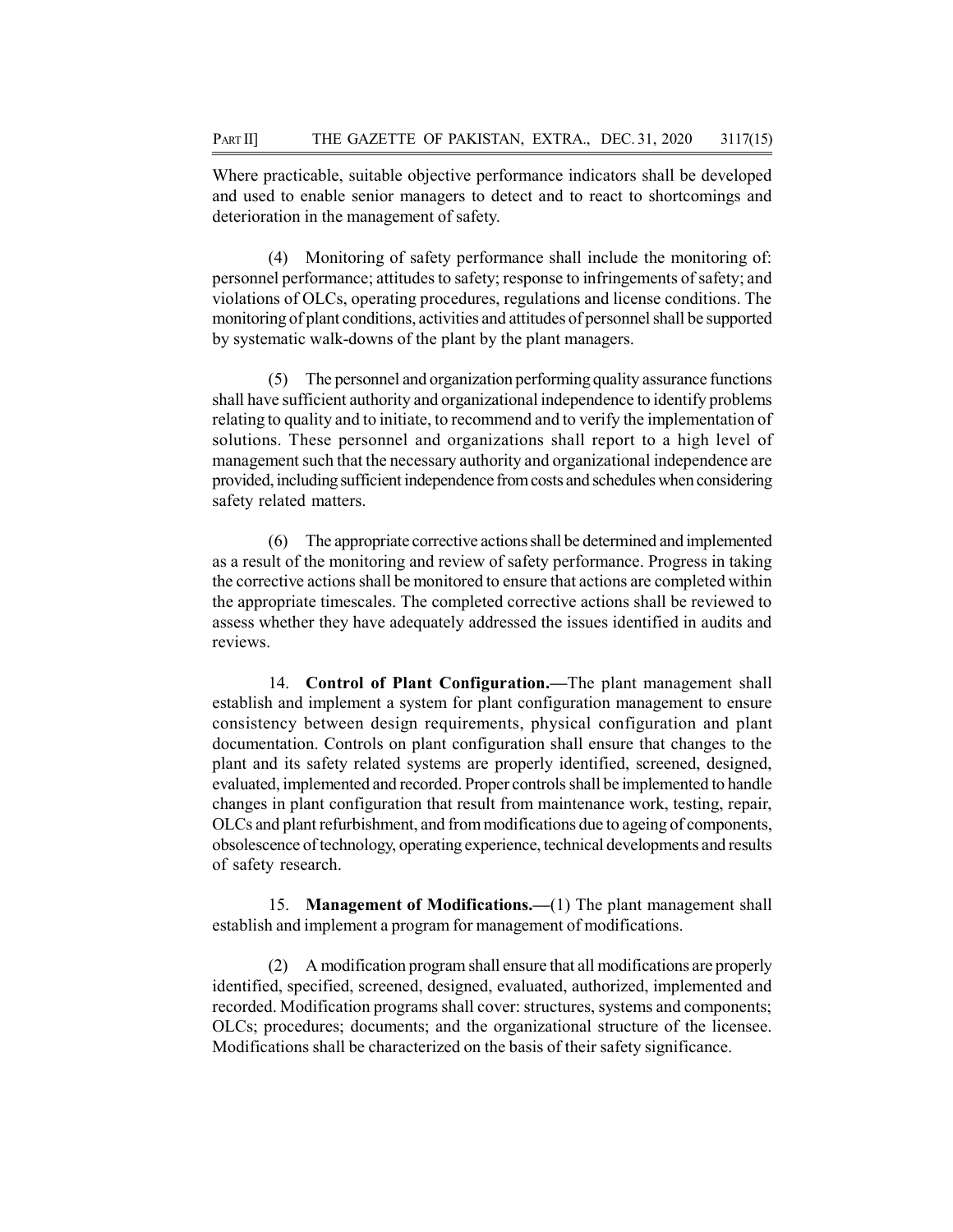Where practicable, suitable objective performance indicators shall be developed and used to enable senior managers to detect and to react to shortcomings and deterioration in the management of safety.

(4) Monitoring of safety performance shall include the monitoring of: personnel performance; attitudes to safety; response to infringements of safety; and violations of OLCs, operating procedures, regulations and license conditions. The monitoring of plant conditions, activities and attitudes of personnel shall be supported by systematic walk-downs of the plant by the plant managers.

(5) The personnel and organization performing quality assurance functions shall have sufficient authority and organizational independence to identify problems relating to quality and to initiate, to recommend and to verify the implementation of solutions. These personnel and organizations shall report to a high level of management such that the necessary authority and organizational independence are provided, including sufficient independence from costs and schedules when considering safety related matters.

(6) The appropriate corrective actions shall be determined and implemented as a result of the monitoring and review of safety performance. Progress in taking the corrective actions shall be monitored to ensure that actions are completed within the appropriate timescales. The completed corrective actions shall be reviewed to assess whether they have adequately addressed the issues identified in audits and reviews.

14. **Control of Plant Configuration.—**The plant management shall establish and implement a system for plant configuration management to ensure consistency between design requirements, physical configuration and plant documentation. Controls on plant configuration shall ensure that changes to the plant and its safety related systems are properly identified, screened, designed, evaluated, implemented and recorded. Proper controls shall be implemented to handle changes in plant configuration that result from maintenance work, testing, repair, OLCs and plant refurbishment, and from modifications due to ageing of components, obsolescence of technology, operating experience, technical developments and results of safety research.

15. **Management of Modifications.—**(1) The plant management shall establish and implement a program for management of modifications.

(2) A modification program shall ensure that all modifications are properly identified, specified, screened, designed, evaluated, authorized, implemented and recorded. Modification programs shall cover: structures, systems and components; OLCs; procedures; documents; and the organizational structure of the licensee. Modifications shall be characterized on the basis of their safety significance.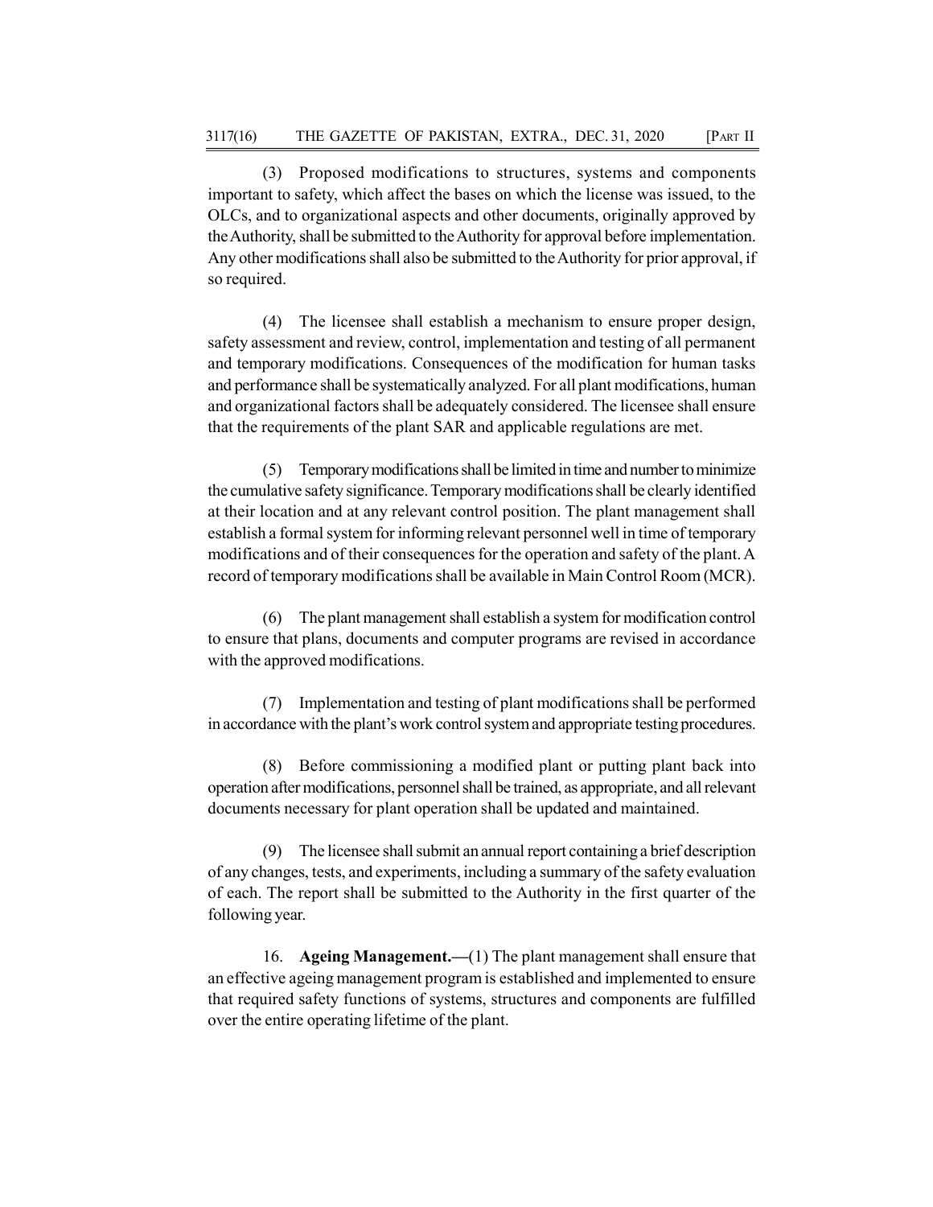(3) Proposed modifications to structures, systems and components important to safety, which affect the bases on which the license was issued, to the OLCs, and to organizational aspects and other documents, originally approved by the Authority, shall be submitted to the Authority for approval before implementation. Any other modifications shall also be submitted to the Authority for prior approval, if so required.

(4) The licensee shall establish a mechanism to ensure proper design, safety assessment and review, control, implementation and testing of all permanent and temporary modifications. Consequences of the modification for human tasks and performance shall be systematically analyzed. For all plant modifications, human and organizational factors shall be adequately considered. The licensee shall ensure that the requirements of the plant SAR and applicable regulations are met.

(5) Temporary modifications shall be limited in time and number to minimize the cumulative safety significance. Temporary modifications shall be clearly identified at their location and at any relevant control position. The plant management shall establish a formal system for informing relevant personnel well in time of temporary modifications and of their consequences for the operation and safety of the plant. A record of temporary modifications shall be available in Main Control Room (MCR).

(6) The plant management shall establish a system for modification control to ensure that plans, documents and computer programs are revised in accordance with the approved modifications.

(7) Implementation and testing of plant modifications shall be performed in accordance with the plant's work control system and appropriate testing procedures.

(8) Before commissioning a modified plant or putting plant back into operation after modifications, personnel shall be trained, as appropriate, and all relevant documents necessary for plant operation shall be updated and maintained.

(9) The licensee shall submit an annual report containing a brief description of any changes, tests, and experiments, including a summary of the safety evaluation of each. The report shall be submitted to the Authority in the first quarter of the following year.

16. **Ageing Management.—**(1) The plant management shall ensure that an effective ageing management program is established and implemented to ensure that required safety functions of systems, structures and components are fulfilled over the entire operating lifetime of the plant.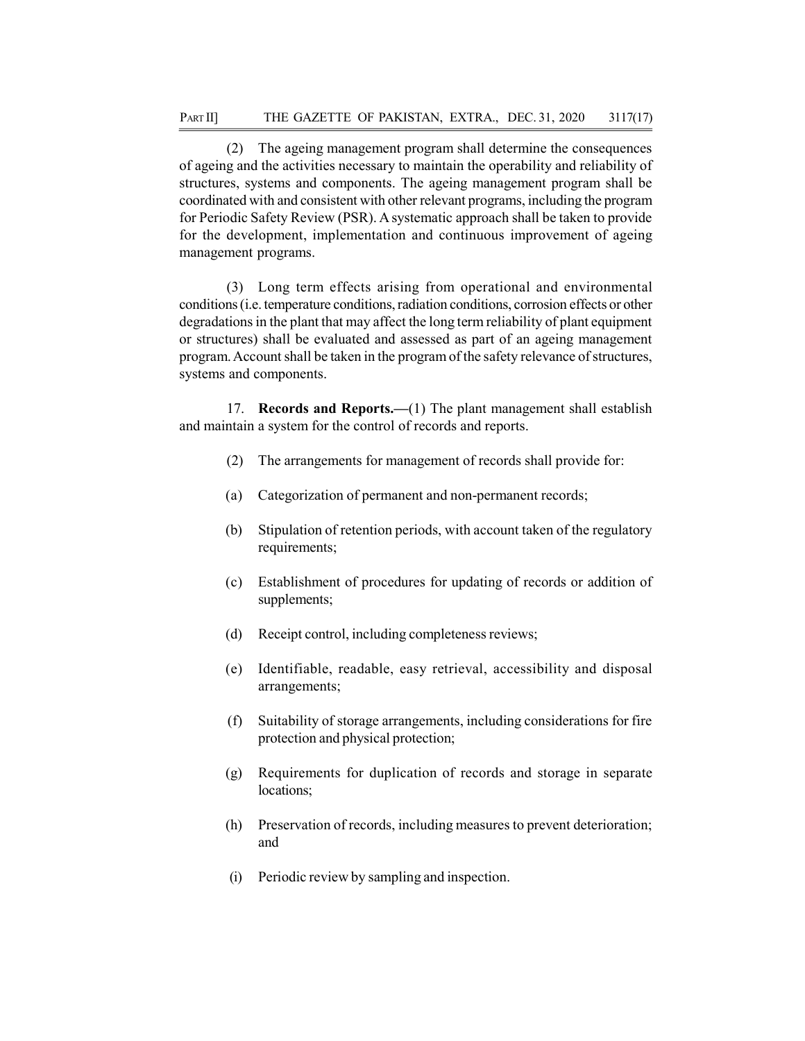(2) The ageing management program shall determine the consequences of ageing and the activities necessary to maintain the operability and reliability of structures, systems and components. The ageing management program shall be coordinated with and consistent with other relevant programs, including the program for Periodic Safety Review (PSR). A systematic approach shall be taken to provide for the development, implementation and continuous improvement of ageing management programs.

(3) Long term effects arising from operational and environmental conditions (i.e. temperature conditions, radiation conditions, corrosion effects or other degradations in the plant that may affect the long term reliability of plant equipment or structures) shall be evaluated and assessed as part of an ageing management program. Account shall be taken in the program of the safety relevance of structures, systems and components.

17. **Records and Reports.—**(1) The plant management shall establish and maintain a system for the control of records and reports.

(2) The arrangements for management of records shall provide for:

(a) Categorization of permanent and non-permanent records;

(b) Stipulation of retention periods, with account taken of the regulatory requirements;

(c) Establishment of procedures for updating of records or addition of supplements;

(d) Receipt control, including completeness reviews;

(e) Identifiable, readable, easy retrieval, accessibility and disposal arrangements;

(f) Suitability of storage arrangements, including considerations for fire protection and physical protection;

(g) Requirements for duplication of records and storage in separate locations;

(h) Preservation of records, including measures to prevent deterioration; and

(i) Periodic review by sampling and inspection.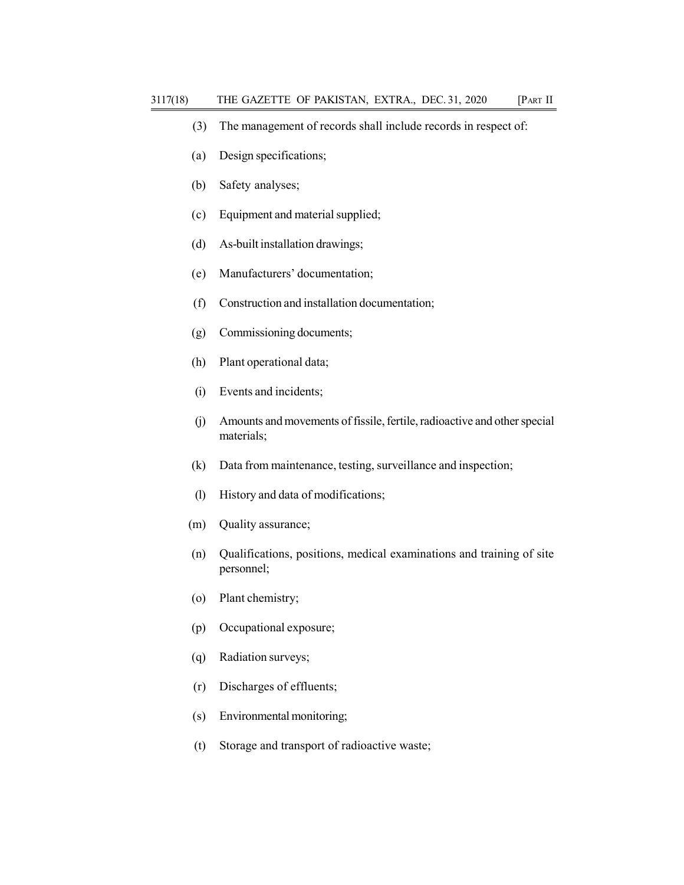(3) The management of records shall include records in respect of:

(a) Design specifications;

(b) Safety analyses;

(c) Equipment and material supplied;

(d) As-built installation drawings;

(e) Manufacturers' documentation;

(f) Construction and installation documentation;

(g) Commissioning documents;

(h) Plant operational data;

(i) Events and incidents;

(j) Amounts and movements of fissile, fertile, radioactive and other special materials;

(k) Data from maintenance, testing, surveillance and inspection;

(l) History and data of modifications;

(m) Quality assurance;

(n) Qualifications, positions, medical examinations and training of site personnel;

(o) Plant chemistry;

(p) Occupational exposure;

(q) Radiation surveys;

(r) Discharges of effluents;

(s) Environmental monitoring;

(t) Storage and transport of radioactive waste;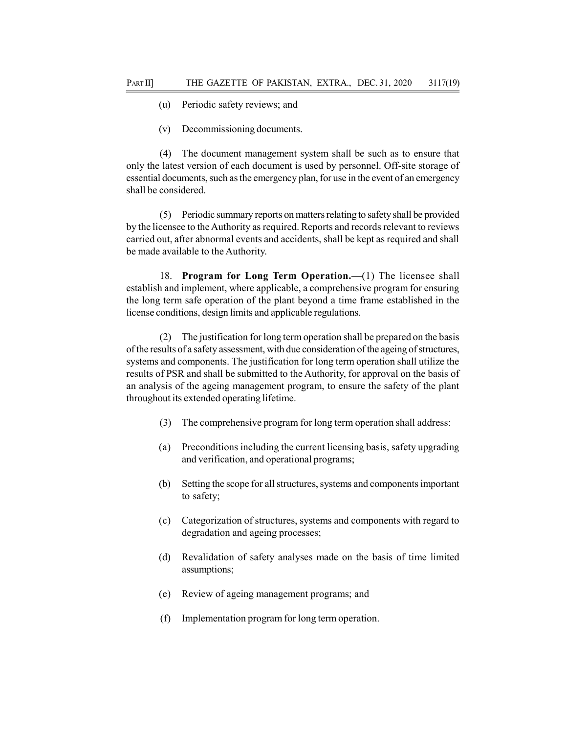(u) Periodic safety reviews; and

(v) Decommissioning documents.

(4) The document management system shall be such as to ensure that only the latest version of each document is used by personnel. Off-site storage of essential documents, such as the emergency plan, for use in the event of an emergency shall be considered.

(5) Periodic summary reports on matters relating to safety shall be provided by the licensee to the Authority as required. Reports and records relevant to reviews carried out, after abnormal events and accidents, shall be kept as required and shall be made available to the Authority.

18. **Program for Long Term Operation.**—(1) The licensee shall establish and implement, where applicable, a comprehensive program for ensuring the long term safe operation of the plant beyond a time frame established in the license conditions, design limits and applicable regulations.

(2) The justification for long term operation shall be prepared on the basis of the results of a safety assessment, with due consideration of the ageing of structures, systems and components. The justification for long term operation shall utilize the results of PSR and shall be submitted to the Authority, for approval on the basis of an analysis of the ageing management program, to ensure the safety of the plant throughout its extended operating lifetime.

(3) The comprehensive program for long term operation shall address:

(a) Preconditions including the current licensing basis, safety upgrading and verification, and operational programs;

(b) Setting the scope for all structures, systems and components important to safety;

(c) Categorization of structures, systems and components with regard to degradation and ageing processes;

(d) Revalidation of safety analyses made on the basis of time limited assumptions;

(e) Review of ageing management programs; and

(f) Implementation program for long term operation.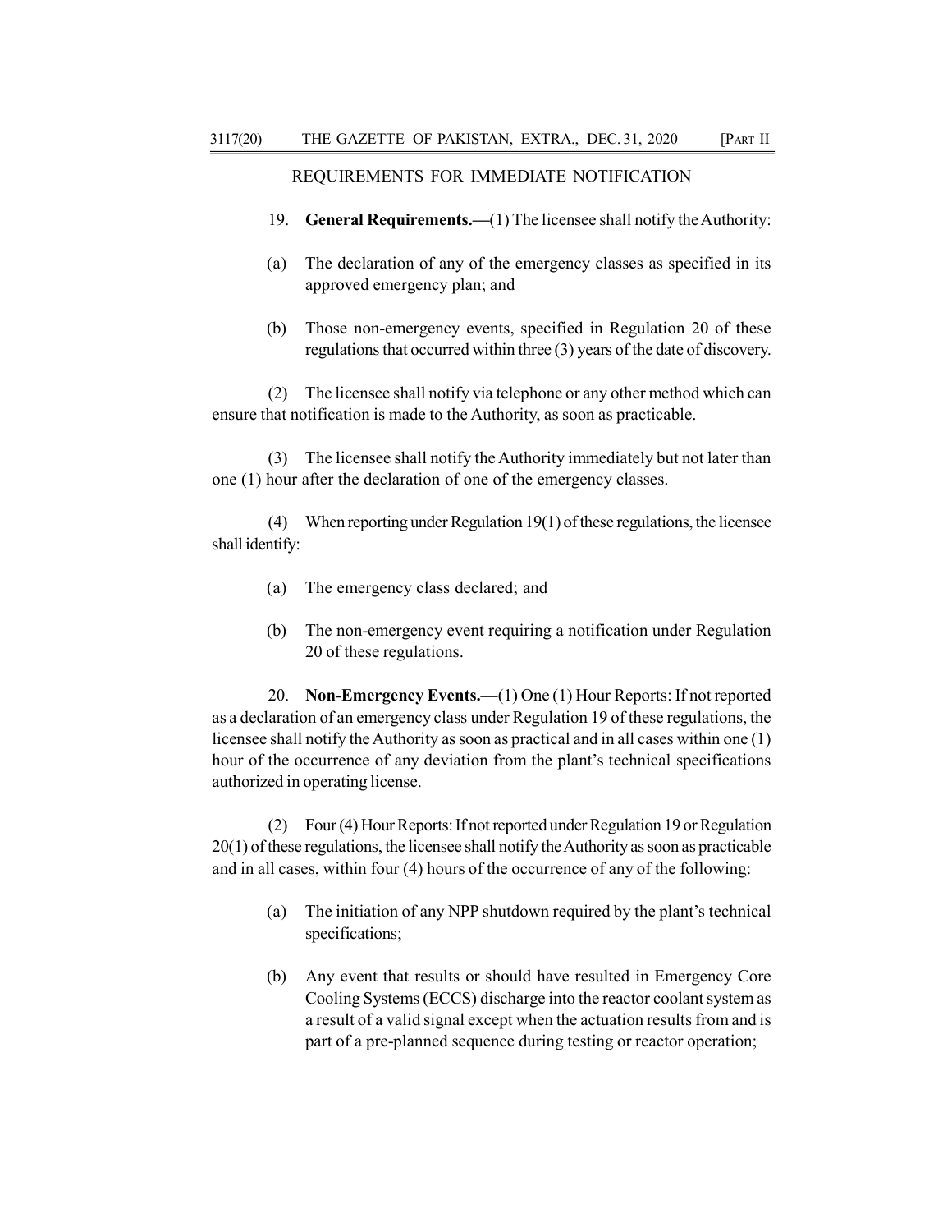## REQUIREMENTS FOR IMMEDIATE NOTIFICATION

19. **General Requirements.—**(1) The licensee shall notify the Authority:

(a) The declaration of any of the emergency classes as specified in its approved emergency plan; and

(b) Those non-emergency events, specified in Regulation 20 of these regulations that occurred within three (3) years of the date of discovery.

(2) The licensee shall notify via telephone or any other method which can ensure that notification is made to the Authority, as soon as practicable.

(3) The licensee shall notify the Authority immediately but not later than one (1) hour after the declaration of one of the emergency classes.

(4) When reporting under Regulation 19(1) of these regulations, the licensee shall identify:

(a) The emergency class declared; and

(b) The non-emergency event requiring a notification under Regulation 20 of these regulations.

20. **Non-Emergency Events.—**(1) One (1) Hour Reports: If not reported as a declaration of an emergency class under Regulation 19 of these regulations, the licensee shall notify the Authority as soon as practical and in all cases within one (1) hour of the occurrence of any deviation from the plant's technical specifications authorized in operating license.

(2) Four (4) Hour Reports: If not reported under Regulation 19 or Regulation 20(1) of these regulations, the licensee shall notify the Authority as soon as practicable and in all cases, within four (4) hours of the occurrence of any of the following:

(a) The initiation of any NPP shutdown required by the plant's technical specifications;

(b) Any event that results or should have resulted in Emergency Core Cooling Systems (ECCS) discharge into the reactor coolant system as a result of a valid signal except when the actuation results from and is part of a pre-planned sequence during testing or reactor operation;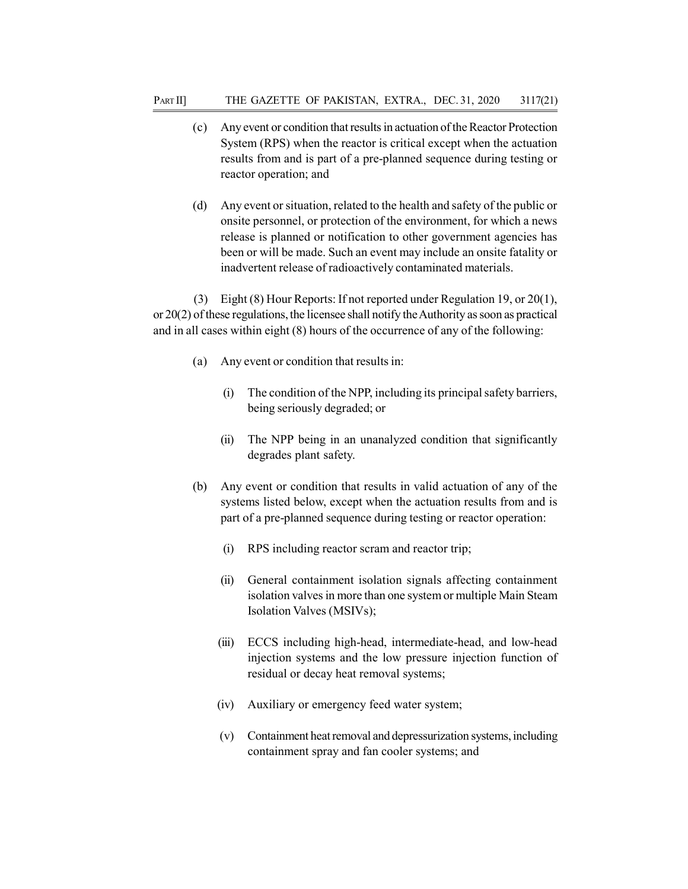(c) Any event or condition that results in actuation of the Reactor Protection System (RPS) when the reactor is critical except when the actuation results from and is part of a pre-planned sequence during testing or reactor operation; and

(d) Any event or situation, related to the health and safety of the public or onsite personnel, or protection of the environment, for which a news release is planned or notification to other government agencies has been or will be made. Such an event may include an onsite fatality or inadvertent release of radioactively contaminated materials.

(3) Eight (8) Hour Reports: If not reported under Regulation 19, or 20(1), or 20(2) of these regulations, the licensee shall notify the Authority as soon as practical and in all cases within eight (8) hours of the occurrence of any of the following:

(a) Any event or condition that results in:

(i) The condition of the NPP, including its principal safety barriers, being seriously degraded; or

(ii) The NPP being in an unanalyzed condition that significantly degrades plant safety.

(b) Any event or condition that results in valid actuation of any of the systems listed below, except when the actuation results from and is part of a pre-planned sequence during testing or reactor operation:

(i) RPS including reactor scram and reactor trip;

(ii) General containment isolation signals affecting containment isolation valves in more than one system or multiple Main Steam Isolation Valves (MSIVs);

(iii) ECCS including high-head, intermediate-head, and low-head injection systems and the low pressure injection function of residual or decay heat removal systems;

(iv) Auxiliary or emergency feed water system;

(v) Containment heat removal and depressurization systems, including containment spray and fan cooler systems; and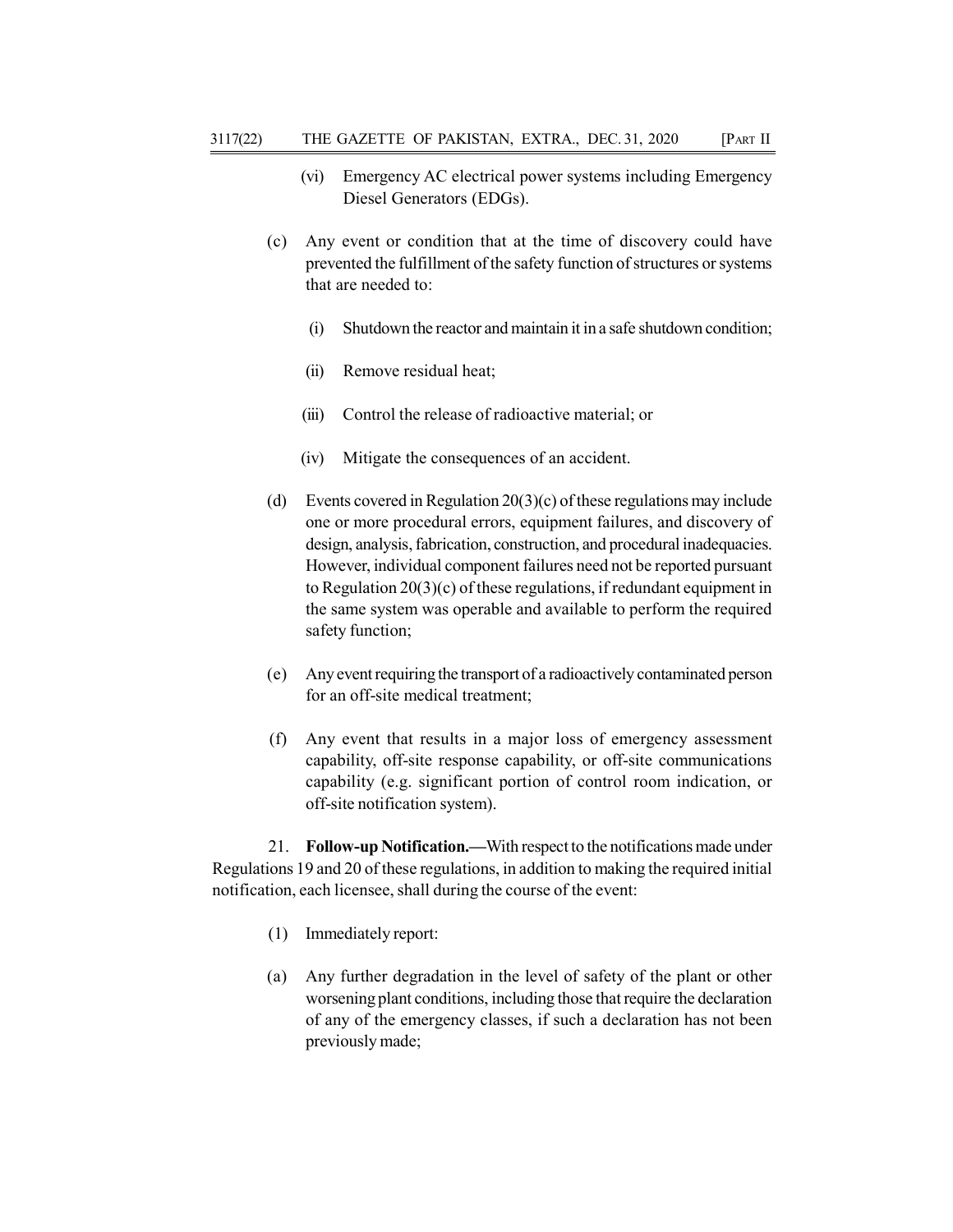(vi) Emergency AC electrical power systems including Emergency Diesel Generators (EDGs).

(c) Any event or condition that at the time of discovery could have prevented the fulfillment of the safety function of structures or systems that are needed to:

(i) Shutdown the reactor and maintain it in a safe shutdown condition;

(ii) Remove residual heat;

(iii) Control the release of radioactive material; or

(iv) Mitigate the consequences of an accident.

(d) Events covered in Regulation 20(3)(c) of these regulations may include one or more procedural errors, equipment failures, and discovery of design, analysis, fabrication, construction, and procedural inadequacies. However, individual component failures need not be reported pursuant to Regulation 20(3)(c) of these regulations, if redundant equipment in the same system was operable and available to perform the required safety function;

(e) Any event requiring the transport of a radioactively contaminated person for an off-site medical treatment;

(f) Any event that results in a major loss of emergency assessment capability, off-site response capability, or off-site communications capability (e.g. significant portion of control room indication, or off-site notification system).

21. **Follow-up Notification.—**With respect to the notifications made under Regulations 19 and 20 of these regulations, in addition to making the required initial notification, each licensee, shall during the course of the event:

(1) Immediately report:

(a) Any further degradation in the level of safety of the plant or other worsening plant conditions, including those that require the declaration of any of the emergency classes, if such a declaration has not been previously made;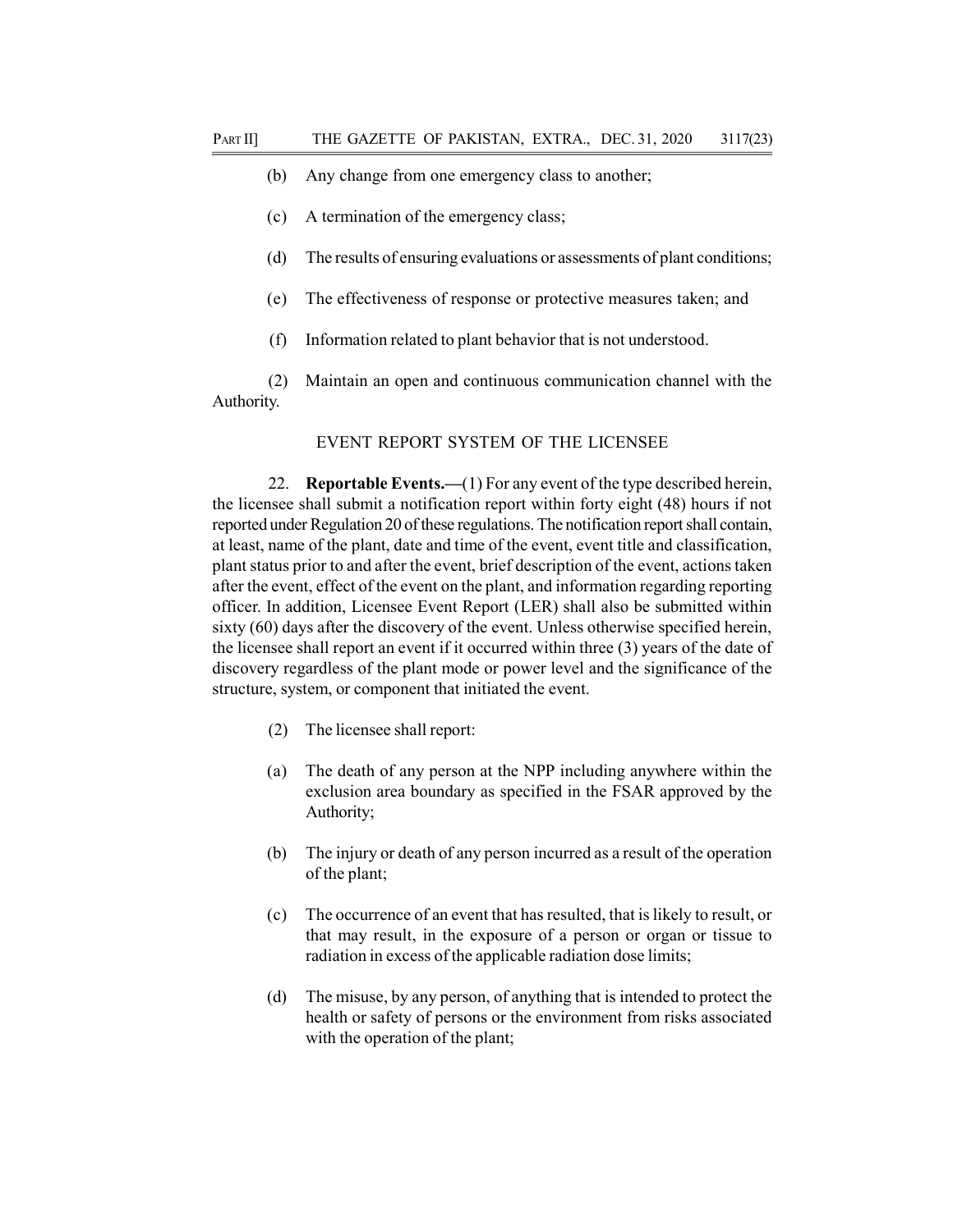(b) Any change from one emergency class to another;

(c) A termination of the emergency class;

(d) The results of ensuring evaluations or assessments of plant conditions;

(e) The effectiveness of response or protective measures taken; and

(f) Information related to plant behavior that is not understood.

(2) Maintain an open and continuous communication channel with the Authority.

EVENT REPORT SYSTEM OF THE LICENSEE

22. **Reportable Events.—**(1) For any event of the type described herein, the licensee shall submit a notification report within forty eight (48) hours if not reported under Regulation 20 of these regulations. The notification report shall contain, at least, name of the plant, date and time of the event, event title and classification, plant status prior to and after the event, brief description of the event, actions taken after the event, effect of the event on the plant, and information regarding reporting officer. In addition, Licensee Event Report (LER) shall also be submitted within sixty (60) days after the discovery of the event. Unless otherwise specified herein, the licensee shall report an event if it occurred within three (3) years of the date of discovery regardless of the plant mode or power level and the significance of the structure, system, or component that initiated the event.

(2) The licensee shall report:

(a) The death of any person at the NPP including anywhere within the exclusion area boundary as specified in the FSAR approved by the Authority;

(b) The injury or death of any person incurred as a result of the operation of the plant;

(c) The occurrence of an event that has resulted, that is likely to result, or that may result, in the exposure of a person or organ or tissue to radiation in excess of the applicable radiation dose limits;

(d) The misuse, by any person, of anything that is intended to protect the health or safety of persons or the environment from risks associated with the operation of the plant;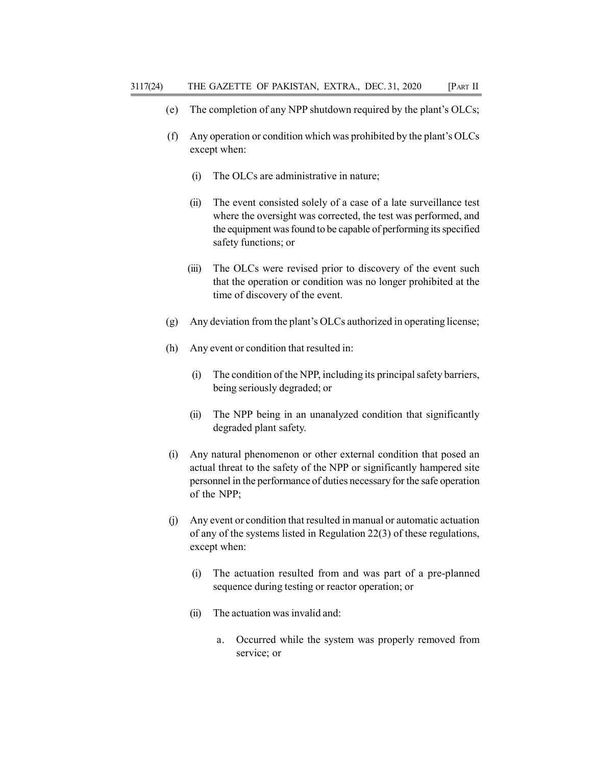(e) The completion of any NPP shutdown required by the plant's OLCs;

(f) Any operation or condition which was prohibited by the plant's OLCs except when:

  (i) The OLCs are administrative in nature;

  (ii) The event consisted solely of a case of a late surveillance test where the oversight was corrected, the test was performed, and the equipment was found to be capable of performing its specified safety functions; or

  (iii) The OLCs were revised prior to discovery of the event such that the operation or condition was no longer prohibited at the time of discovery of the event.

(g) Any deviation from the plant's OLCs authorized in operating license;

(h) Any event or condition that resulted in:

  (i) The condition of the NPP, including its principal safety barriers, being seriously degraded; or

  (ii) The NPP being in an unanalyzed condition that significantly degraded plant safety.

(i) Any natural phenomenon or other external condition that posed an actual threat to the safety of the NPP or significantly hampered site personnel in the performance of duties necessary for the safe operation of the NPP;

(j) Any event or condition that resulted in manual or automatic actuation of any of the systems listed in Regulation 22(3) of these regulations, except when:

  (i) The actuation resulted from and was part of a pre-planned sequence during testing or reactor operation; or

  (ii) The actuation was invalid and:

    a. Occurred while the system was properly removed from service; or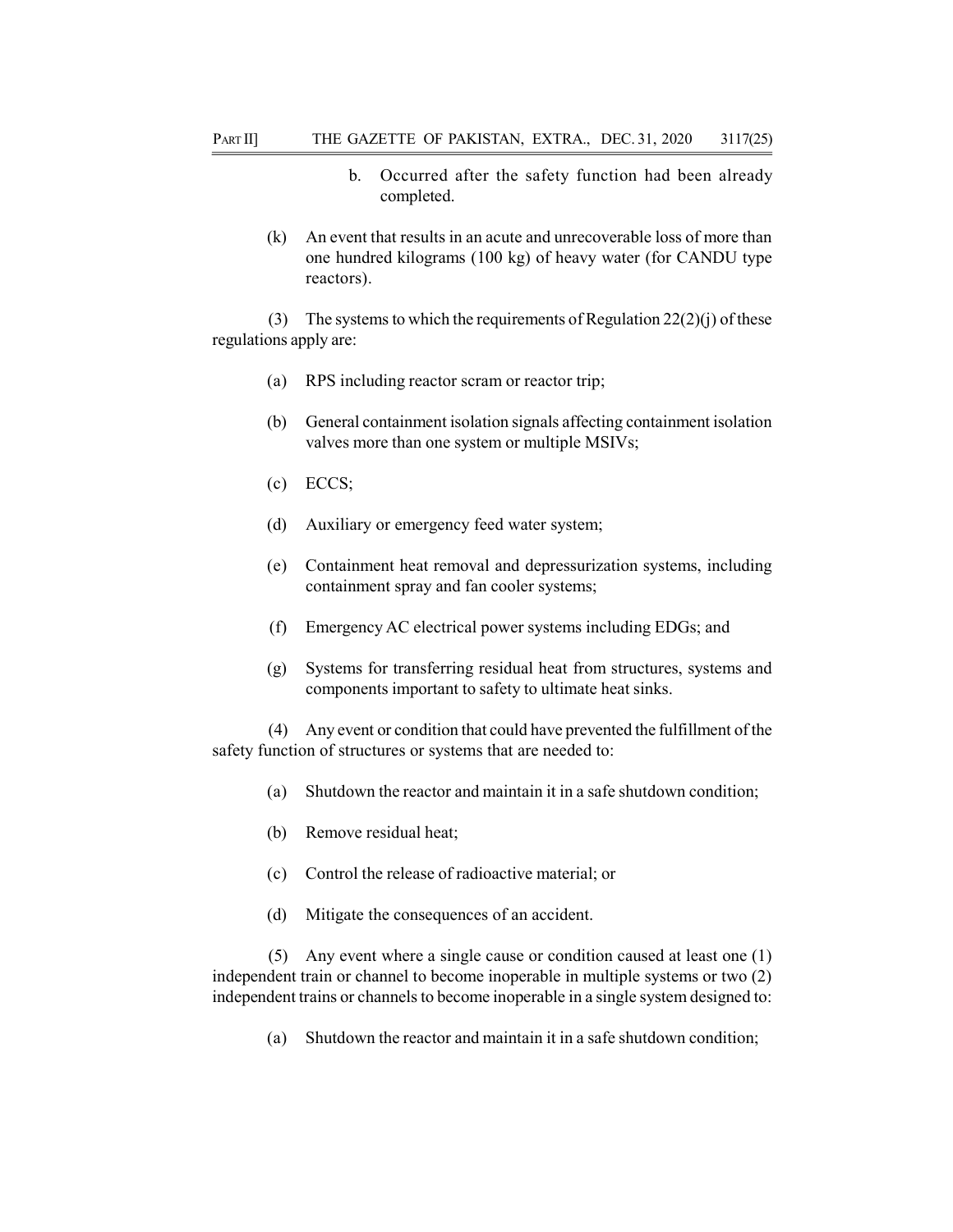b. Occurred after the safety function had been already completed.

(k) An event that results in an acute and unrecoverable loss of more than one hundred kilograms (100 kg) of heavy water (for CANDU type reactors).

(3) The systems to which the requirements of Regulation 22(2)(j) of these regulations apply are:

(a) RPS including reactor scram or reactor trip;

(b) General containment isolation signals affecting containment isolation valves more than one system or multiple MSIVs;

(c) ECCS;

(d) Auxiliary or emergency feed water system;

(e) Containment heat removal and depressurization systems, including containment spray and fan cooler systems;

(f) Emergency AC electrical power systems including EDGs; and

(g) Systems for transferring residual heat from structures, systems and components important to safety to ultimate heat sinks.

(4) Any event or condition that could have prevented the fulfillment of the safety function of structures or systems that are needed to:

(a) Shutdown the reactor and maintain it in a safe shutdown condition;

(b) Remove residual heat;

(c) Control the release of radioactive material; or

(d) Mitigate the consequences of an accident.

(5) Any event where a single cause or condition caused at least one (1) independent train or channel to become inoperable in multiple systems or two (2) independent trains or channels to become inoperable in a single system designed to:

(a) Shutdown the reactor and maintain it in a safe shutdown condition;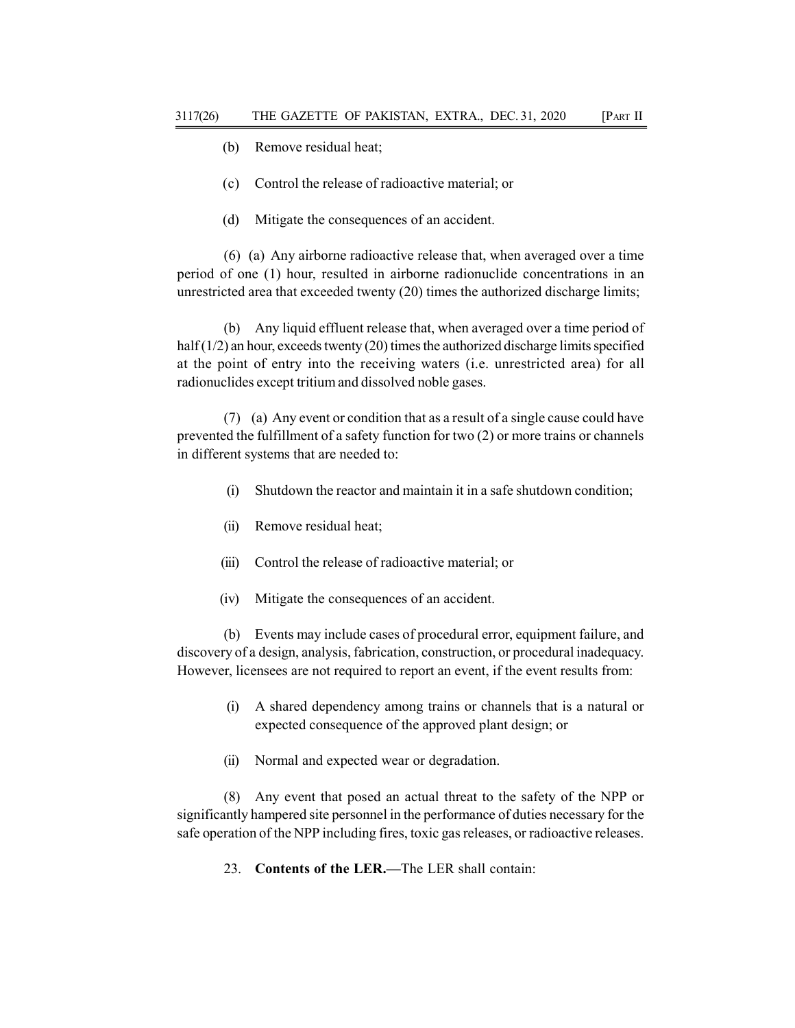(b) Remove residual heat;

(c) Control the release of radioactive material; or

(d) Mitigate the consequences of an accident.

(6) (a) Any airborne radioactive release that, when averaged over a time period of one (1) hour, resulted in airborne radionuclide concentrations in an unrestricted area that exceeded twenty (20) times the authorized discharge limits;

(b) Any liquid effluent release that, when averaged over a time period of half (1/2) an hour, exceeds twenty (20) times the authorized discharge limits specified at the point of entry into the receiving waters (i.e. unrestricted area) for all radionuclides except tritium and dissolved noble gases.

(7) (a) Any event or condition that as a result of a single cause could have prevented the fulfillment of a safety function for two (2) or more trains or channels in different systems that are needed to:

(i) Shutdown the reactor and maintain it in a safe shutdown condition;

(ii) Remove residual heat;

(iii) Control the release of radioactive material; or

(iv) Mitigate the consequences of an accident.

(b) Events may include cases of procedural error, equipment failure, and discovery of a design, analysis, fabrication, construction, or procedural inadequacy. However, licensees are not required to report an event, if the event results from:

(i) A shared dependency among trains or channels that is a natural or expected consequence of the approved plant design; or

(ii) Normal and expected wear or degradation.

(8) Any event that posed an actual threat to the safety of the NPP or significantly hampered site personnel in the performance of duties necessary for the safe operation of the NPP including fires, toxic gas releases, or radioactive releases.

23. **Contents of the LER.—**The LER shall contain: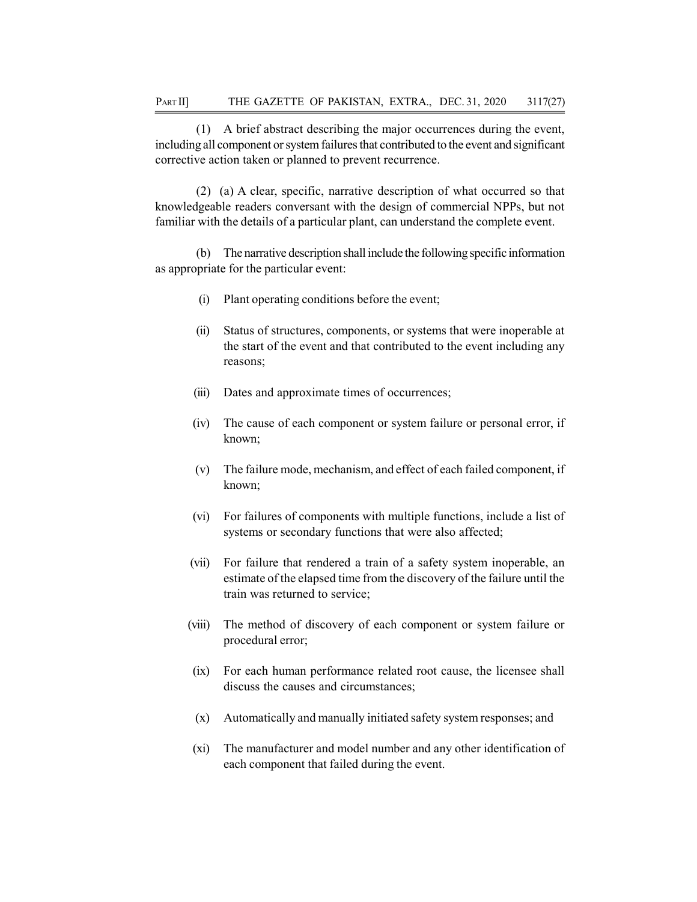(1) A brief abstract describing the major occurrences during the event, including all component or system failures that contributed to the event and significant corrective action taken or planned to prevent recurrence.

(2) (a) A clear, specific, narrative description of what occurred so that knowledgeable readers conversant with the design of commercial NPPs, but not familiar with the details of a particular plant, can understand the complete event.

(b) The narrative description shall include the following specific information as appropriate for the particular event:

- (i) Plant operating conditions before the event;
- (ii) Status of structures, components, or systems that were inoperable at the start of the event and that contributed to the event including any reasons;
- (iii) Dates and approximate times of occurrences;
- (iv) The cause of each component or system failure or personal error, if known;
- (v) The failure mode, mechanism, and effect of each failed component, if known;
- (vi) For failures of components with multiple functions, include a list of systems or secondary functions that were also affected;
- (vii) For failure that rendered a train of a safety system inoperable, an estimate of the elapsed time from the discovery of the failure until the train was returned to service;
- (viii) The method of discovery of each component or system failure or procedural error;
- (ix) For each human performance related root cause, the licensee shall discuss the causes and circumstances;
- (x) Automatically and manually initiated safety system responses; and
- (xi) The manufacturer and model number and any other identification of each component that failed during the event.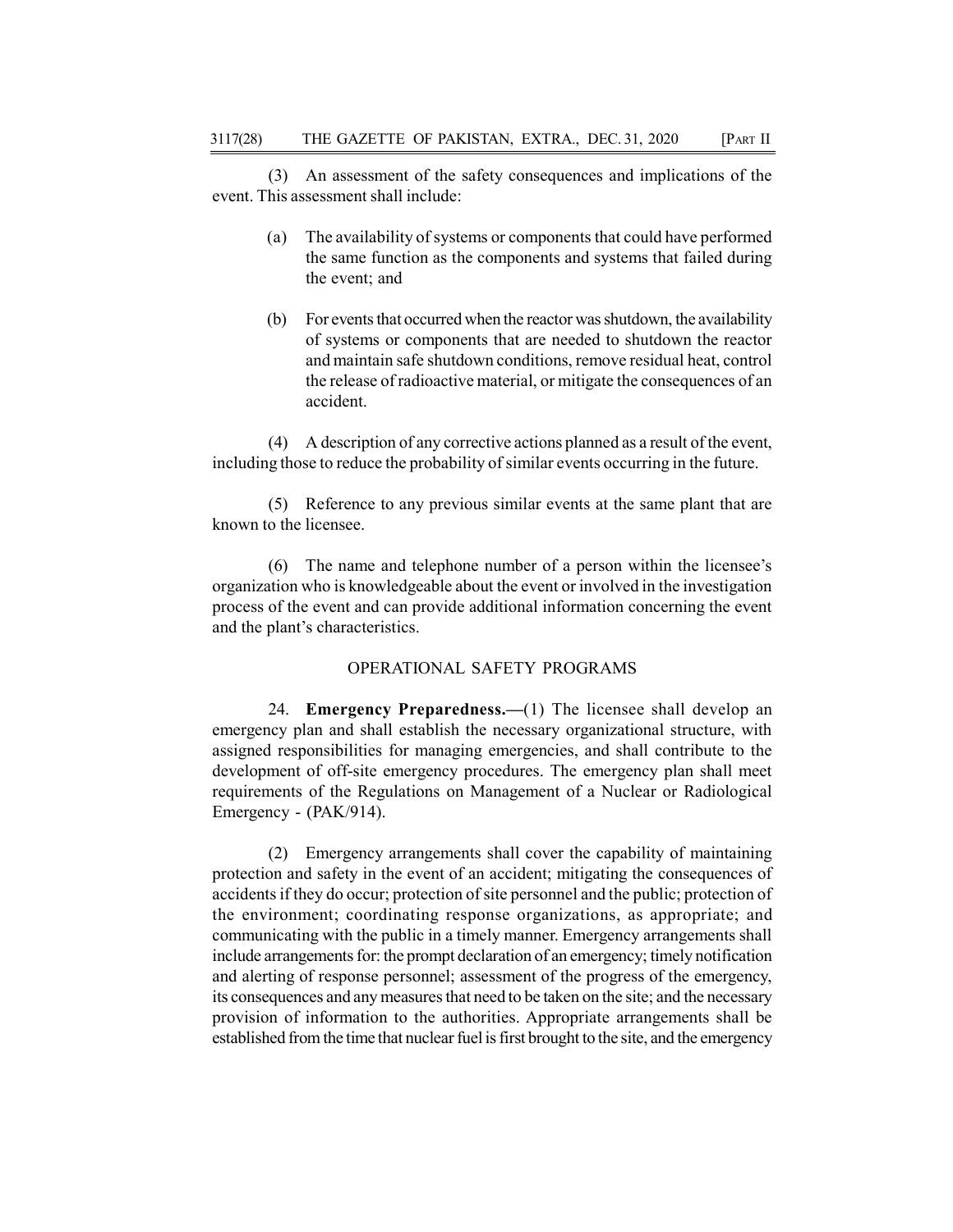(3) An assessment of the safety consequences and implications of the event. This assessment shall include:

(a) The availability of systems or components that could have performed the same function as the components and systems that failed during the event; and

(b) For events that occurred when the reactor was shutdown, the availability of systems or components that are needed to shutdown the reactor and maintain safe shutdown conditions, remove residual heat, control the release of radioactive material, or mitigate the consequences of an accident.

(4) A description of any corrective actions planned as a result of the event, including those to reduce the probability of similar events occurring in the future.

(5) Reference to any previous similar events at the same plant that are known to the licensee.

(6) The name and telephone number of a person within the licensee's organization who is knowledgeable about the event or involved in the investigation process of the event and can provide additional information concerning the event and the plant's characteristics.

## OPERATIONAL SAFETY PROGRAMS

24. **Emergency Preparedness.—**(1) The licensee shall develop an emergency plan and shall establish the necessary organizational structure, with assigned responsibilities for managing emergencies, and shall contribute to the development of off-site emergency procedures. The emergency plan shall meet requirements of the Regulations on Management of a Nuclear or Radiological Emergency - (PAK/914).

(2) Emergency arrangements shall cover the capability of maintaining protection and safety in the event of an accident; mitigating the consequences of accidents if they do occur; protection of site personnel and the public; protection of the environment; coordinating response organizations, as appropriate; and communicating with the public in a timely manner. Emergency arrangements shall include arrangements for: the prompt declaration of an emergency; timely notification and alerting of response personnel; assessment of the progress of the emergency, its consequences and any measures that need to be taken on the site; and the necessary provision of information to the authorities. Appropriate arrangements shall be established from the time that nuclear fuel is first brought to the site, and the emergency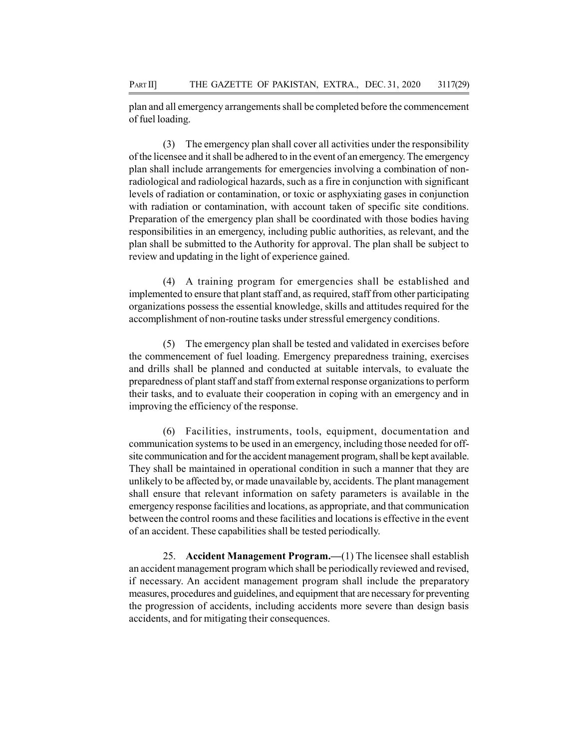plan and all emergency arrangements shall be completed before the commencement of fuel loading.

(3) The emergency plan shall cover all activities under the responsibility of the licensee and it shall be adhered to in the event of an emergency. The emergency plan shall include arrangements for emergencies involving a combination of non-radiological and radiological hazards, such as a fire in conjunction with significant levels of radiation or contamination, or toxic or asphyxiating gases in conjunction with radiation or contamination, with account taken of specific site conditions. Preparation of the emergency plan shall be coordinated with those bodies having responsibilities in an emergency, including public authorities, as relevant, and the plan shall be submitted to the Authority for approval. The plan shall be subject to review and updating in the light of experience gained.

(4) A training program for emergencies shall be established and implemented to ensure that plant staff and, as required, staff from other participating organizations possess the essential knowledge, skills and attitudes required for the accomplishment of non-routine tasks under stressful emergency conditions.

(5) The emergency plan shall be tested and validated in exercises before the commencement of fuel loading. Emergency preparedness training, exercises and drills shall be planned and conducted at suitable intervals, to evaluate the preparedness of plant staff and staff from external response organizations to perform their tasks, and to evaluate their cooperation in coping with an emergency and in improving the efficiency of the response.

(6) Facilities, instruments, tools, equipment, documentation and communication systems to be used in an emergency, including those needed for off-site communication and for the accident management program, shall be kept available. They shall be maintained in operational condition in such a manner that they are unlikely to be affected by, or made unavailable by, accidents. The plant management shall ensure that relevant information on safety parameters is available in the emergency response facilities and locations, as appropriate, and that communication between the control rooms and these facilities and locations is effective in the event of an accident. These capabilities shall be tested periodically.

25. **Accident Management Program.—**(1) The licensee shall establish an accident management program which shall be periodically reviewed and revised, if necessary. An accident management program shall include the preparatory measures, procedures and guidelines, and equipment that are necessary for preventing the progression of accidents, including accidents more severe than design basis accidents, and for mitigating their consequences.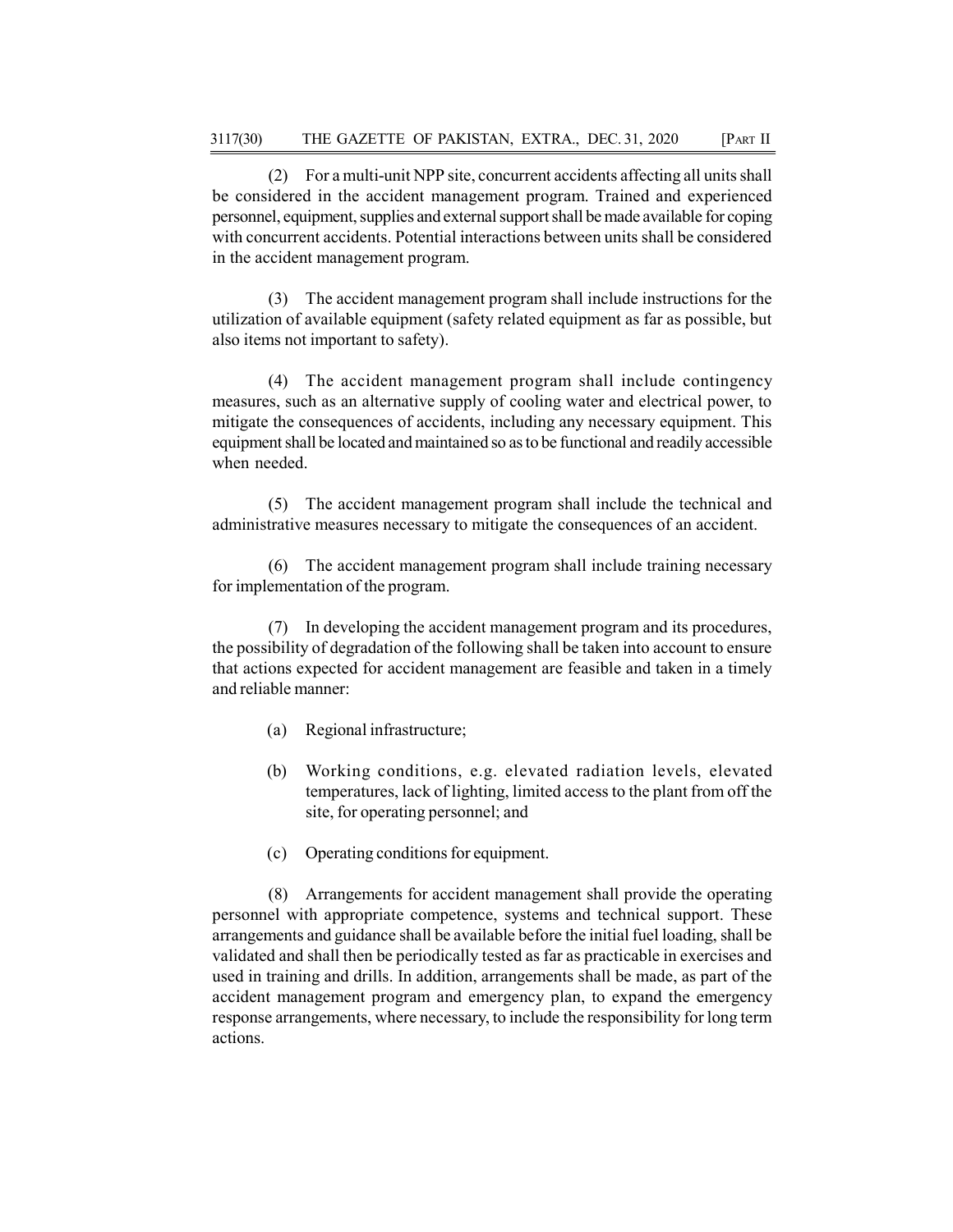(2) For a multi-unit NPP site, concurrent accidents affecting all units shall be considered in the accident management program. Trained and experienced personnel, equipment, supplies and external support shall be made available for coping with concurrent accidents. Potential interactions between units shall be considered in the accident management program.

(3) The accident management program shall include instructions for the utilization of available equipment (safety related equipment as far as possible, but also items not important to safety).

(4) The accident management program shall include contingency measures, such as an alternative supply of cooling water and electrical power, to mitigate the consequences of accidents, including any necessary equipment. This equipment shall be located and maintained so as to be functional and readily accessible when needed.

(5) The accident management program shall include the technical and administrative measures necessary to mitigate the consequences of an accident.

(6) The accident management program shall include training necessary for implementation of the program.

(7) In developing the accident management program and its procedures, the possibility of degradation of the following shall be taken into account to ensure that actions expected for accident management are feasible and taken in a timely and reliable manner:

(a) Regional infrastructure;

(b) Working conditions, e.g. elevated radiation levels, elevated temperatures, lack of lighting, limited access to the plant from off the site, for operating personnel; and

(c) Operating conditions for equipment.

(8) Arrangements for accident management shall provide the operating personnel with appropriate competence, systems and technical support. These arrangements and guidance shall be available before the initial fuel loading, shall be validated and shall then be periodically tested as far as practicable in exercises and used in training and drills. In addition, arrangements shall be made, as part of the accident management program and emergency plan, to expand the emergency response arrangements, where necessary, to include the responsibility for long term actions.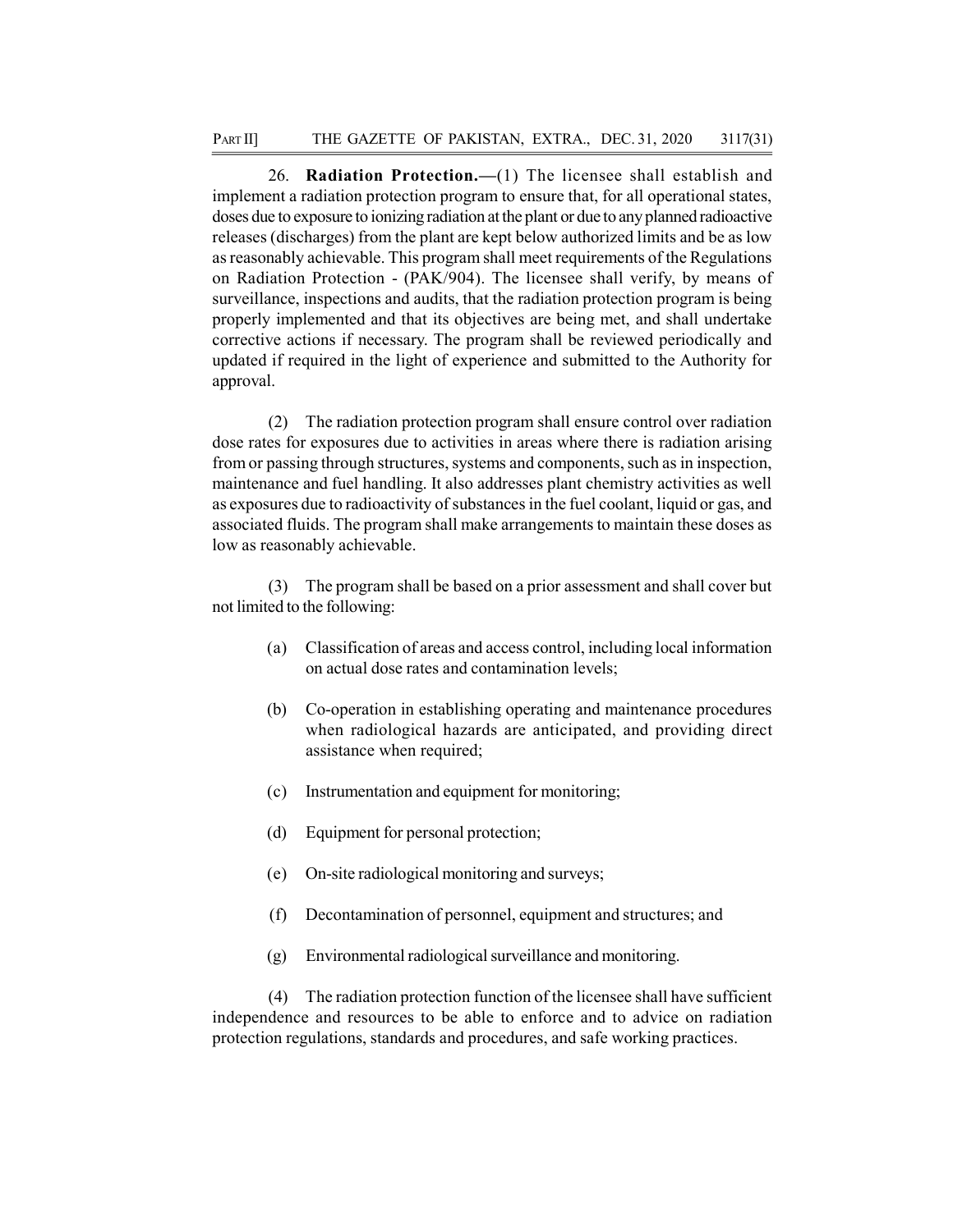26. **Radiation Protection.—**(1) The licensee shall establish and implement a radiation protection program to ensure that, for all operational states, doses due to exposure to ionizing radiation at the plant or due to any planned radioactive releases (discharges) from the plant are kept below authorized limits and be as low as reasonably achievable. This program shall meet requirements of the Regulations on Radiation Protection - (PAK/904). The licensee shall verify, by means of surveillance, inspections and audits, that the radiation protection program is being properly implemented and that its objectives are being met, and shall undertake corrective actions if necessary. The program shall be reviewed periodically and updated if required in the light of experience and submitted to the Authority for approval.

(2) The radiation protection program shall ensure control over radiation dose rates for exposures due to activities in areas where there is radiation arising from or passing through structures, systems and components, such as in inspection, maintenance and fuel handling. It also addresses plant chemistry activities as well as exposures due to radioactivity of substances in the fuel coolant, liquid or gas, and associated fluids. The program shall make arrangements to maintain these doses as low as reasonably achievable.

(3) The program shall be based on a prior assessment and shall cover but not limited to the following:

(a) Classification of areas and access control, including local information on actual dose rates and contamination levels;

(b) Co-operation in establishing operating and maintenance procedures when radiological hazards are anticipated, and providing direct assistance when required;

(c) Instrumentation and equipment for monitoring;

(d) Equipment for personal protection;

(e) On-site radiological monitoring and surveys;

(f) Decontamination of personnel, equipment and structures; and

(g) Environmental radiological surveillance and monitoring.

(4) The radiation protection function of the licensee shall have sufficient independence and resources to be able to enforce and to advice on radiation protection regulations, standards and procedures, and safe working practices.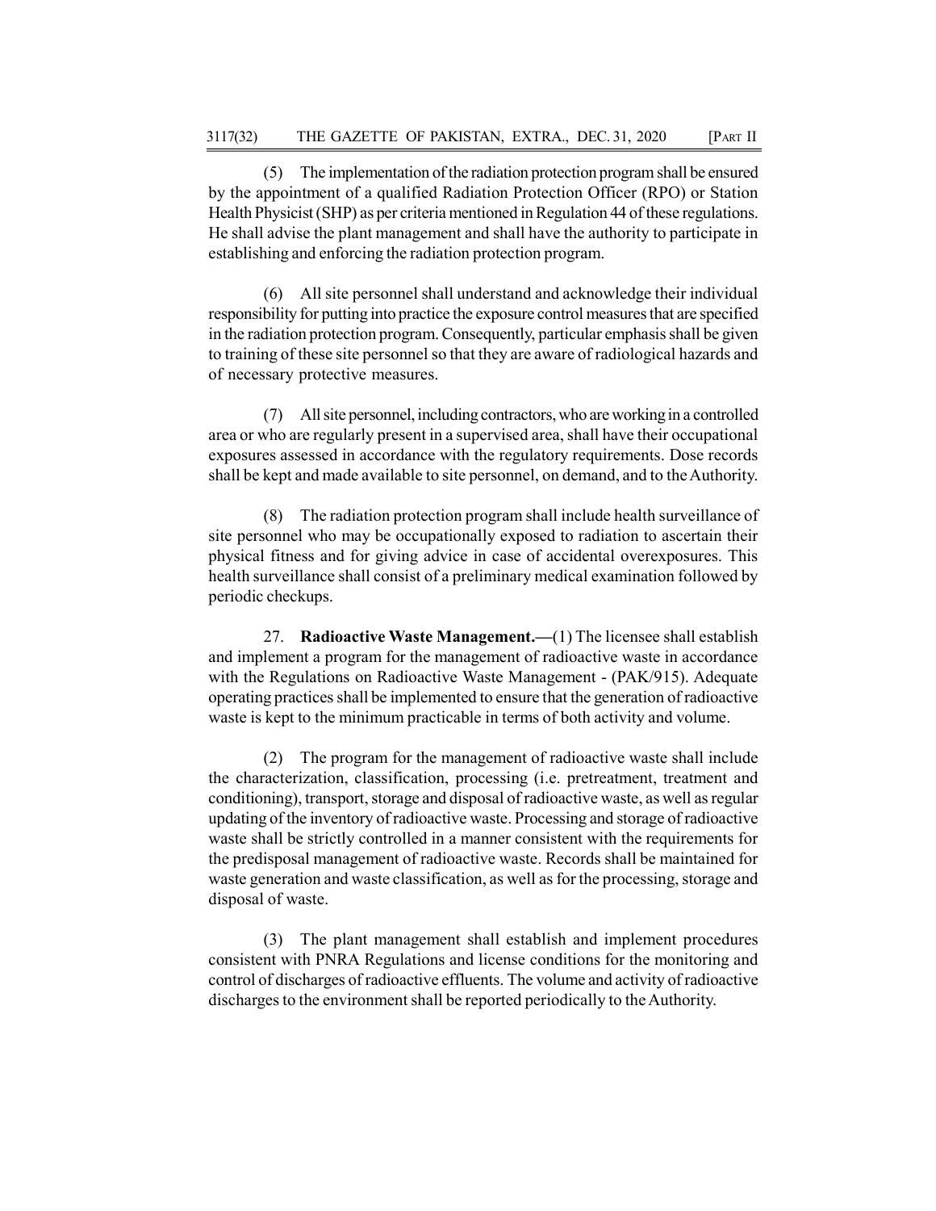(5) The implementation of the radiation protection program shall be ensured by the appointment of a qualified Radiation Protection Officer (RPO) or Station Health Physicist (SHP) as per criteria mentioned in Regulation 44 of these regulations. He shall advise the plant management and shall have the authority to participate in establishing and enforcing the radiation protection program.

(6) All site personnel shall understand and acknowledge their individual responsibility for putting into practice the exposure control measures that are specified in the radiation protection program. Consequently, particular emphasis shall be given to training of these site personnel so that they are aware of radiological hazards and of necessary protective measures.

(7) All site personnel, including contractors, who are working in a controlled area or who are regularly present in a supervised area, shall have their occupational exposures assessed in accordance with the regulatory requirements. Dose records shall be kept and made available to site personnel, on demand, and to the Authority.

(8) The radiation protection program shall include health surveillance of site personnel who may be occupationally exposed to radiation to ascertain their physical fitness and for giving advice in case of accidental overexposures. This health surveillance shall consist of a preliminary medical examination followed by periodic checkups.

27. **Radioactive Waste Management.—**(1) The licensee shall establish and implement a program for the management of radioactive waste in accordance with the Regulations on Radioactive Waste Management - (PAK/915). Adequate operating practices shall be implemented to ensure that the generation of radioactive waste is kept to the minimum practicable in terms of both activity and volume.

(2) The program for the management of radioactive waste shall include the characterization, classification, processing (i.e. pretreatment, treatment and conditioning), transport, storage and disposal of radioactive waste, as well as regular updating of the inventory of radioactive waste. Processing and storage of radioactive waste shall be strictly controlled in a manner consistent with the requirements for the predisposal management of radioactive waste. Records shall be maintained for waste generation and waste classification, as well as for the processing, storage and disposal of waste.

(3) The plant management shall establish and implement procedures consistent with PNRA Regulations and license conditions for the monitoring and control of discharges of radioactive effluents. The volume and activity of radioactive discharges to the environment shall be reported periodically to the Authority.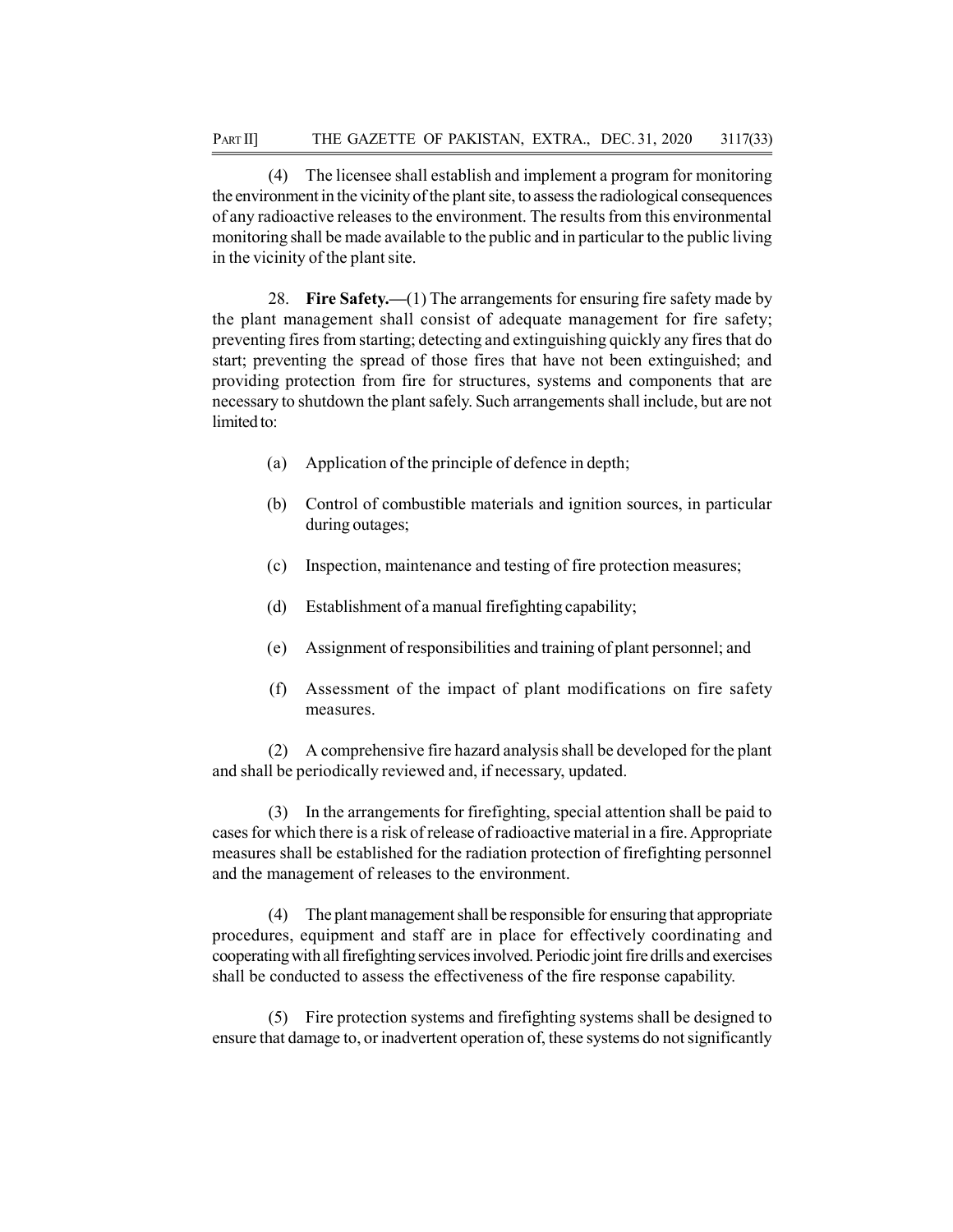(4) The licensee shall establish and implement a program for monitoring the environment in the vicinity of the plant site, to assess the radiological consequences of any radioactive releases to the environment. The results from this environmental monitoring shall be made available to the public and in particular to the public living in the vicinity of the plant site.

28. **Fire Safety.—**(1) The arrangements for ensuring fire safety made by the plant management shall consist of adequate management for fire safety; preventing fires from starting; detecting and extinguishing quickly any fires that do start; preventing the spread of those fires that have not been extinguished; and providing protection from fire for structures, systems and components that are necessary to shutdown the plant safely. Such arrangements shall include, but are not limited to:

(a) Application of the principle of defence in depth;

(b) Control of combustible materials and ignition sources, in particular during outages;

(c) Inspection, maintenance and testing of fire protection measures;

(d) Establishment of a manual firefighting capability;

(e) Assignment of responsibilities and training of plant personnel; and

(f) Assessment of the impact of plant modifications on fire safety measures.

(2) A comprehensive fire hazard analysis shall be developed for the plant and shall be periodically reviewed and, if necessary, updated.

(3) In the arrangements for firefighting, special attention shall be paid to cases for which there is a risk of release of radioactive material in a fire. Appropriate measures shall be established for the radiation protection of firefighting personnel and the management of releases to the environment.

(4) The plant management shall be responsible for ensuring that appropriate procedures, equipment and staff are in place for effectively coordinating and cooperating with all firefighting services involved. Periodic joint fire drills and exercises shall be conducted to assess the effectiveness of the fire response capability.

(5) Fire protection systems and firefighting systems shall be designed to ensure that damage to, or inadvertent operation of, these systems do not significantly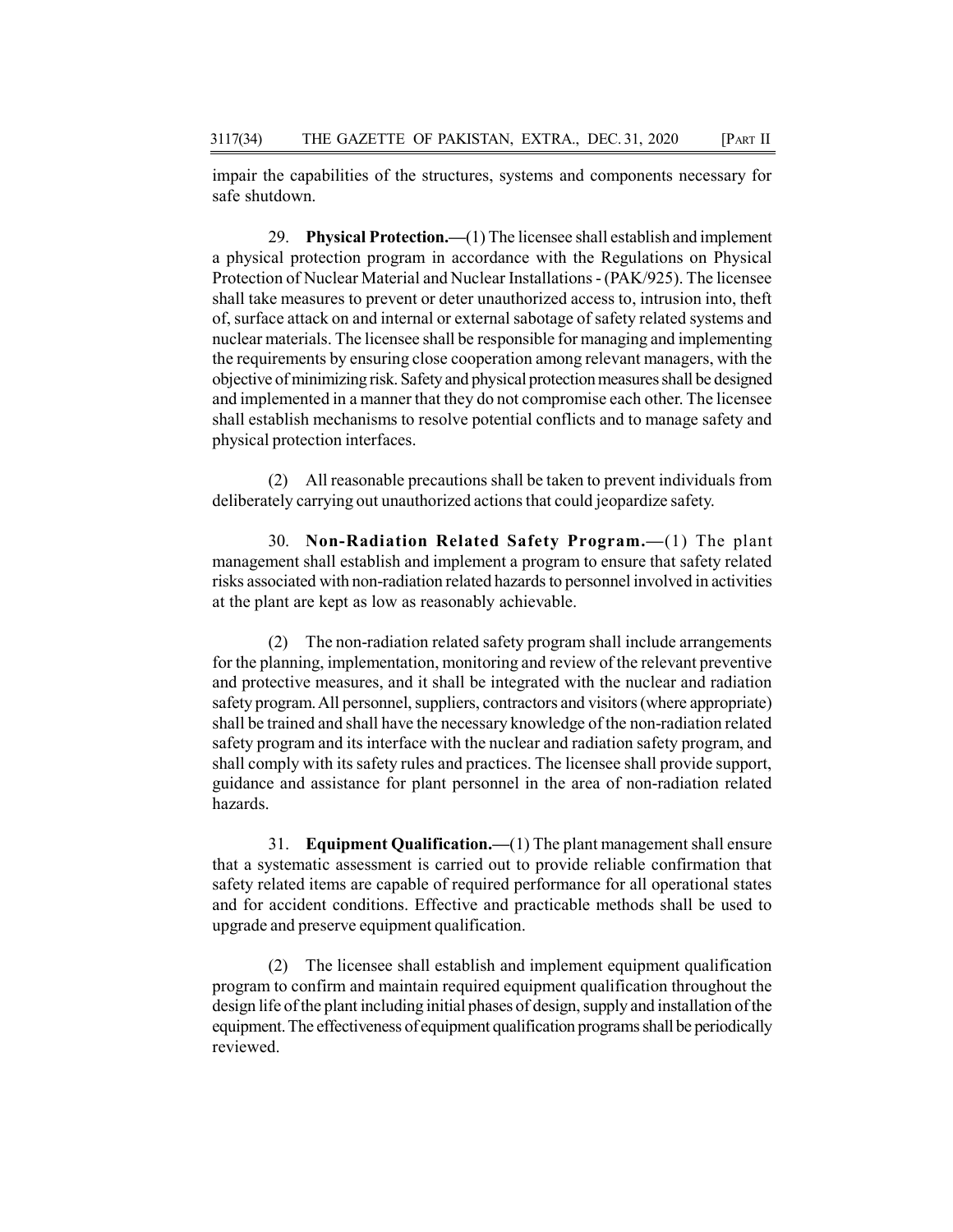impair the capabilities of the structures, systems and components necessary for safe shutdown.

29. **Physical Protection.—**(1) The licensee shall establish and implement a physical protection program in accordance with the Regulations on Physical Protection of Nuclear Material and Nuclear Installations - (PAK/925). The licensee shall take measures to prevent or deter unauthorized access to, intrusion into, theft of, surface attack on and internal or external sabotage of safety related systems and nuclear materials. The licensee shall be responsible for managing and implementing the requirements by ensuring close cooperation among relevant managers, with the objective of minimizing risk. Safety and physical protection measures shall be designed and implemented in a manner that they do not compromise each other. The licensee shall establish mechanisms to resolve potential conflicts and to manage safety and physical protection interfaces.

(2) All reasonable precautions shall be taken to prevent individuals from deliberately carrying out unauthorized actions that could jeopardize safety.

30. **Non-Radiation Related Safety Program.—**(1) The plant management shall establish and implement a program to ensure that safety related risks associated with non-radiation related hazards to personnel involved in activities at the plant are kept as low as reasonably achievable.

(2) The non-radiation related safety program shall include arrangements for the planning, implementation, monitoring and review of the relevant preventive and protective measures, and it shall be integrated with the nuclear and radiation safety program. All personnel, suppliers, contractors and visitors (where appropriate) shall be trained and shall have the necessary knowledge of the non-radiation related safety program and its interface with the nuclear and radiation safety program, and shall comply with its safety rules and practices. The licensee shall provide support, guidance and assistance for plant personnel in the area of non-radiation related hazards.

31. **Equipment Qualification.—**(1) The plant management shall ensure that a systematic assessment is carried out to provide reliable confirmation that safety related items are capable of required performance for all operational states and for accident conditions. Effective and practicable methods shall be used to upgrade and preserve equipment qualification.

(2) The licensee shall establish and implement equipment qualification program to confirm and maintain required equipment qualification throughout the design life of the plant including initial phases of design, supply and installation of the equipment. The effectiveness of equipment qualification programs shall be periodically reviewed.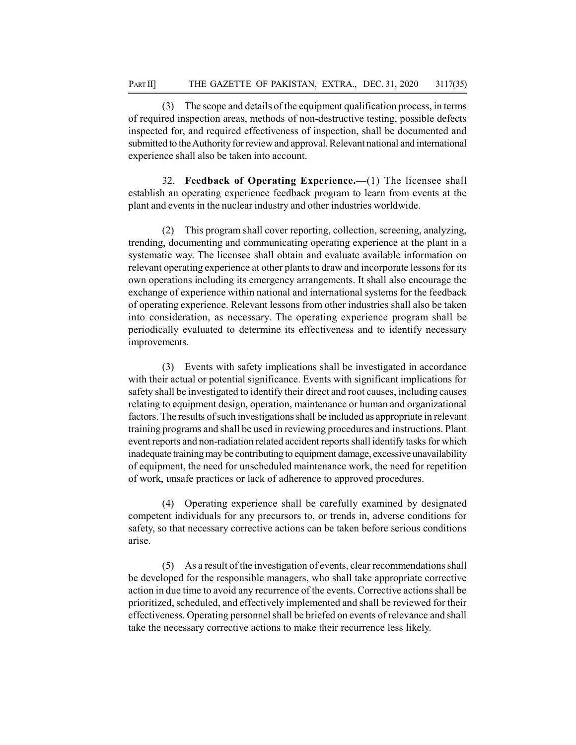(3) The scope and details of the equipment qualification process, in terms of required inspection areas, methods of non-destructive testing, possible defects inspected for, and required effectiveness of inspection, shall be documented and submitted to the Authority for review and approval. Relevant national and international experience shall also be taken into account.

32. **Feedback of Operating Experience.—**(1) The licensee shall establish an operating experience feedback program to learn from events at the plant and events in the nuclear industry and other industries worldwide.

(2) This program shall cover reporting, collection, screening, analyzing, trending, documenting and communicating operating experience at the plant in a systematic way. The licensee shall obtain and evaluate available information on relevant operating experience at other plants to draw and incorporate lessons for its own operations including its emergency arrangements. It shall also encourage the exchange of experience within national and international systems for the feedback of operating experience. Relevant lessons from other industries shall also be taken into consideration, as necessary. The operating experience program shall be periodically evaluated to determine its effectiveness and to identify necessary improvements.

(3) Events with safety implications shall be investigated in accordance with their actual or potential significance. Events with significant implications for safety shall be investigated to identify their direct and root causes, including causes relating to equipment design, operation, maintenance or human and organizational factors. The results of such investigations shall be included as appropriate in relevant training programs and shall be used in reviewing procedures and instructions. Plant event reports and non-radiation related accident reports shall identify tasks for which inadequate training may be contributing to equipment damage, excessive unavailability of equipment, the need for unscheduled maintenance work, the need for repetition of work, unsafe practices or lack of adherence to approved procedures.

(4) Operating experience shall be carefully examined by designated competent individuals for any precursors to, or trends in, adverse conditions for safety, so that necessary corrective actions can be taken before serious conditions arise.

(5) As a result of the investigation of events, clear recommendations shall be developed for the responsible managers, who shall take appropriate corrective action in due time to avoid any recurrence of the events. Corrective actions shall be prioritized, scheduled, and effectively implemented and shall be reviewed for their effectiveness. Operating personnel shall be briefed on events of relevance and shall take the necessary corrective actions to make their recurrence less likely.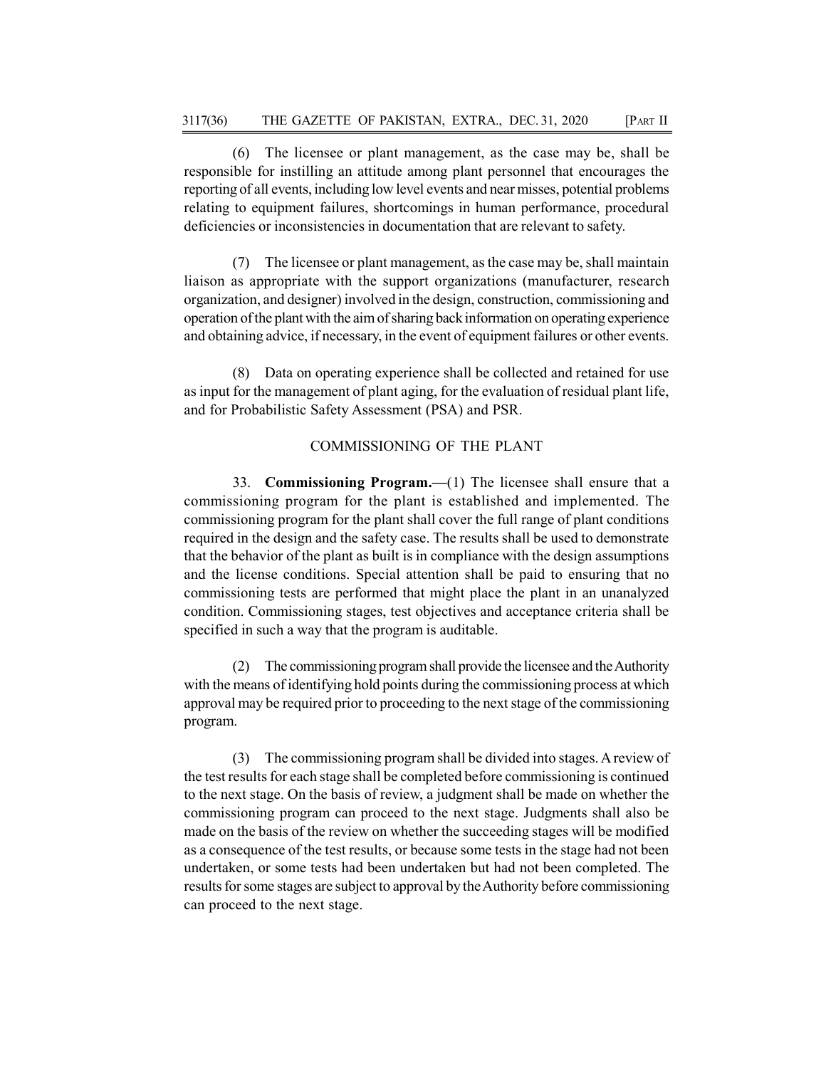(6) The licensee or plant management, as the case may be, shall be responsible for instilling an attitude among plant personnel that encourages the reporting of all events, including low level events and near misses, potential problems relating to equipment failures, shortcomings in human performance, procedural deficiencies or inconsistencies in documentation that are relevant to safety.

(7) The licensee or plant management, as the case may be, shall maintain liaison as appropriate with the support organizations (manufacturer, research organization, and designer) involved in the design, construction, commissioning and operation of the plant with the aim of sharing back information on operating experience and obtaining advice, if necessary, in the event of equipment failures or other events.

(8) Data on operating experience shall be collected and retained for use as input for the management of plant aging, for the evaluation of residual plant life, and for Probabilistic Safety Assessment (PSA) and PSR.

## COMMISSIONING OF THE PLANT

33. **Commissioning Program.—**(1) The licensee shall ensure that a commissioning program for the plant is established and implemented. The commissioning program for the plant shall cover the full range of plant conditions required in the design and the safety case. The results shall be used to demonstrate that the behavior of the plant as built is in compliance with the design assumptions and the license conditions. Special attention shall be paid to ensuring that no commissioning tests are performed that might place the plant in an unanalyzed condition. Commissioning stages, test objectives and acceptance criteria shall be specified in such a way that the program is auditable.

(2) The commissioning program shall provide the licensee and the Authority with the means of identifying hold points during the commissioning process at which approval may be required prior to proceeding to the next stage of the commissioning program.

(3) The commissioning program shall be divided into stages. A review of the test results for each stage shall be completed before commissioning is continued to the next stage. On the basis of review, a judgment shall be made on whether the commissioning program can proceed to the next stage. Judgments shall also be made on the basis of the review on whether the succeeding stages will be modified as a consequence of the test results, or because some tests in the stage had not been undertaken, or some tests had been undertaken but had not been completed. The results for some stages are subject to approval by the Authority before commissioning can proceed to the next stage.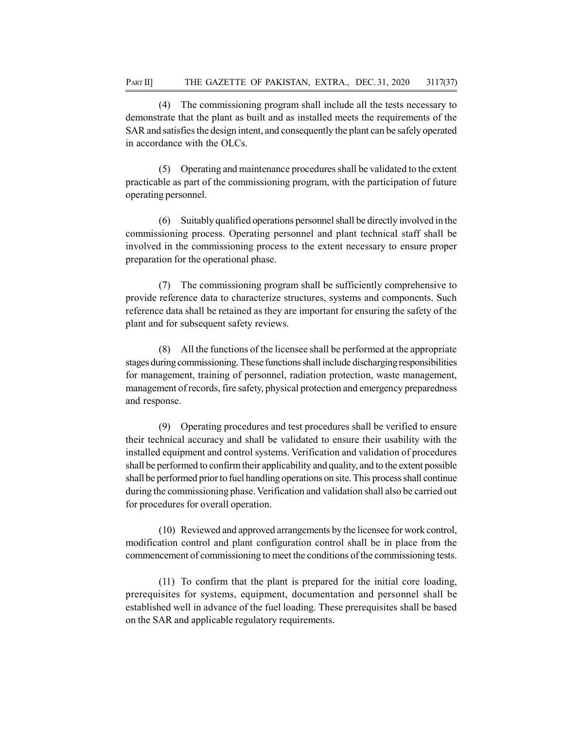(4) The commissioning program shall include all the tests necessary to demonstrate that the plant as built and as installed meets the requirements of the SAR and satisfies the design intent, and consequently the plant can be safely operated in accordance with the OLCs.

(5) Operating and maintenance procedures shall be validated to the extent practicable as part of the commissioning program, with the participation of future operating personnel.

(6) Suitably qualified operations personnel shall be directly involved in the commissioning process. Operating personnel and plant technical staff shall be involved in the commissioning process to the extent necessary to ensure proper preparation for the operational phase.

(7) The commissioning program shall be sufficiently comprehensive to provide reference data to characterize structures, systems and components. Such reference data shall be retained as they are important for ensuring the safety of the plant and for subsequent safety reviews.

(8) All the functions of the licensee shall be performed at the appropriate stages during commissioning. These functions shall include discharging responsibilities for management, training of personnel, radiation protection, waste management, management of records, fire safety, physical protection and emergency preparedness and response.

(9) Operating procedures and test procedures shall be verified to ensure their technical accuracy and shall be validated to ensure their usability with the installed equipment and control systems. Verification and validation of procedures shall be performed to confirm their applicability and quality, and to the extent possible shall be performed prior to fuel handling operations on site. This process shall continue during the commissioning phase. Verification and validation shall also be carried out for procedures for overall operation.

(10) Reviewed and approved arrangements by the licensee for work control, modification control and plant configuration control shall be in place from the commencement of commissioning to meet the conditions of the commissioning tests.

(11) To confirm that the plant is prepared for the initial core loading, prerequisites for systems, equipment, documentation and personnel shall be established well in advance of the fuel loading. These prerequisites shall be based on the SAR and applicable regulatory requirements.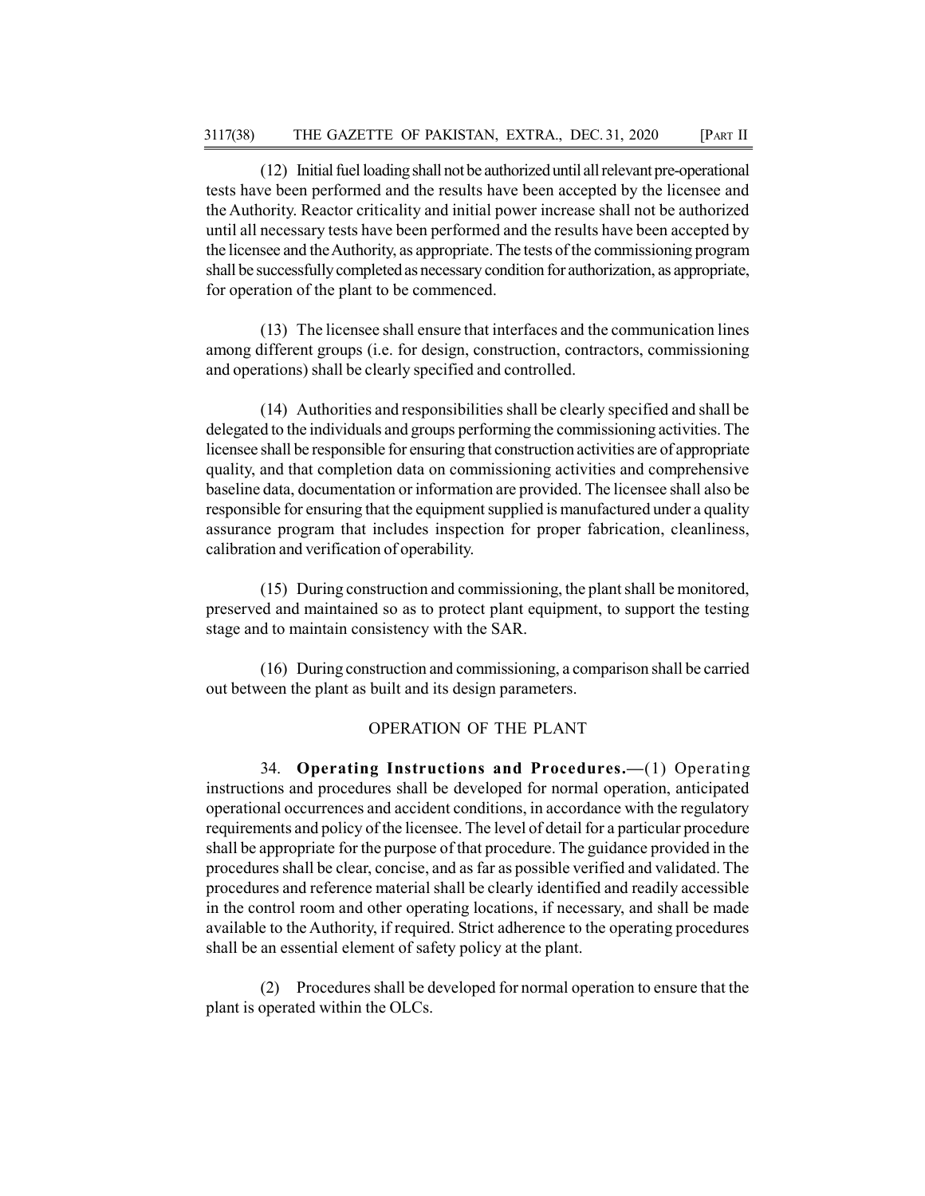(12) Initial fuel loading shall not be authorized until all relevant pre-operational tests have been performed and the results have been accepted by the licensee and the Authority. Reactor criticality and initial power increase shall not be authorized until all necessary tests have been performed and the results have been accepted by the licensee and the Authority, as appropriate. The tests of the commissioning program shall be successfully completed as necessary condition for authorization, as appropriate, for operation of the plant to be commenced.

(13) The licensee shall ensure that interfaces and the communication lines among different groups (i.e. for design, construction, contractors, commissioning and operations) shall be clearly specified and controlled.

(14) Authorities and responsibilities shall be clearly specified and shall be delegated to the individuals and groups performing the commissioning activities. The licensee shall be responsible for ensuring that construction activities are of appropriate quality, and that completion data on commissioning activities and comprehensive baseline data, documentation or information are provided. The licensee shall also be responsible for ensuring that the equipment supplied is manufactured under a quality assurance program that includes inspection for proper fabrication, cleanliness, calibration and verification of operability.

(15) During construction and commissioning, the plant shall be monitored, preserved and maintained so as to protect plant equipment, to support the testing stage and to maintain consistency with the SAR.

(16) During construction and commissioning, a comparison shall be carried out between the plant as built and its design parameters.

## OPERATION OF THE PLANT

34. **Operating Instructions and Procedures.—**(1) Operating instructions and procedures shall be developed for normal operation, anticipated operational occurrences and accident conditions, in accordance with the regulatory requirements and policy of the licensee. The level of detail for a particular procedure shall be appropriate for the purpose of that procedure. The guidance provided in the procedures shall be clear, concise, and as far as possible verified and validated. The procedures and reference material shall be clearly identified and readily accessible in the control room and other operating locations, if necessary, and shall be made available to the Authority, if required. Strict adherence to the operating procedures shall be an essential element of safety policy at the plant.

(2) Procedures shall be developed for normal operation to ensure that the plant is operated within the OLCs.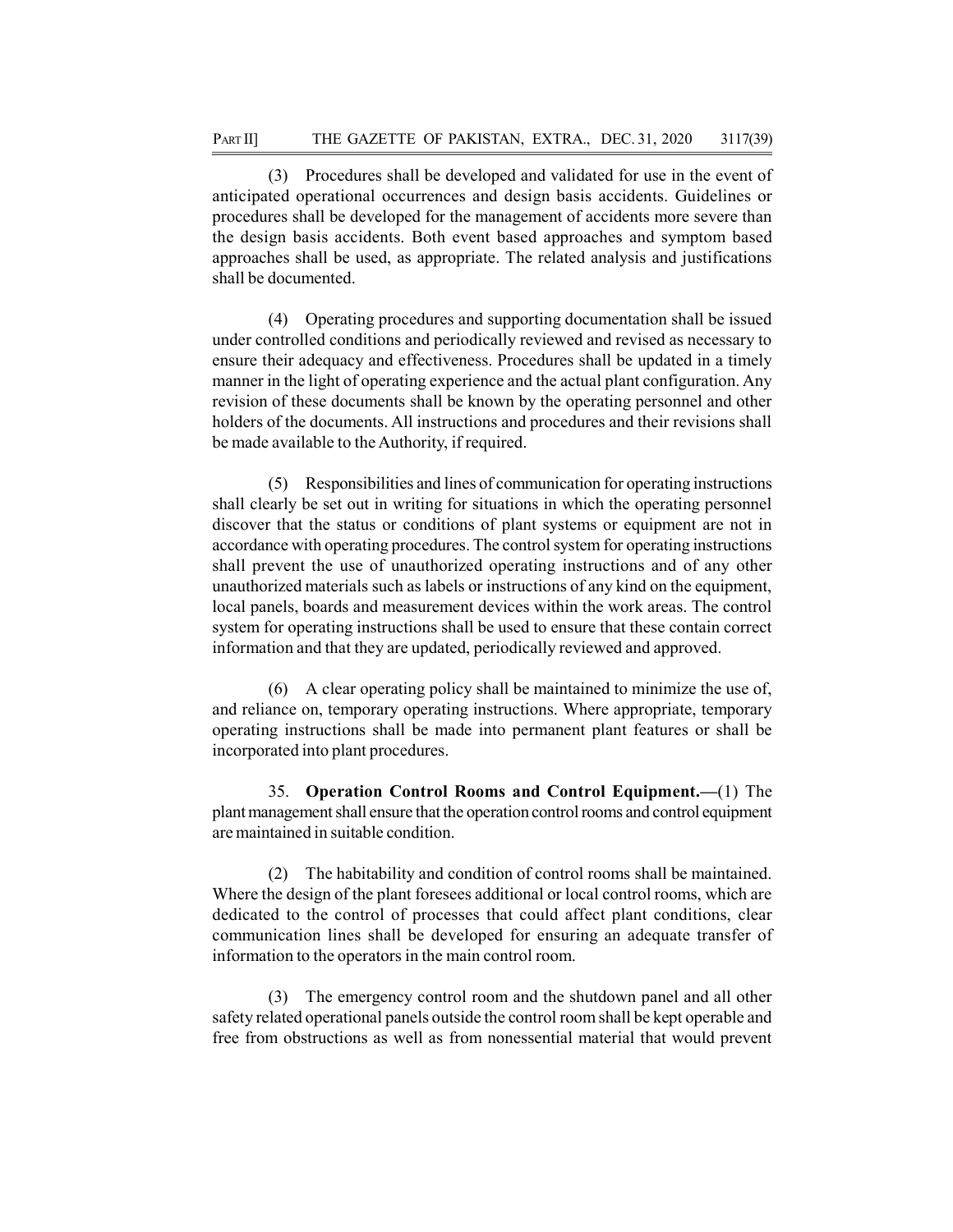(3) Procedures shall be developed and validated for use in the event of anticipated operational occurrences and design basis accidents. Guidelines or procedures shall be developed for the management of accidents more severe than the design basis accidents. Both event based approaches and symptom based approaches shall be used, as appropriate. The related analysis and justifications shall be documented.

(4) Operating procedures and supporting documentation shall be issued under controlled conditions and periodically reviewed and revised as necessary to ensure their adequacy and effectiveness. Procedures shall be updated in a timely manner in the light of operating experience and the actual plant configuration. Any revision of these documents shall be known by the operating personnel and other holders of the documents. All instructions and procedures and their revisions shall be made available to the Authority, if required.

(5) Responsibilities and lines of communication for operating instructions shall clearly be set out in writing for situations in which the operating personnel discover that the status or conditions of plant systems or equipment are not in accordance with operating procedures. The control system for operating instructions shall prevent the use of unauthorized operating instructions and of any other unauthorized materials such as labels or instructions of any kind on the equipment, local panels, boards and measurement devices within the work areas. The control system for operating instructions shall be used to ensure that these contain correct information and that they are updated, periodically reviewed and approved.

(6) A clear operating policy shall be maintained to minimize the use of, and reliance on, temporary operating instructions. Where appropriate, temporary operating instructions shall be made into permanent plant features or shall be incorporated into plant procedures.

35. **Operation Control Rooms and Control Equipment.—**(1) The plant management shall ensure that the operation control rooms and control equipment are maintained in suitable condition.

(2) The habitability and condition of control rooms shall be maintained. Where the design of the plant foresees additional or local control rooms, which are dedicated to the control of processes that could affect plant conditions, clear communication lines shall be developed for ensuring an adequate transfer of information to the operators in the main control room.

(3) The emergency control room and the shutdown panel and all other safety related operational panels outside the control room shall be kept operable and free from obstructions as well as from nonessential material that would prevent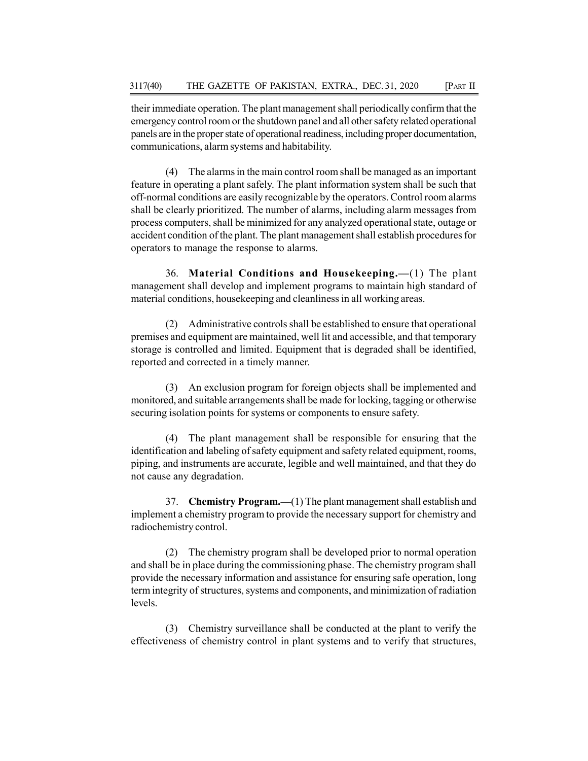their immediate operation. The plant management shall periodically confirm that the emergency control room or the shutdown panel and all other safety related operational panels are in the proper state of operational readiness, including proper documentation, communications, alarm systems and habitability.

(4) The alarms in the main control room shall be managed as an important feature in operating a plant safely. The plant information system shall be such that off-normal conditions are easily recognizable by the operators. Control room alarms shall be clearly prioritized. The number of alarms, including alarm messages from process computers, shall be minimized for any analyzed operational state, outage or accident condition of the plant. The plant management shall establish procedures for operators to manage the response to alarms.

36. **Material Conditions and Housekeeping.—**(1) The plant management shall develop and implement programs to maintain high standard of material conditions, housekeeping and cleanliness in all working areas.

(2) Administrative controls shall be established to ensure that operational premises and equipment are maintained, well lit and accessible, and that temporary storage is controlled and limited. Equipment that is degraded shall be identified, reported and corrected in a timely manner.

(3) An exclusion program for foreign objects shall be implemented and monitored, and suitable arrangements shall be made for locking, tagging or otherwise securing isolation points for systems or components to ensure safety.

(4) The plant management shall be responsible for ensuring that the identification and labeling of safety equipment and safety related equipment, rooms, piping, and instruments are accurate, legible and well maintained, and that they do not cause any degradation.

37. **Chemistry Program.—**(1) The plant management shall establish and implement a chemistry program to provide the necessary support for chemistry and radiochemistry control.

(2) The chemistry program shall be developed prior to normal operation and shall be in place during the commissioning phase. The chemistry program shall provide the necessary information and assistance for ensuring safe operation, long term integrity of structures, systems and components, and minimization of radiation levels.

(3) Chemistry surveillance shall be conducted at the plant to verify the effectiveness of chemistry control in plant systems and to verify that structures,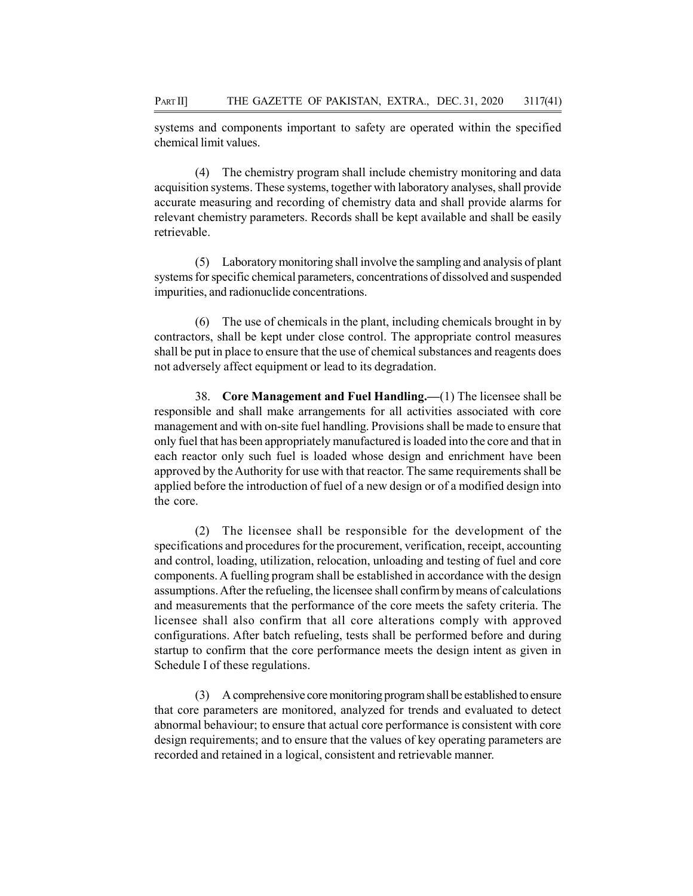systems and components important to safety are operated within the specified chemical limit values.

(4) The chemistry program shall include chemistry monitoring and data acquisition systems. These systems, together with laboratory analyses, shall provide accurate measuring and recording of chemistry data and shall provide alarms for relevant chemistry parameters. Records shall be kept available and shall be easily retrievable.

(5) Laboratory monitoring shall involve the sampling and analysis of plant systems for specific chemical parameters, concentrations of dissolved and suspended impurities, and radionuclide concentrations.

(6) The use of chemicals in the plant, including chemicals brought in by contractors, shall be kept under close control. The appropriate control measures shall be put in place to ensure that the use of chemical substances and reagents does not adversely affect equipment or lead to its degradation.

38. **Core Management and Fuel Handling.—**(1) The licensee shall be responsible and shall make arrangements for all activities associated with core management and with on-site fuel handling. Provisions shall be made to ensure that only fuel that has been appropriately manufactured is loaded into the core and that in each reactor only such fuel is loaded whose design and enrichment have been approved by the Authority for use with that reactor. The same requirements shall be applied before the introduction of fuel of a new design or of a modified design into the core.

(2) The licensee shall be responsible for the development of the specifications and procedures for the procurement, verification, receipt, accounting and control, loading, utilization, relocation, unloading and testing of fuel and core components. A fuelling program shall be established in accordance with the design assumptions. After the refueling, the licensee shall confirm by means of calculations and measurements that the performance of the core meets the safety criteria. The licensee shall also confirm that all core alterations comply with approved configurations. After batch refueling, tests shall be performed before and during startup to confirm that the core performance meets the design intent as given in Schedule I of these regulations.

(3) A comprehensive core monitoring program shall be established to ensure that core parameters are monitored, analyzed for trends and evaluated to detect abnormal behaviour; to ensure that actual core performance is consistent with core design requirements; and to ensure that the values of key operating parameters are recorded and retained in a logical, consistent and retrievable manner.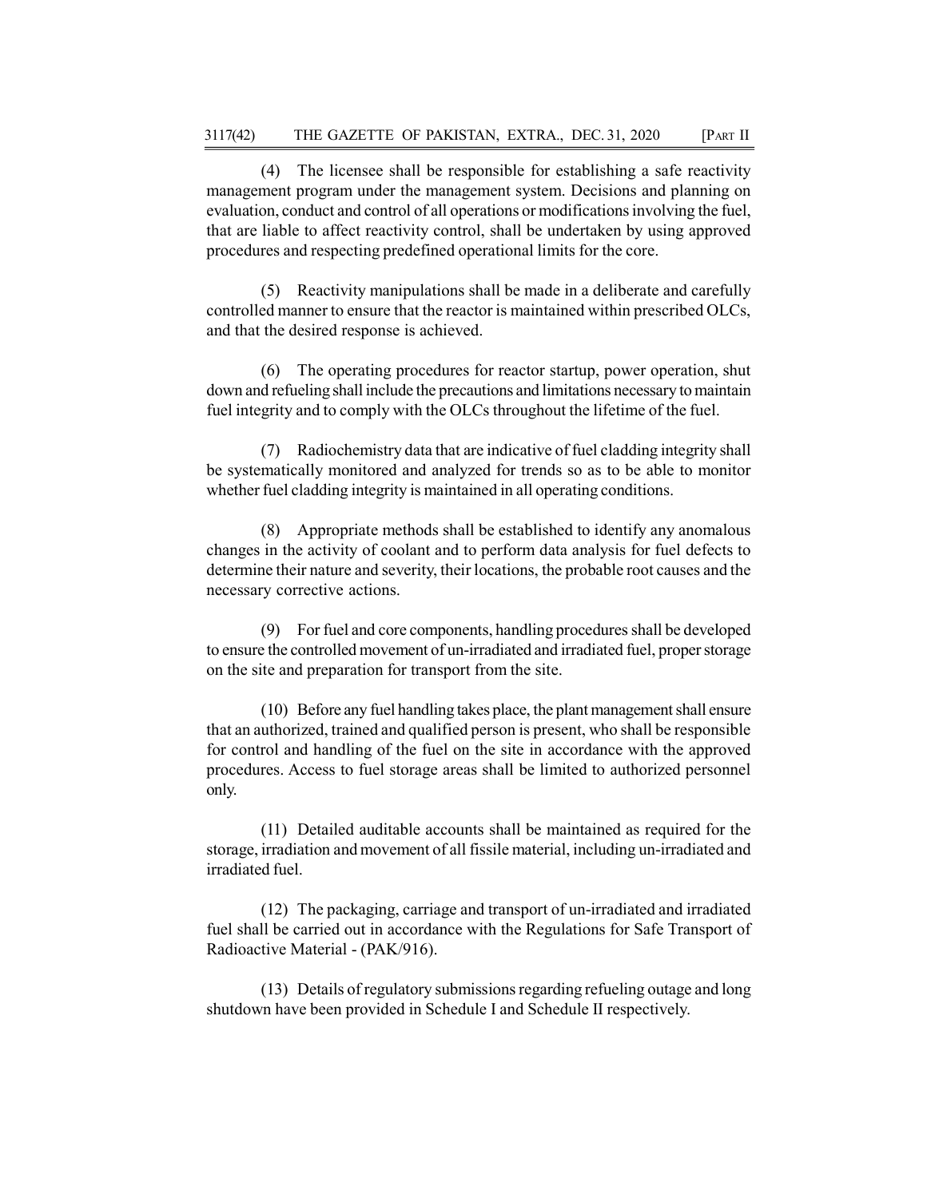(4) The licensee shall be responsible for establishing a safe reactivity management program under the management system. Decisions and planning on evaluation, conduct and control of all operations or modifications involving the fuel, that are liable to affect reactivity control, shall be undertaken by using approved procedures and respecting predefined operational limits for the core.

(5) Reactivity manipulations shall be made in a deliberate and carefully controlled manner to ensure that the reactor is maintained within prescribed OLCs, and that the desired response is achieved.

(6) The operating procedures for reactor startup, power operation, shut down and refueling shall include the precautions and limitations necessary to maintain fuel integrity and to comply with the OLCs throughout the lifetime of the fuel.

(7) Radiochemistry data that are indicative of fuel cladding integrity shall be systematically monitored and analyzed for trends so as to be able to monitor whether fuel cladding integrity is maintained in all operating conditions.

(8) Appropriate methods shall be established to identify any anomalous changes in the activity of coolant and to perform data analysis for fuel defects to determine their nature and severity, their locations, the probable root causes and the necessary corrective actions.

(9) For fuel and core components, handling procedures shall be developed to ensure the controlled movement of un-irradiated and irradiated fuel, proper storage on the site and preparation for transport from the site.

(10) Before any fuel handling takes place, the plant management shall ensure that an authorized, trained and qualified person is present, who shall be responsible for control and handling of the fuel on the site in accordance with the approved procedures. Access to fuel storage areas shall be limited to authorized personnel only.

(11) Detailed auditable accounts shall be maintained as required for the storage, irradiation and movement of all fissile material, including un-irradiated and irradiated fuel.

(12) The packaging, carriage and transport of un-irradiated and irradiated fuel shall be carried out in accordance with the Regulations for Safe Transport of Radioactive Material - (PAK/916).

(13) Details of regulatory submissions regarding refueling outage and long shutdown have been provided in Schedule I and Schedule II respectively.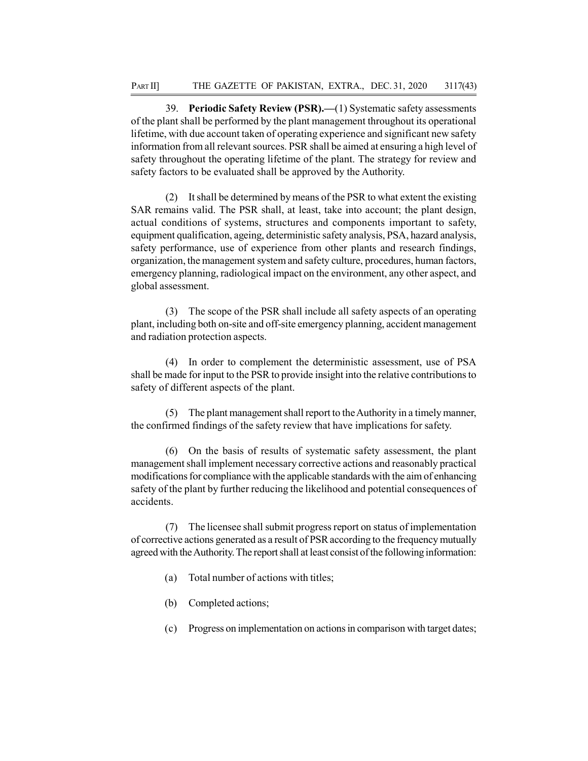39. **Periodic Safety Review (PSR).—**(1) Systematic safety assessments of the plant shall be performed by the plant management throughout its operational lifetime, with due account taken of operating experience and significant new safety information from all relevant sources. PSR shall be aimed at ensuring a high level of safety throughout the operating lifetime of the plant. The strategy for review and safety factors to be evaluated shall be approved by the Authority.

(2) It shall be determined by means of the PSR to what extent the existing SAR remains valid. The PSR shall, at least, take into account; the plant design, actual conditions of systems, structures and components important to safety, equipment qualification, ageing, deterministic safety analysis, PSA, hazard analysis, safety performance, use of experience from other plants and research findings, organization, the management system and safety culture, procedures, human factors, emergency planning, radiological impact on the environment, any other aspect, and global assessment.

(3) The scope of the PSR shall include all safety aspects of an operating plant, including both on-site and off-site emergency planning, accident management and radiation protection aspects.

(4) In order to complement the deterministic assessment, use of PSA shall be made for input to the PSR to provide insight into the relative contributions to safety of different aspects of the plant.

(5) The plant management shall report to the Authority in a timely manner, the confirmed findings of the safety review that have implications for safety.

(6) On the basis of results of systematic safety assessment, the plant management shall implement necessary corrective actions and reasonably practical modifications for compliance with the applicable standards with the aim of enhancing safety of the plant by further reducing the likelihood and potential consequences of accidents.

(7) The licensee shall submit progress report on status of implementation of corrective actions generated as a result of PSR according to the frequency mutually agreed with the Authority. The report shall at least consist of the following information:

(a) Total number of actions with titles;

(b) Completed actions;

(c) Progress on implementation on actions in comparison with target dates;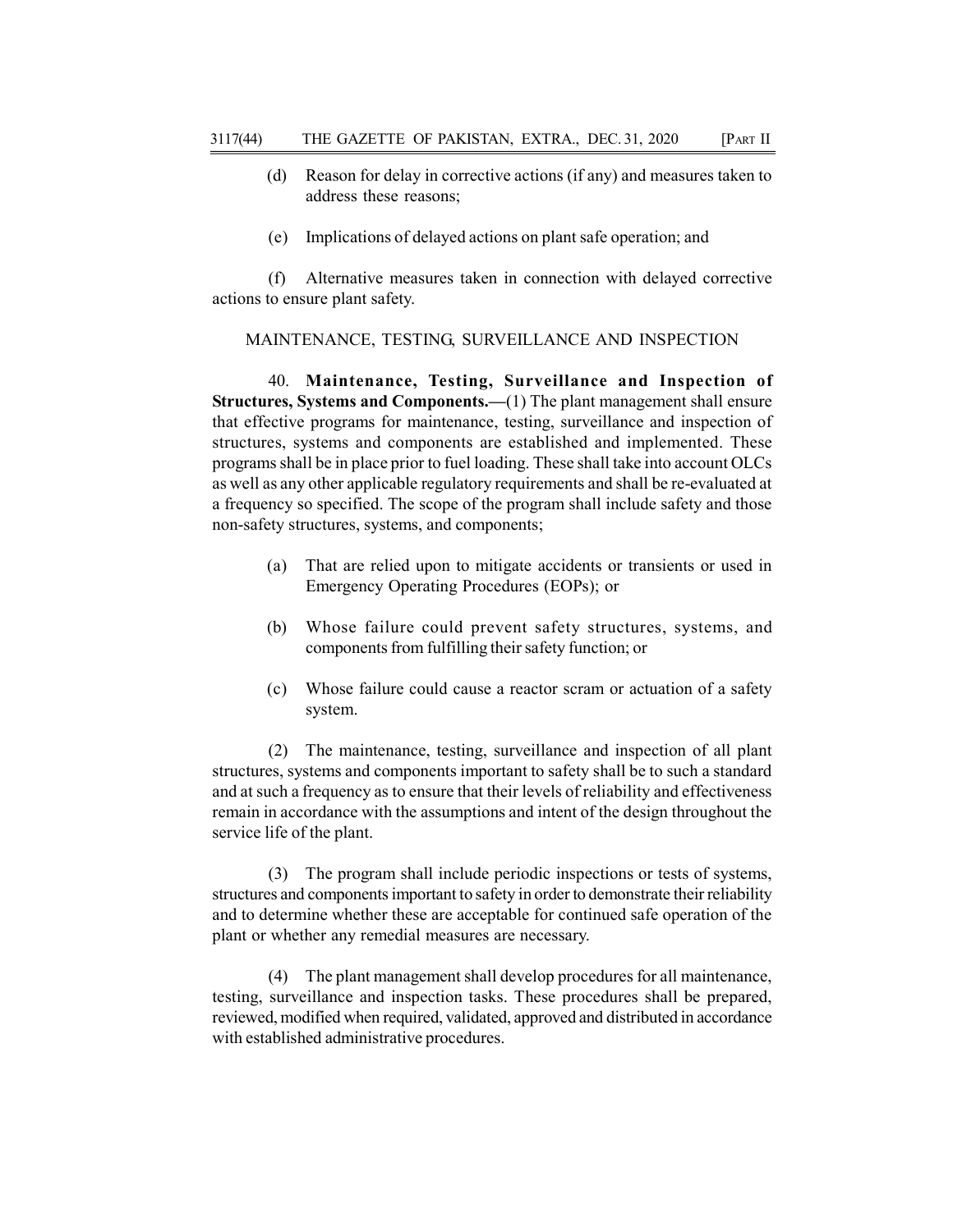(d) Reason for delay in corrective actions (if any) and measures taken to address these reasons;

(e) Implications of delayed actions on plant safe operation; and

(f) Alternative measures taken in connection with delayed corrective actions to ensure plant safety.

MAINTENANCE, TESTING, SURVEILLANCE AND INSPECTION

40. **Maintenance, Testing, Surveillance and Inspection of Structures, Systems and Components.—**(1) The plant management shall ensure that effective programs for maintenance, testing, surveillance and inspection of structures, systems and components are established and implemented. These programs shall be in place prior to fuel loading. These shall take into account OLCs as well as any other applicable regulatory requirements and shall be re-evaluated at a frequency so specified. The scope of the program shall include safety and those non-safety structures, systems, and components;

(a) That are relied upon to mitigate accidents or transients or used in Emergency Operating Procedures (EOPs); or

(b) Whose failure could prevent safety structures, systems, and components from fulfilling their safety function; or

(c) Whose failure could cause a reactor scram or actuation of a safety system.

(2) The maintenance, testing, surveillance and inspection of all plant structures, systems and components important to safety shall be to such a standard and at such a frequency as to ensure that their levels of reliability and effectiveness remain in accordance with the assumptions and intent of the design throughout the service life of the plant.

(3) The program shall include periodic inspections or tests of systems, structures and components important to safety in order to demonstrate their reliability and to determine whether these are acceptable for continued safe operation of the plant or whether any remedial measures are necessary.

(4) The plant management shall develop procedures for all maintenance, testing, surveillance and inspection tasks. These procedures shall be prepared, reviewed, modified when required, validated, approved and distributed in accordance with established administrative procedures.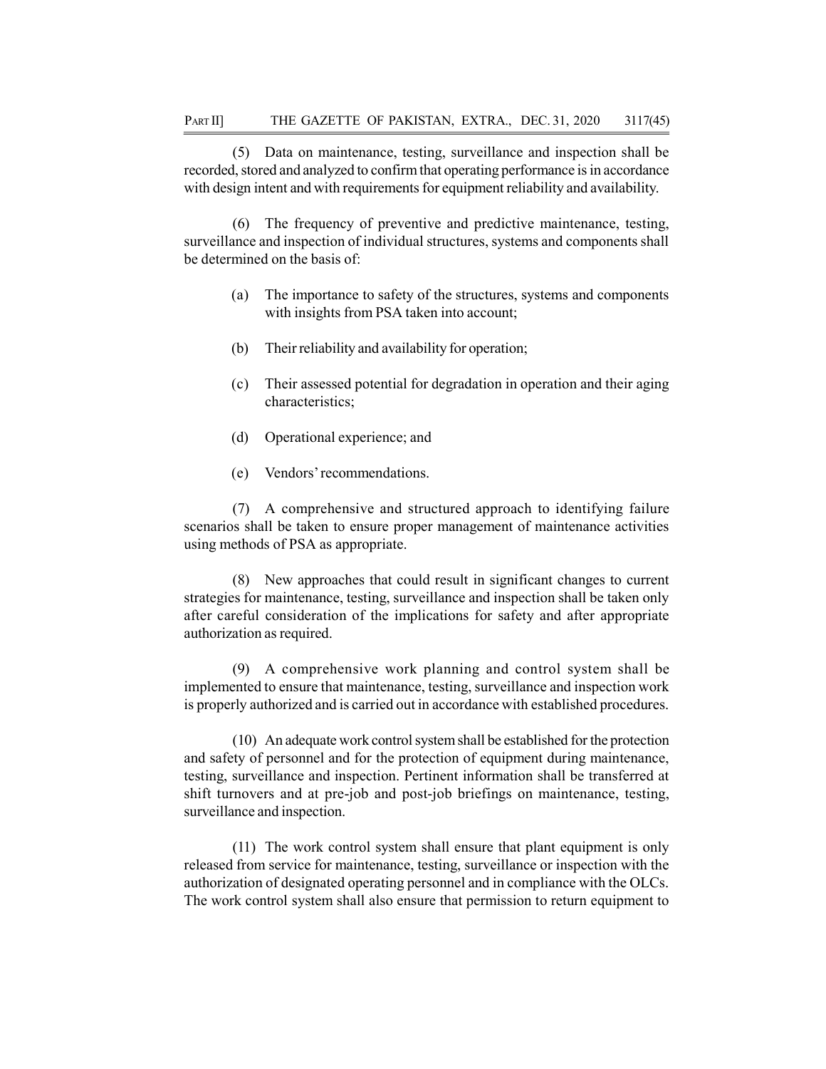(5) Data on maintenance, testing, surveillance and inspection shall be recorded, stored and analyzed to confirm that operating performance is in accordance with design intent and with requirements for equipment reliability and availability.

(6) The frequency of preventive and predictive maintenance, testing, surveillance and inspection of individual structures, systems and components shall be determined on the basis of:

(a) The importance to safety of the structures, systems and components with insights from PSA taken into account;

(b) Their reliability and availability for operation;

(c) Their assessed potential for degradation in operation and their aging characteristics;

(d) Operational experience; and

(e) Vendors' recommendations.

(7) A comprehensive and structured approach to identifying failure scenarios shall be taken to ensure proper management of maintenance activities using methods of PSA as appropriate.

(8) New approaches that could result in significant changes to current strategies for maintenance, testing, surveillance and inspection shall be taken only after careful consideration of the implications for safety and after appropriate authorization as required.

(9) A comprehensive work planning and control system shall be implemented to ensure that maintenance, testing, surveillance and inspection work is properly authorized and is carried out in accordance with established procedures.

(10) An adequate work control system shall be established for the protection and safety of personnel and for the protection of equipment during maintenance, testing, surveillance and inspection. Pertinent information shall be transferred at shift turnovers and at pre-job and post-job briefings on maintenance, testing, surveillance and inspection.

(11) The work control system shall ensure that plant equipment is only released from service for maintenance, testing, surveillance or inspection with the authorization of designated operating personnel and in compliance with the OLCs. The work control system shall also ensure that permission to return equipment to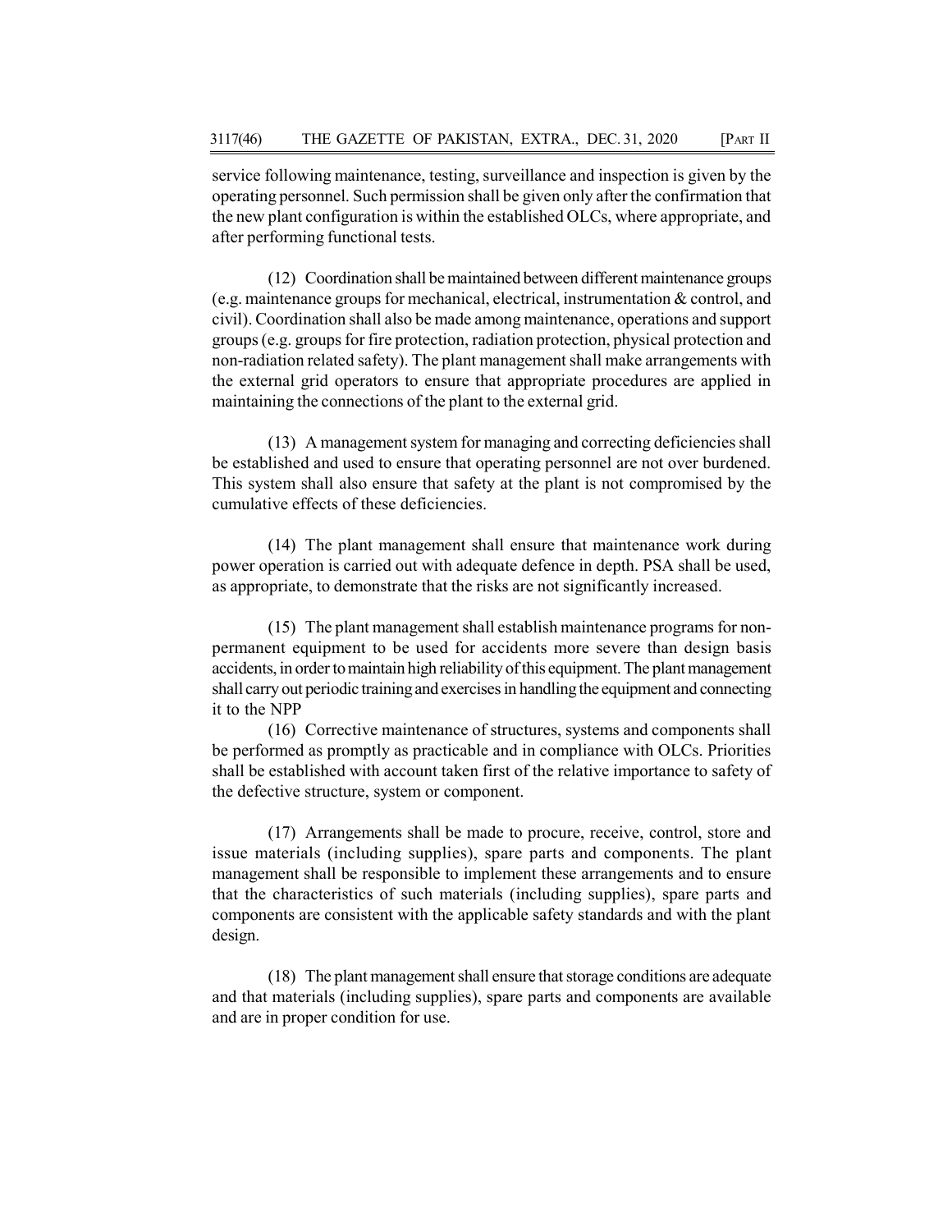service following maintenance, testing, surveillance and inspection is given by the operating personnel. Such permission shall be given only after the confirmation that the new plant configuration is within the established OLCs, where appropriate, and after performing functional tests.

(12) Coordination shall be maintained between different maintenance groups (e.g. maintenance groups for mechanical, electrical, instrumentation & control, and civil). Coordination shall also be made among maintenance, operations and support groups (e.g. groups for fire protection, radiation protection, physical protection and non-radiation related safety). The plant management shall make arrangements with the external grid operators to ensure that appropriate procedures are applied in maintaining the connections of the plant to the external grid.

(13) A management system for managing and correcting deficiencies shall be established and used to ensure that operating personnel are not over burdened. This system shall also ensure that safety at the plant is not compromised by the cumulative effects of these deficiencies.

(14) The plant management shall ensure that maintenance work during power operation is carried out with adequate defence in depth. PSA shall be used, as appropriate, to demonstrate that the risks are not significantly increased.

(15) The plant management shall establish maintenance programs for non-permanent equipment to be used for accidents more severe than design basis accidents, in order to maintain high reliability of this equipment. The plant management shall carry out periodic training and exercises in handling the equipment and connecting it to the NPP

(16) Corrective maintenance of structures, systems and components shall be performed as promptly as practicable and in compliance with OLCs. Priorities shall be established with account taken first of the relative importance to safety of the defective structure, system or component.

(17) Arrangements shall be made to procure, receive, control, store and issue materials (including supplies), spare parts and components. The plant management shall be responsible to implement these arrangements and to ensure that the characteristics of such materials (including supplies), spare parts and components are consistent with the applicable safety standards and with the plant design.

(18) The plant management shall ensure that storage conditions are adequate and that materials (including supplies), spare parts and components are available and are in proper condition for use.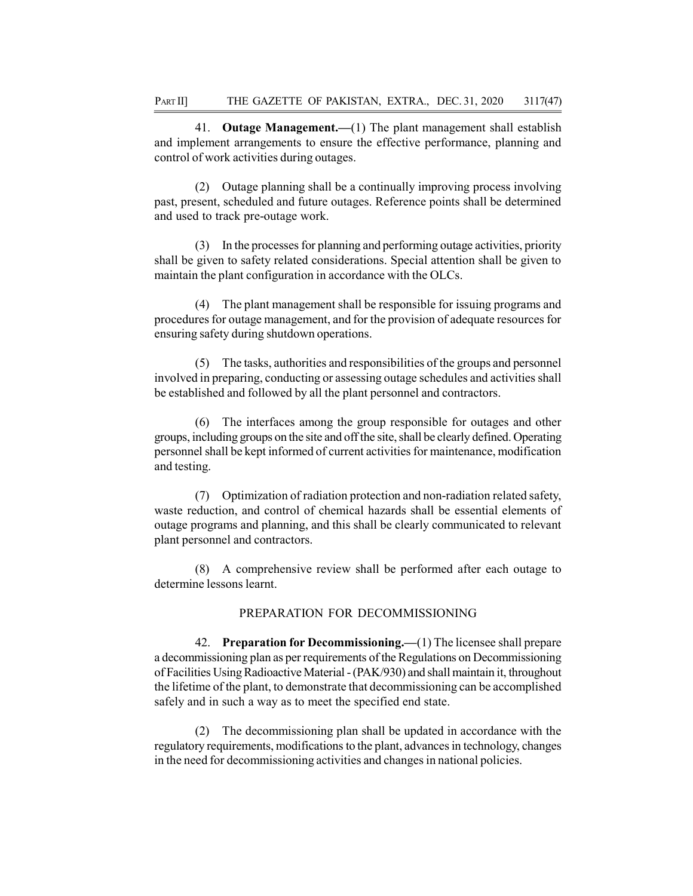41. **Outage Management.—**(1) The plant management shall establish and implement arrangements to ensure the effective performance, planning and control of work activities during outages.

(2) Outage planning shall be a continually improving process involving past, present, scheduled and future outages. Reference points shall be determined and used to track pre-outage work.

(3) In the processes for planning and performing outage activities, priority shall be given to safety related considerations. Special attention shall be given to maintain the plant configuration in accordance with the OLCs.

(4) The plant management shall be responsible for issuing programs and procedures for outage management, and for the provision of adequate resources for ensuring safety during shutdown operations.

(5) The tasks, authorities and responsibilities of the groups and personnel involved in preparing, conducting or assessing outage schedules and activities shall be established and followed by all the plant personnel and contractors.

(6) The interfaces among the group responsible for outages and other groups, including groups on the site and off the site, shall be clearly defined. Operating personnel shall be kept informed of current activities for maintenance, modification and testing.

(7) Optimization of radiation protection and non-radiation related safety, waste reduction, and control of chemical hazards shall be essential elements of outage programs and planning, and this shall be clearly communicated to relevant plant personnel and contractors.

(8) A comprehensive review shall be performed after each outage to determine lessons learnt.

## PREPARATION FOR DECOMMISSIONING

42. **Preparation for Decommissioning.—**(1) The licensee shall prepare a decommissioning plan as per requirements of the Regulations on Decommissioning of Facilities Using Radioactive Material - (PAK/930) and shall maintain it, throughout the lifetime of the plant, to demonstrate that decommissioning can be accomplished safely and in such a way as to meet the specified end state.

(2) The decommissioning plan shall be updated in accordance with the regulatory requirements, modifications to the plant, advances in technology, changes in the need for decommissioning activities and changes in national policies.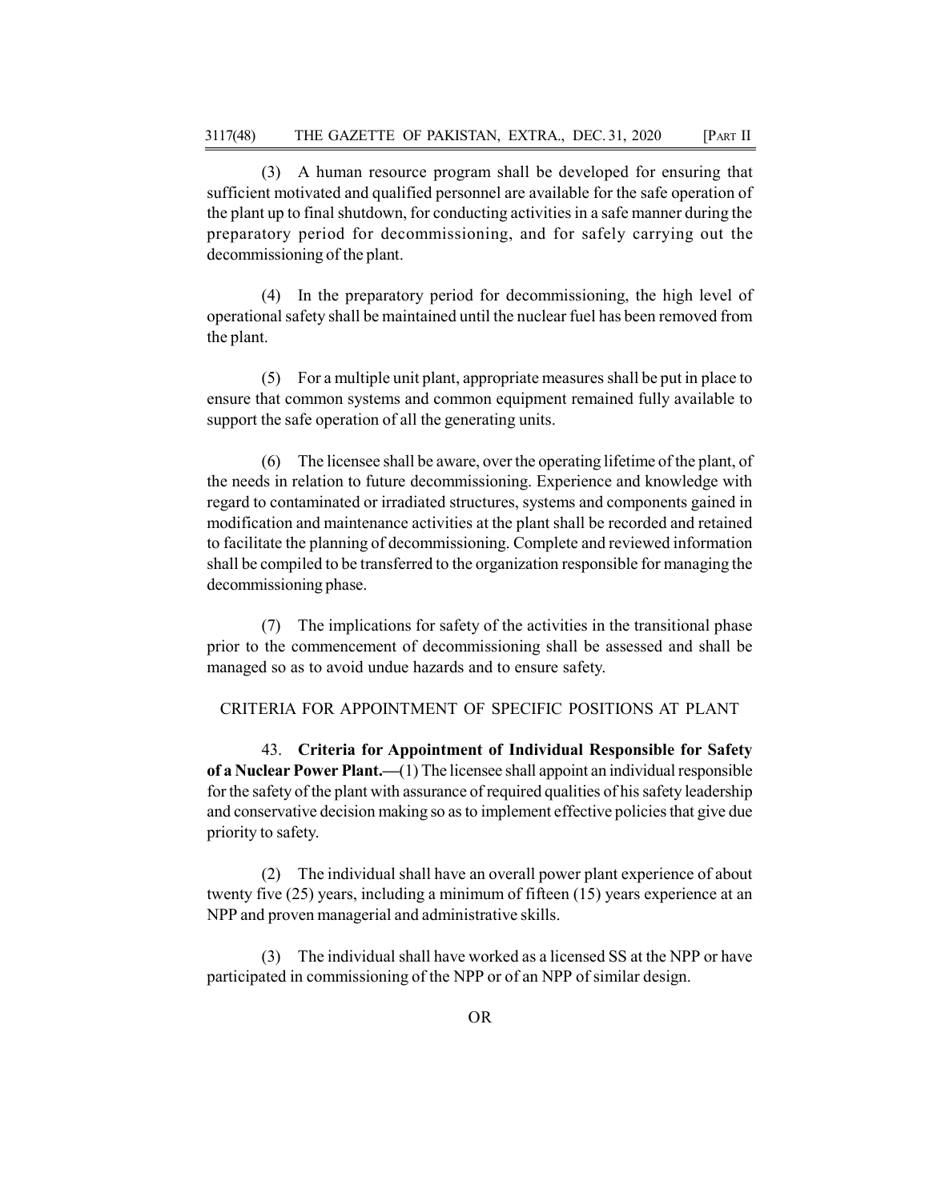(3) A human resource program shall be developed for ensuring that sufficient motivated and qualified personnel are available for the safe operation of the plant up to final shutdown, for conducting activities in a safe manner during the preparatory period for decommissioning, and for safely carrying out the decommissioning of the plant.

(4) In the preparatory period for decommissioning, the high level of operational safety shall be maintained until the nuclear fuel has been removed from the plant.

(5) For a multiple unit plant, appropriate measures shall be put in place to ensure that common systems and common equipment remained fully available to support the safe operation of all the generating units.

(6) The licensee shall be aware, over the operating lifetime of the plant, of the needs in relation to future decommissioning. Experience and knowledge with regard to contaminated or irradiated structures, systems and components gained in modification and maintenance activities at the plant shall be recorded and retained to facilitate the planning of decommissioning. Complete and reviewed information shall be compiled to be transferred to the organization responsible for managing the decommissioning phase.

(7) The implications for safety of the activities in the transitional phase prior to the commencement of decommissioning shall be assessed and shall be managed so as to avoid undue hazards and to ensure safety.

## CRITERIA FOR APPOINTMENT OF SPECIFIC POSITIONS AT PLANT

43. **Criteria for Appointment of Individual Responsible for Safety of a Nuclear Power Plant.—**(1) The licensee shall appoint an individual responsible for the safety of the plant with assurance of required qualities of his safety leadership and conservative decision making so as to implement effective policies that give due priority to safety.

(2) The individual shall have an overall power plant experience of about twenty five (25) years, including a minimum of fifteen (15) years experience at an NPP and proven managerial and administrative skills.

(3) The individual shall have worked as a licensed SS at the NPP or have participated in commissioning of the NPP or of an NPP of similar design.

OR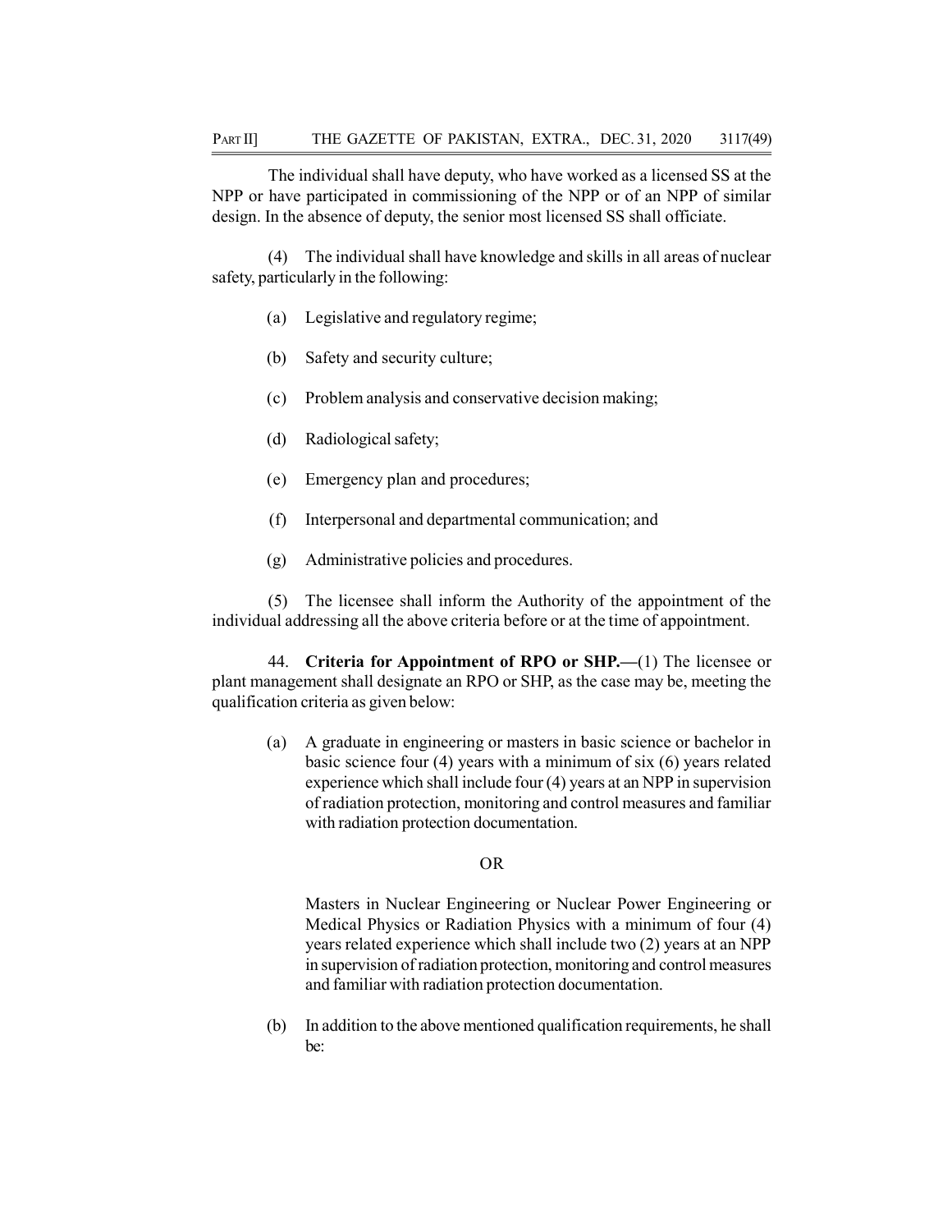The individual shall have deputy, who have worked as a licensed SS at the NPP or have participated in commissioning of the NPP or of an NPP of similar design. In the absence of deputy, the senior most licensed SS shall officiate.

(4) The individual shall have knowledge and skills in all areas of nuclear safety, particularly in the following:

(a) Legislative and regulatory regime;

(b) Safety and security culture;

(c) Problem analysis and conservative decision making;

(d) Radiological safety;

(e) Emergency plan and procedures;

(f) Interpersonal and departmental communication; and

(g) Administrative policies and procedures.

(5) The licensee shall inform the Authority of the appointment of the individual addressing all the above criteria before or at the time of appointment.

44. **Criteria for Appointment of RPO or SHP.—**(1) The licensee or plant management shall designate an RPO or SHP, as the case may be, meeting the qualification criteria as given below:

(a) A graduate in engineering or masters in basic science or bachelor in basic science four (4) years with a minimum of six (6) years related experience which shall include four (4) years at an NPP in supervision of radiation protection, monitoring and control measures and familiar with radiation protection documentation.

OR

Masters in Nuclear Engineering or Nuclear Power Engineering or Medical Physics or Radiation Physics with a minimum of four (4) years related experience which shall include two (2) years at an NPP in supervision of radiation protection, monitoring and control measures and familiar with radiation protection documentation.

(b) In addition to the above mentioned qualification requirements, he shall be: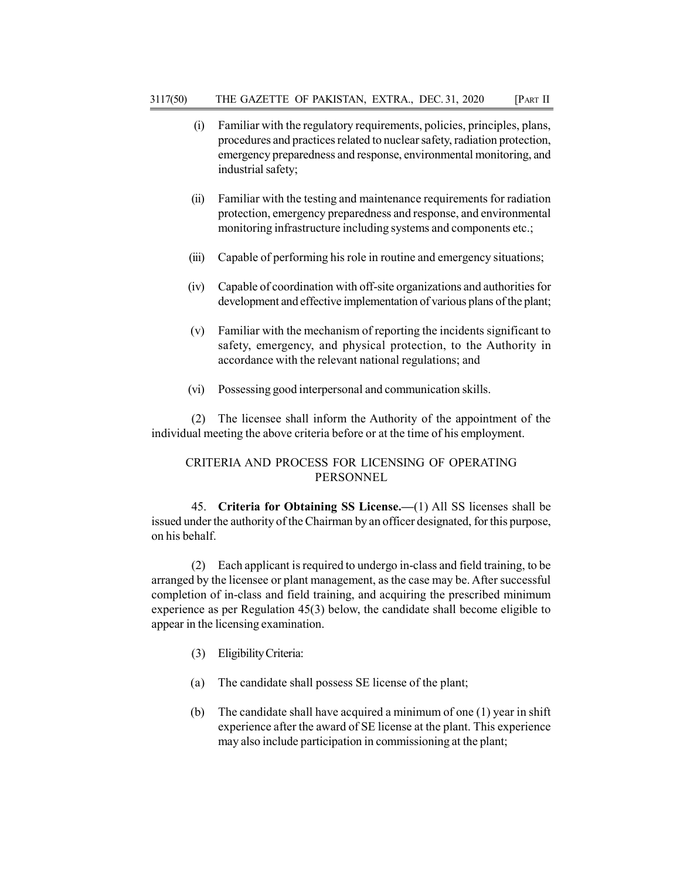(i) Familiar with the regulatory requirements, policies, principles, plans, procedures and practices related to nuclear safety, radiation protection, emergency preparedness and response, environmental monitoring, and industrial safety;

(ii) Familiar with the testing and maintenance requirements for radiation protection, emergency preparedness and response, and environmental monitoring infrastructure including systems and components etc.;

(iii) Capable of performing his role in routine and emergency situations;

(iv) Capable of coordination with off-site organizations and authorities for development and effective implementation of various plans of the plant;

(v) Familiar with the mechanism of reporting the incidents significant to safety, emergency, and physical protection, to the Authority in accordance with the relevant national regulations; and

(vi) Possessing good interpersonal and communication skills.

(2) The licensee shall inform the Authority of the appointment of the individual meeting the above criteria before or at the time of his employment.

## CRITERIA AND PROCESS FOR LICENSING OF OPERATING PERSONNEL

45. **Criteria for Obtaining SS License.—**(1) All SS licenses shall be issued under the authority of the Chairman by an officer designated, for this purpose, on his behalf.

(2) Each applicant is required to undergo in-class and field training, to be arranged by the licensee or plant management, as the case may be. After successful completion of in-class and field training, and acquiring the prescribed minimum experience as per Regulation 45(3) below, the candidate shall become eligible to appear in the licensing examination.

(3) Eligibility Criteria:

(a) The candidate shall possess SE license of the plant;

(b) The candidate shall have acquired a minimum of one (1) year in shift experience after the award of SE license at the plant. This experience may also include participation in commissioning at the plant;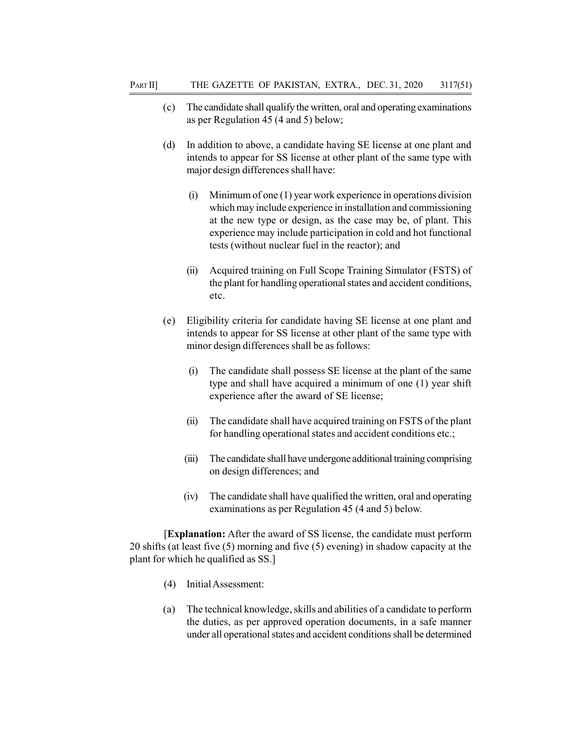(c) The candidate shall qualify the written, oral and operating examinations as per Regulation 45 (4 and 5) below;

(d) In addition to above, a candidate having SE license at one plant and intends to appear for SS license at other plant of the same type with major design differences shall have:

   (i) Minimum of one (1) year work experience in operations division which may include experience in installation and commissioning at the new type or design, as the case may be, of plant. This experience may include participation in cold and hot functional tests (without nuclear fuel in the reactor); and

   (ii) Acquired training on Full Scope Training Simulator (FSTS) of the plant for handling operational states and accident conditions, etc.

(e) Eligibility criteria for candidate having SE license at one plant and intends to appear for SS license at other plant of the same type with minor design differences shall be as follows:

   (i) The candidate shall possess SE license at the plant of the same type and shall have acquired a minimum of one (1) year shift experience after the award of SE license;

   (ii) The candidate shall have acquired training on FSTS of the plant for handling operational states and accident conditions etc.;

   (iii) The candidate shall have undergone additional training comprising on design differences; and

   (iv) The candidate shall have qualified the written, oral and operating examinations as per Regulation 45 (4 and 5) below.

[**Explanation:** After the award of SS license, the candidate must perform 20 shifts (at least five (5) morning and five (5) evening) in shadow capacity at the plant for which he qualified as SS.]

(4) Initial Assessment:

(a) The technical knowledge, skills and abilities of a candidate to perform the duties, as per approved operation documents, in a safe manner under all operational states and accident conditions shall be determined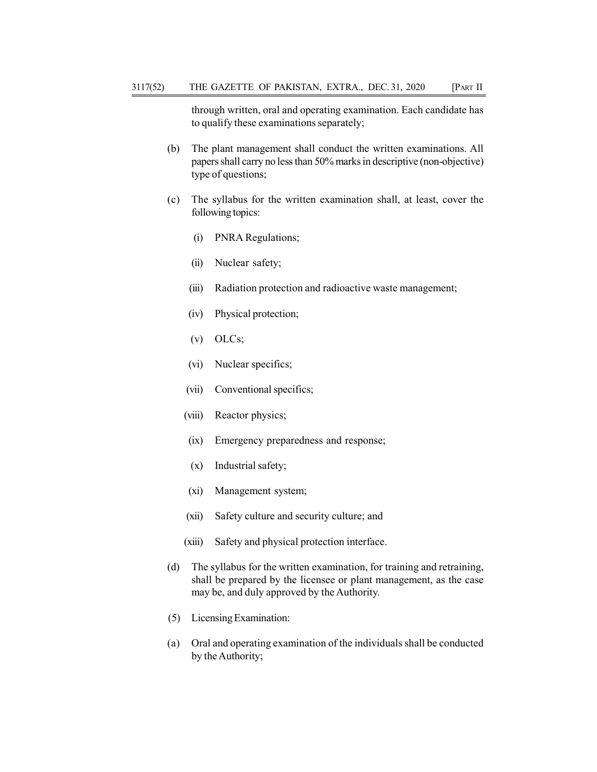through written, oral and operating examination. Each candidate has to qualify these examinations separately;

(b) The plant management shall conduct the written examinations. All papers shall carry no less than 50% marks in descriptive (non-objective) type of questions;

(c) The syllabus for the written examination shall, at least, cover the following topics:

   (i) PNRA Regulations;

   (ii) Nuclear safety;

   (iii) Radiation protection and radioactive waste management;

   (iv) Physical protection;

   (v) OLCs;

   (vi) Nuclear specifics;

   (vii) Conventional specifics;

   (viii) Reactor physics;

   (ix) Emergency preparedness and response;

   (x) Industrial safety;

   (xi) Management system;

   (xii) Safety culture and security culture; and

   (xiii) Safety and physical protection interface.

(d) The syllabus for the written examination, for training and retraining, shall be prepared by the licensee or plant management, as the case may be, and duly approved by the Authority.

(5) Licensing Examination:

(a) Oral and operating examination of the individuals shall be conducted by the Authority;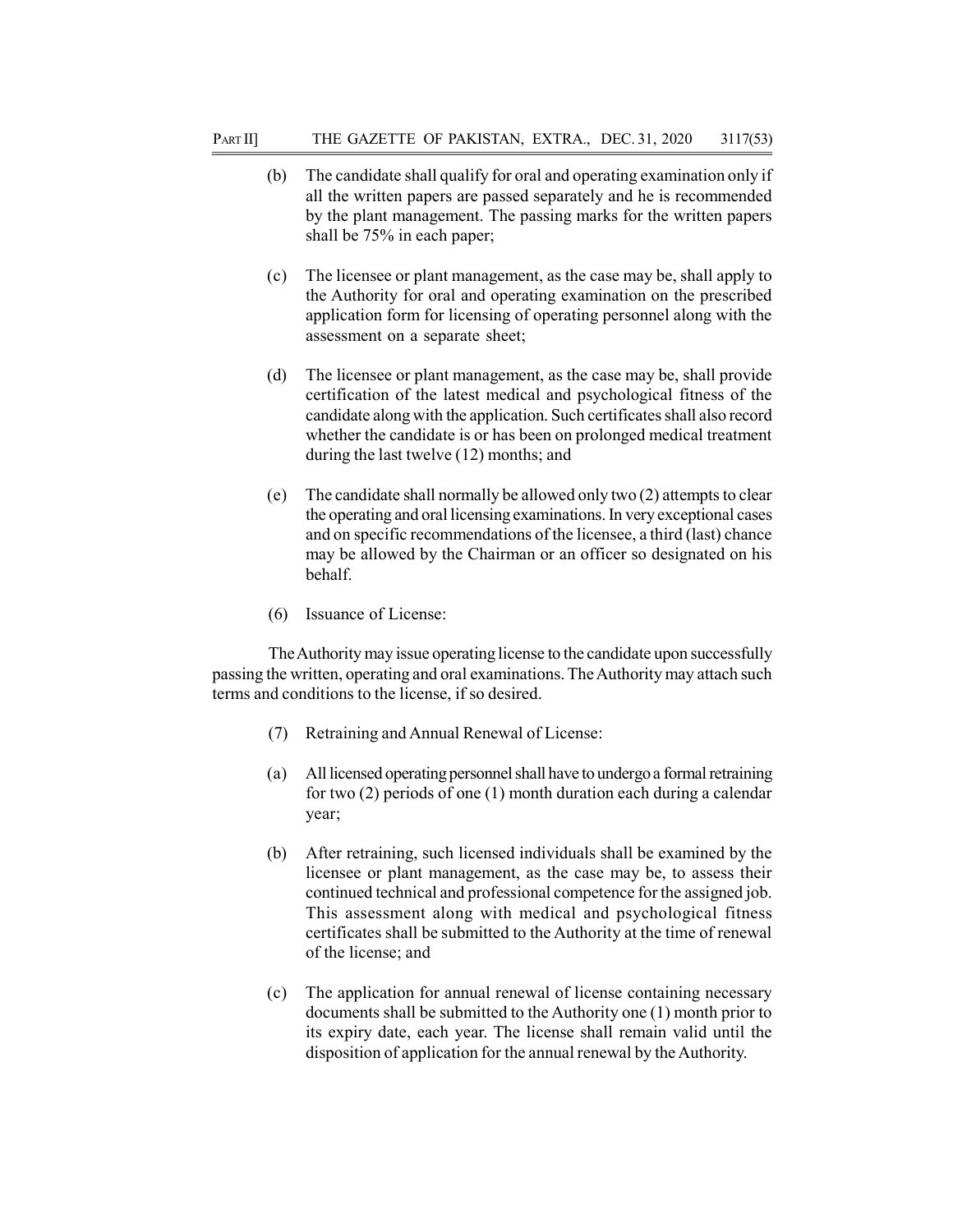(b) The candidate shall qualify for oral and operating examination only if all the written papers are passed separately and he is recommended by the plant management. The passing marks for the written papers shall be 75% in each paper;

(c) The licensee or plant management, as the case may be, shall apply to the Authority for oral and operating examination on the prescribed application form for licensing of operating personnel along with the assessment on a separate sheet;

(d) The licensee or plant management, as the case may be, shall provide certification of the latest medical and psychological fitness of the candidate along with the application. Such certificates shall also record whether the candidate is or has been on prolonged medical treatment during the last twelve (12) months; and

(e) The candidate shall normally be allowed only two (2) attempts to clear the operating and oral licensing examinations. In very exceptional cases and on specific recommendations of the licensee, a third (last) chance may be allowed by the Chairman or an officer so designated on his behalf.

(6) Issuance of License:

The Authority may issue operating license to the candidate upon successfully passing the written, operating and oral examinations. The Authority may attach such terms and conditions to the license, if so desired.

(7) Retraining and Annual Renewal of License:

(a) All licensed operating personnel shall have to undergo a formal retraining for two (2) periods of one (1) month duration each during a calendar year;

(b) After retraining, such licensed individuals shall be examined by the licensee or plant management, as the case may be, to assess their continued technical and professional competence for the assigned job. This assessment along with medical and psychological fitness certificates shall be submitted to the Authority at the time of renewal of the license; and

(c) The application for annual renewal of license containing necessary documents shall be submitted to the Authority one (1) month prior to its expiry date, each year. The license shall remain valid until the disposition of application for the annual renewal by the Authority.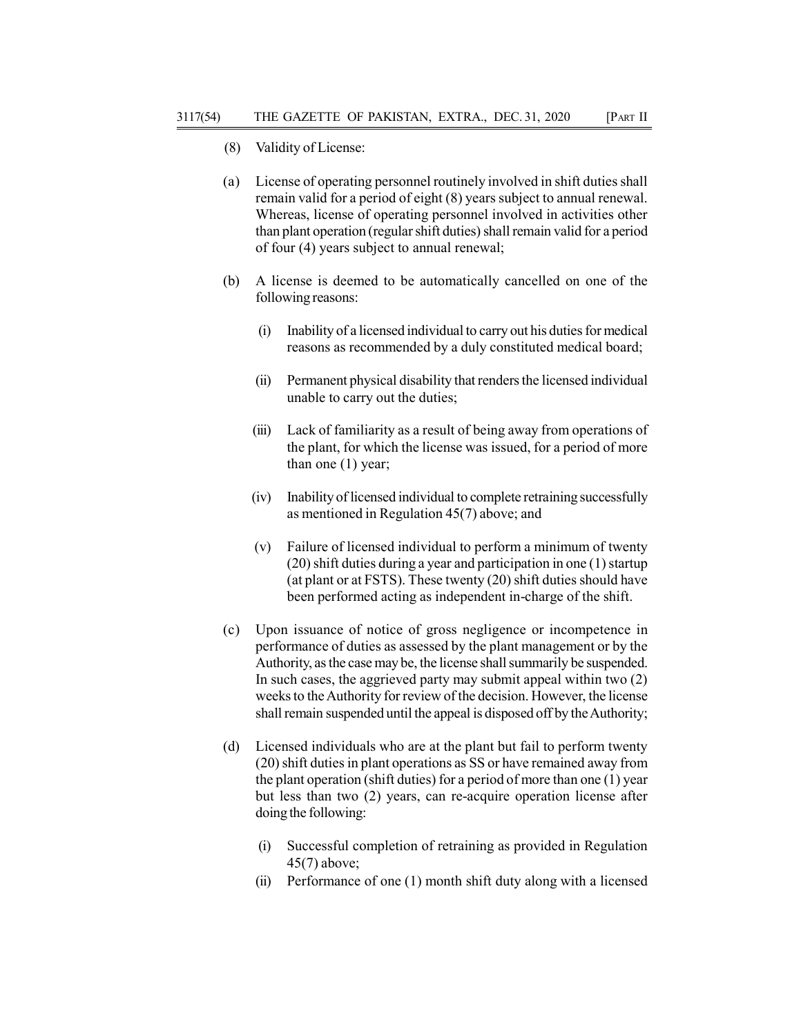(8) Validity of License:

(a) License of operating personnel routinely involved in shift duties shall remain valid for a period of eight (8) years subject to annual renewal. Whereas, license of operating personnel involved in activities other than plant operation (regular shift duties) shall remain valid for a period of four (4) years subject to annual renewal;

(b) A license is deemed to be automatically cancelled on one of the following reasons:

   (i) Inability of a licensed individual to carry out his duties for medical reasons as recommended by a duly constituted medical board;

   (ii) Permanent physical disability that renders the licensed individual unable to carry out the duties;

   (iii) Lack of familiarity as a result of being away from operations of the plant, for which the license was issued, for a period of more than one (1) year;

   (iv) Inability of licensed individual to complete retraining successfully as mentioned in Regulation 45(7) above; and

   (v) Failure of licensed individual to perform a minimum of twenty (20) shift duties during a year and participation in one (1) startup (at plant or at FSTS). These twenty (20) shift duties should have been performed acting as independent in-charge of the shift.

(c) Upon issuance of notice of gross negligence or incompetence in performance of duties as assessed by the plant management or by the Authority, as the case may be, the license shall summarily be suspended. In such cases, the aggrieved party may submit appeal within two (2) weeks to the Authority for review of the decision. However, the license shall remain suspended until the appeal is disposed off by the Authority;

(d) Licensed individuals who are at the plant but fail to perform twenty (20) shift duties in plant operations as SS or have remained away from the plant operation (shift duties) for a period of more than one (1) year but less than two (2) years, can re-acquire operation license after doing the following:

   (i) Successful completion of retraining as provided in Regulation 45(7) above;

   (ii) Performance of one (1) month shift duty along with a licensed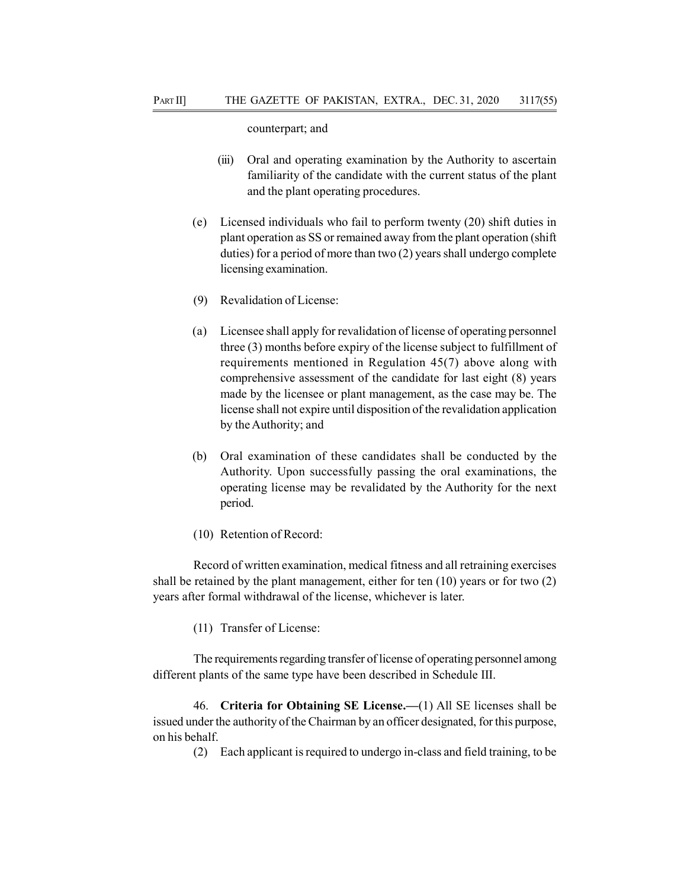counterpart; and

(iii) Oral and operating examination by the Authority to ascertain familiarity of the candidate with the current status of the plant and the plant operating procedures.

(e) Licensed individuals who fail to perform twenty (20) shift duties in plant operation as SS or remained away from the plant operation (shift duties) for a period of more than two (2) years shall undergo complete licensing examination.

(9) Revalidation of License:

(a) Licensee shall apply for revalidation of license of operating personnel three (3) months before expiry of the license subject to fulfillment of requirements mentioned in Regulation 45(7) above along with comprehensive assessment of the candidate for last eight (8) years made by the licensee or plant management, as the case may be. The license shall not expire until disposition of the revalidation application by the Authority; and

(b) Oral examination of these candidates shall be conducted by the Authority. Upon successfully passing the oral examinations, the operating license may be revalidated by the Authority for the next period.

(10) Retention of Record:

Record of written examination, medical fitness and all retraining exercises shall be retained by the plant management, either for ten (10) years or for two (2) years after formal withdrawal of the license, whichever is later.

(11) Transfer of License:

The requirements regarding transfer of license of operating personnel among different plants of the same type have been described in Schedule III.

46. **Criteria for Obtaining SE License.—**(1) All SE licenses shall be issued under the authority of the Chairman by an officer designated, for this purpose, on his behalf.

(2) Each applicant is required to undergo in-class and field training, to be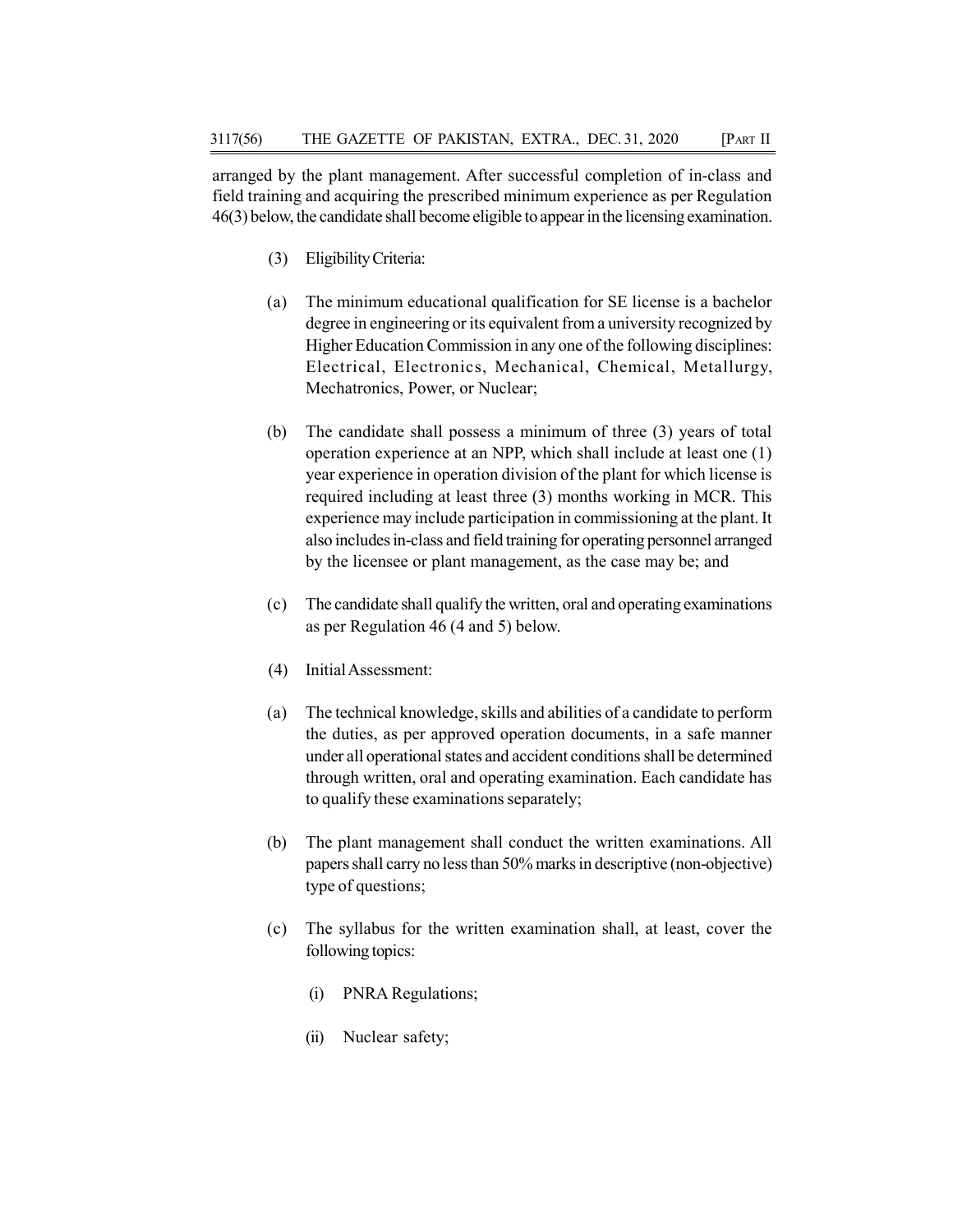arranged by the plant management. After successful completion of in-class and field training and acquiring the prescribed minimum experience as per Regulation 46(3) below, the candidate shall become eligible to appear in the licensing examination.

(3) Eligibility Criteria:

(a) The minimum educational qualification for SE license is a bachelor degree in engineering or its equivalent from a university recognized by Higher Education Commission in any one of the following disciplines: Electrical, Electronics, Mechanical, Chemical, Metallurgy, Mechatronics, Power, or Nuclear;

(b) The candidate shall possess a minimum of three (3) years of total operation experience at an NPP, which shall include at least one (1) year experience in operation division of the plant for which license is required including at least three (3) months working in MCR. This experience may include participation in commissioning at the plant. It also includes in-class and field training for operating personnel arranged by the licensee or plant management, as the case may be; and

(c) The candidate shall qualify the written, oral and operating examinations as per Regulation 46 (4 and 5) below.

(4) Initial Assessment:

(a) The technical knowledge, skills and abilities of a candidate to perform the duties, as per approved operation documents, in a safe manner under all operational states and accident conditions shall be determined through written, oral and operating examination. Each candidate has to qualify these examinations separately;

(b) The plant management shall conduct the written examinations. All papers shall carry no less than 50% marks in descriptive (non-objective) type of questions;

(c) The syllabus for the written examination shall, at least, cover the following topics:

(i) PNRA Regulations;

(ii) Nuclear safety;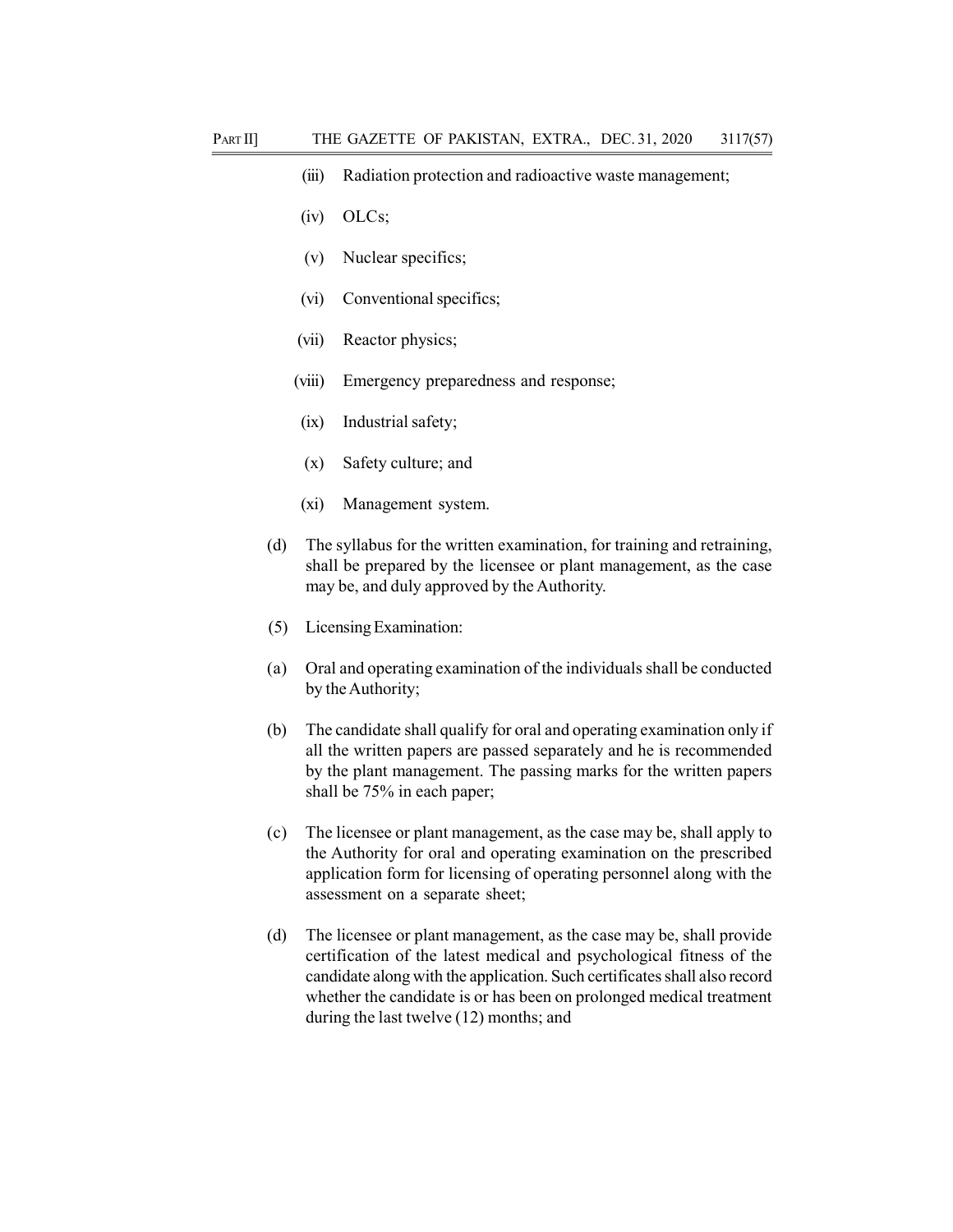(iii) Radiation protection and radioactive waste management;

(iv) OLCs;

(v) Nuclear specifics;

(vi) Conventional specifics;

(vii) Reactor physics;

(viii) Emergency preparedness and response;

(ix) Industrial safety;

(x) Safety culture; and

(xi) Management system.

(d) The syllabus for the written examination, for training and retraining, shall be prepared by the licensee or plant management, as the case may be, and duly approved by the Authority.

(5) Licensing Examination:

(a) Oral and operating examination of the individuals shall be conducted by the Authority;

(b) The candidate shall qualify for oral and operating examination only if all the written papers are passed separately and he is recommended by the plant management. The passing marks for the written papers shall be 75% in each paper;

(c) The licensee or plant management, as the case may be, shall apply to the Authority for oral and operating examination on the prescribed application form for licensing of operating personnel along with the assessment on a separate sheet;

(d) The licensee or plant management, as the case may be, shall provide certification of the latest medical and psychological fitness of the candidate along with the application. Such certificates shall also record whether the candidate is or has been on prolonged medical treatment during the last twelve (12) months; and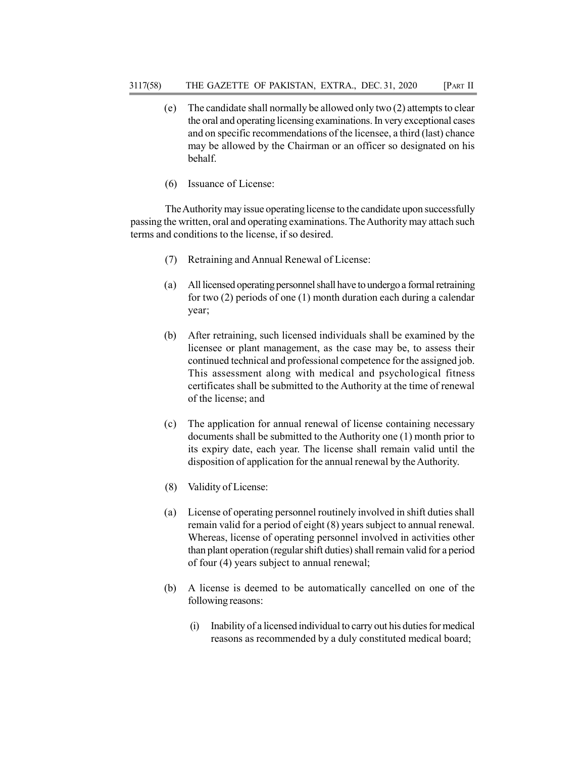(e) The candidate shall normally be allowed only two (2) attempts to clear the oral and operating licensing examinations. In very exceptional cases and on specific recommendations of the licensee, a third (last) chance may be allowed by the Chairman or an officer so designated on his behalf.

(6) Issuance of License:

The Authority may issue operating license to the candidate upon successfully passing the written, oral and operating examinations. The Authority may attach such terms and conditions to the license, if so desired.

(7) Retraining and Annual Renewal of License:

(a) All licensed operating personnel shall have to undergo a formal retraining for two (2) periods of one (1) month duration each during a calendar year;

(b) After retraining, such licensed individuals shall be examined by the licensee or plant management, as the case may be, to assess their continued technical and professional competence for the assigned job. This assessment along with medical and psychological fitness certificates shall be submitted to the Authority at the time of renewal of the license; and

(c) The application for annual renewal of license containing necessary documents shall be submitted to the Authority one (1) month prior to its expiry date, each year. The license shall remain valid until the disposition of application for the annual renewal by the Authority.

(8) Validity of License:

(a) License of operating personnel routinely involved in shift duties shall remain valid for a period of eight (8) years subject to annual renewal. Whereas, license of operating personnel involved in activities other than plant operation (regular shift duties) shall remain valid for a period of four (4) years subject to annual renewal;

(b) A license is deemed to be automatically cancelled on one of the following reasons:

(i) Inability of a licensed individual to carry out his duties for medical reasons as recommended by a duly constituted medical board;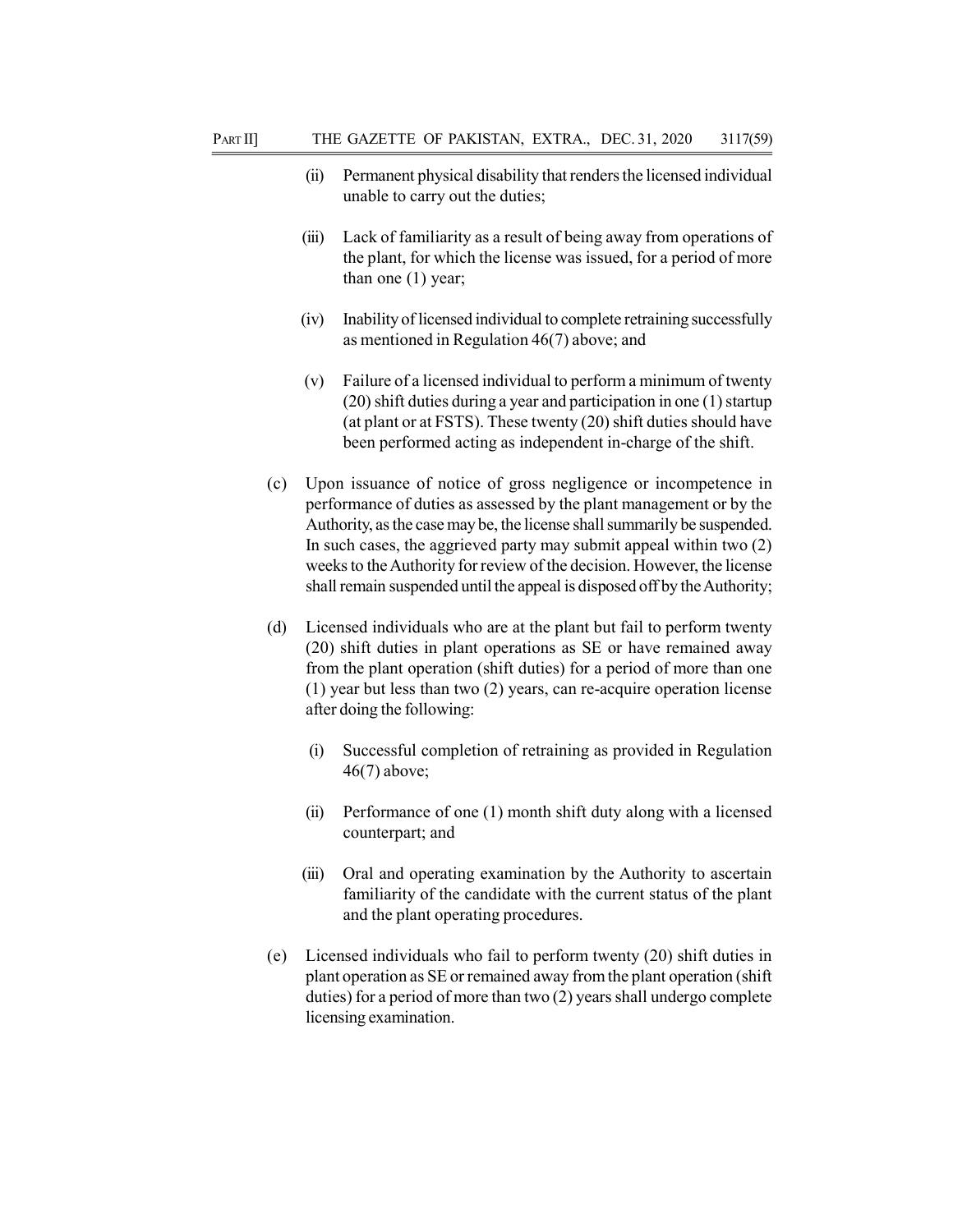(ii) Permanent physical disability that renders the licensed individual unable to carry out the duties;

(iii) Lack of familiarity as a result of being away from operations of the plant, for which the license was issued, for a period of more than one (1) year;

(iv) Inability of licensed individual to complete retraining successfully as mentioned in Regulation 46(7) above; and

(v) Failure of a licensed individual to perform a minimum of twenty (20) shift duties during a year and participation in one (1) startup (at plant or at FSTS). These twenty (20) shift duties should have been performed acting as independent in-charge of the shift.

(c) Upon issuance of notice of gross negligence or incompetence in performance of duties as assessed by the plant management or by the Authority, as the case may be, the license shall summarily be suspended. In such cases, the aggrieved party may submit appeal within two (2) weeks to the Authority for review of the decision. However, the license shall remain suspended until the appeal is disposed off by the Authority;

(d) Licensed individuals who are at the plant but fail to perform twenty (20) shift duties in plant operations as SE or have remained away from the plant operation (shift duties) for a period of more than one (1) year but less than two (2) years, can re-acquire operation license after doing the following:

(i) Successful completion of retraining as provided in Regulation 46(7) above;

(ii) Performance of one (1) month shift duty along with a licensed counterpart; and

(iii) Oral and operating examination by the Authority to ascertain familiarity of the candidate with the current status of the plant and the plant operating procedures.

(e) Licensed individuals who fail to perform twenty (20) shift duties in plant operation as SE or remained away from the plant operation (shift duties) for a period of more than two (2) years shall undergo complete licensing examination.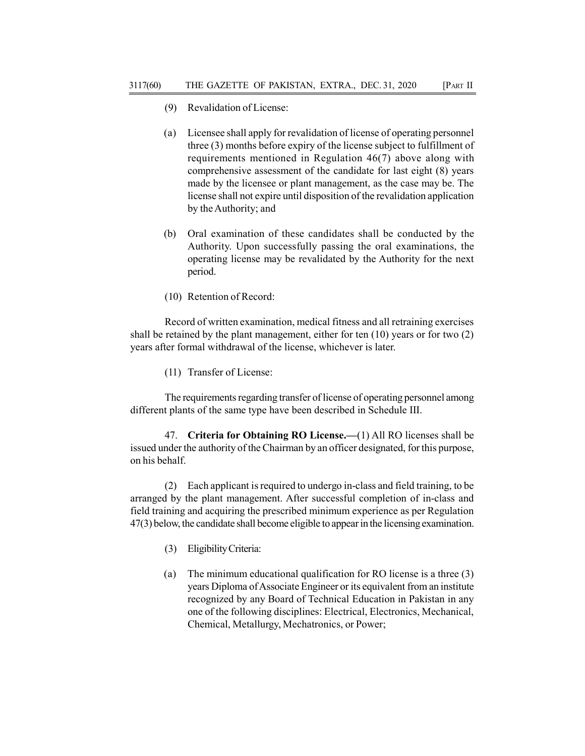(9) Revalidation of License:

(a) Licensee shall apply for revalidation of license of operating personnel three (3) months before expiry of the license subject to fulfillment of requirements mentioned in Regulation 46(7) above along with comprehensive assessment of the candidate for last eight (8) years made by the licensee or plant management, as the case may be. The license shall not expire until disposition of the revalidation application by the Authority; and

(b) Oral examination of these candidates shall be conducted by the Authority. Upon successfully passing the oral examinations, the operating license may be revalidated by the Authority for the next period.

(10) Retention of Record:

Record of written examination, medical fitness and all retraining exercises shall be retained by the plant management, either for ten (10) years or for two (2) years after formal withdrawal of the license, whichever is later.

(11) Transfer of License:

The requirements regarding transfer of license of operating personnel among different plants of the same type have been described in Schedule III.

47. **Criteria for Obtaining RO License.—**(1) All RO licenses shall be issued under the authority of the Chairman by an officer designated, for this purpose, on his behalf.

(2) Each applicant is required to undergo in-class and field training, to be arranged by the plant management. After successful completion of in-class and field training and acquiring the prescribed minimum experience as per Regulation 47(3) below, the candidate shall become eligible to appear in the licensing examination.

(3) Eligibility Criteria:

(a) The minimum educational qualification for RO license is a three (3) years Diploma of Associate Engineer or its equivalent from an institute recognized by any Board of Technical Education in Pakistan in any one of the following disciplines: Electrical, Electronics, Mechanical, Chemical, Metallurgy, Mechatronics, or Power;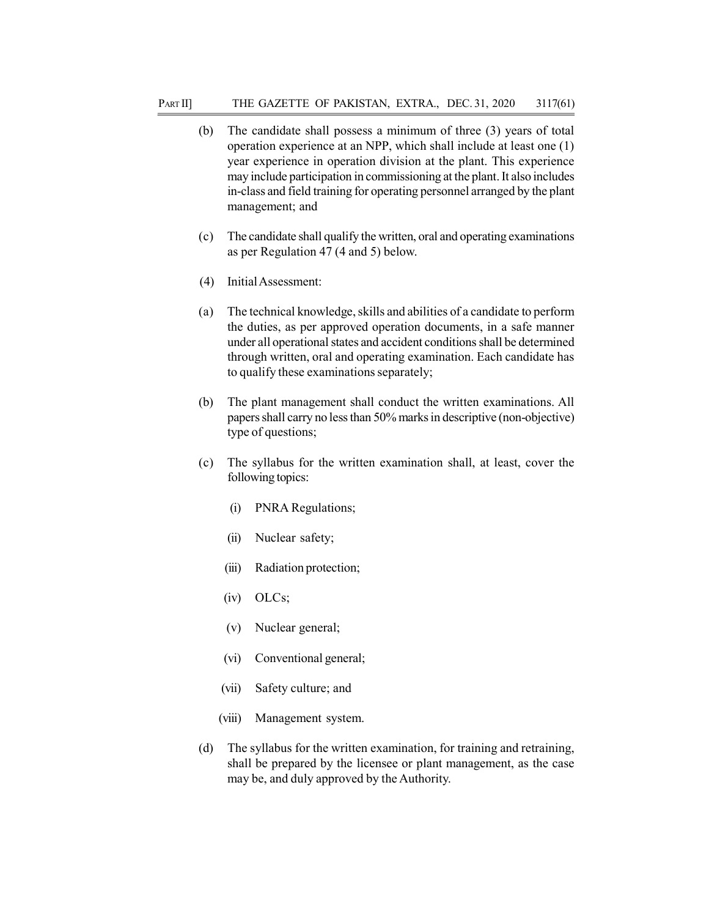(b) The candidate shall possess a minimum of three (3) years of total operation experience at an NPP, which shall include at least one (1) year experience in operation division at the plant. This experience may include participation in commissioning at the plant. It also includes in-class and field training for operating personnel arranged by the plant management; and

(c) The candidate shall qualify the written, oral and operating examinations as per Regulation 47 (4 and 5) below.

(4) Initial Assessment:

(a) The technical knowledge, skills and abilities of a candidate to perform the duties, as per approved operation documents, in a safe manner under all operational states and accident conditions shall be determined through written, oral and operating examination. Each candidate has to qualify these examinations separately;

(b) The plant management shall conduct the written examinations. All papers shall carry no less than 50% marks in descriptive (non-objective) type of questions;

(c) The syllabus for the written examination shall, at least, cover the following topics:

(i) PNRA Regulations;

(ii) Nuclear safety;

(iii) Radiation protection;

(iv) OLCs;

(v) Nuclear general;

(vi) Conventional general;

(vii) Safety culture; and

(viii) Management system.

(d) The syllabus for the written examination, for training and retraining, shall be prepared by the licensee or plant management, as the case may be, and duly approved by the Authority.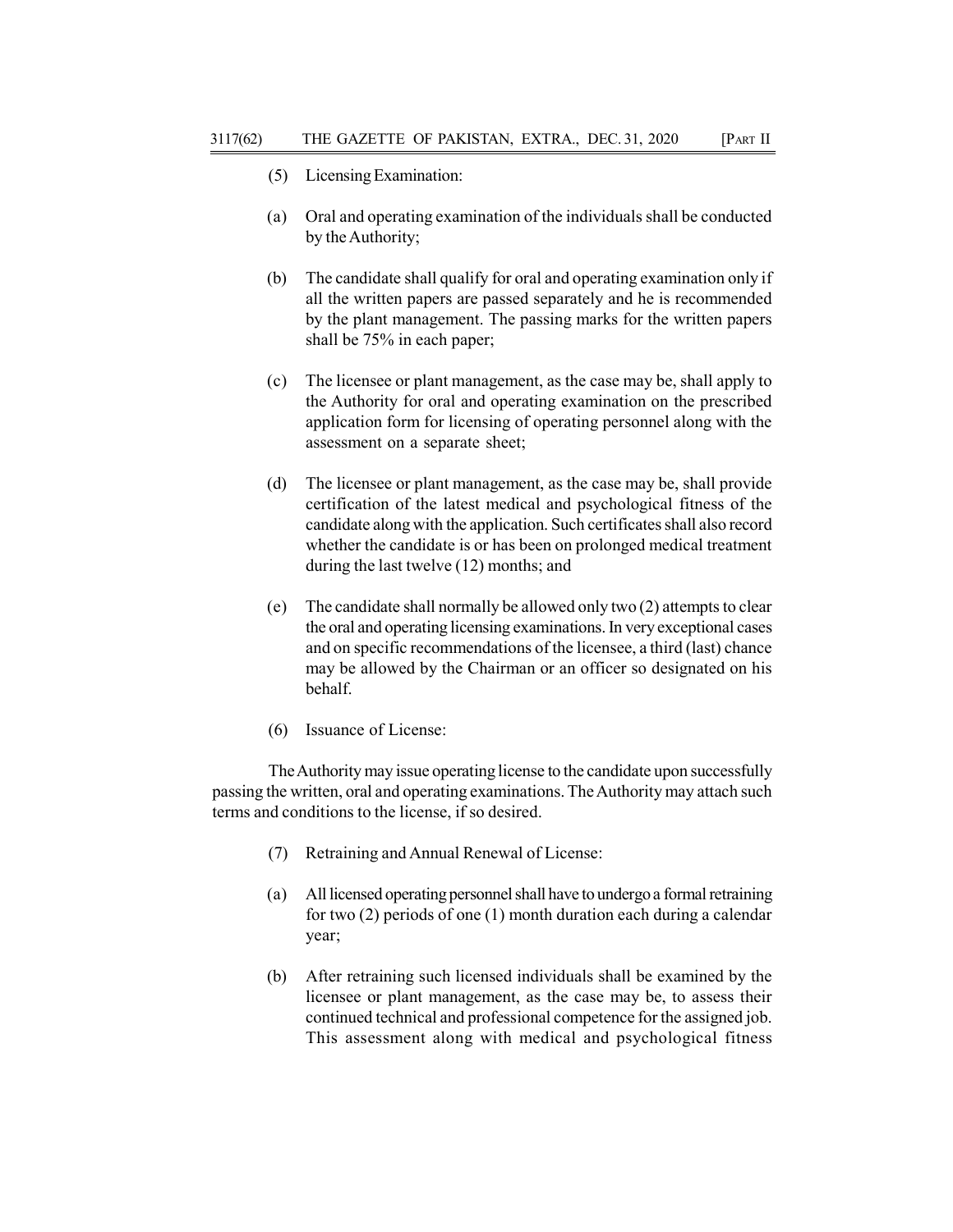(5) Licensing Examination:

(a) Oral and operating examination of the individuals shall be conducted by the Authority;

(b) The candidate shall qualify for oral and operating examination only if all the written papers are passed separately and he is recommended by the plant management. The passing marks for the written papers shall be 75% in each paper;

(c) The licensee or plant management, as the case may be, shall apply to the Authority for oral and operating examination on the prescribed application form for licensing of operating personnel along with the assessment on a separate sheet;

(d) The licensee or plant management, as the case may be, shall provide certification of the latest medical and psychological fitness of the candidate along with the application. Such certificates shall also record whether the candidate is or has been on prolonged medical treatment during the last twelve (12) months; and

(e) The candidate shall normally be allowed only two (2) attempts to clear the oral and operating licensing examinations. In very exceptional cases and on specific recommendations of the licensee, a third (last) chance may be allowed by the Chairman or an officer so designated on his behalf.

(6) Issuance of License:

The Authority may issue operating license to the candidate upon successfully passing the written, oral and operating examinations. The Authority may attach such terms and conditions to the license, if so desired.

(7) Retraining and Annual Renewal of License:

(a) All licensed operating personnel shall have to undergo a formal retraining for two (2) periods of one (1) month duration each during a calendar year;

(b) After retraining such licensed individuals shall be examined by the licensee or plant management, as the case may be, to assess their continued technical and professional competence for the assigned job. This assessment along with medical and psychological fitness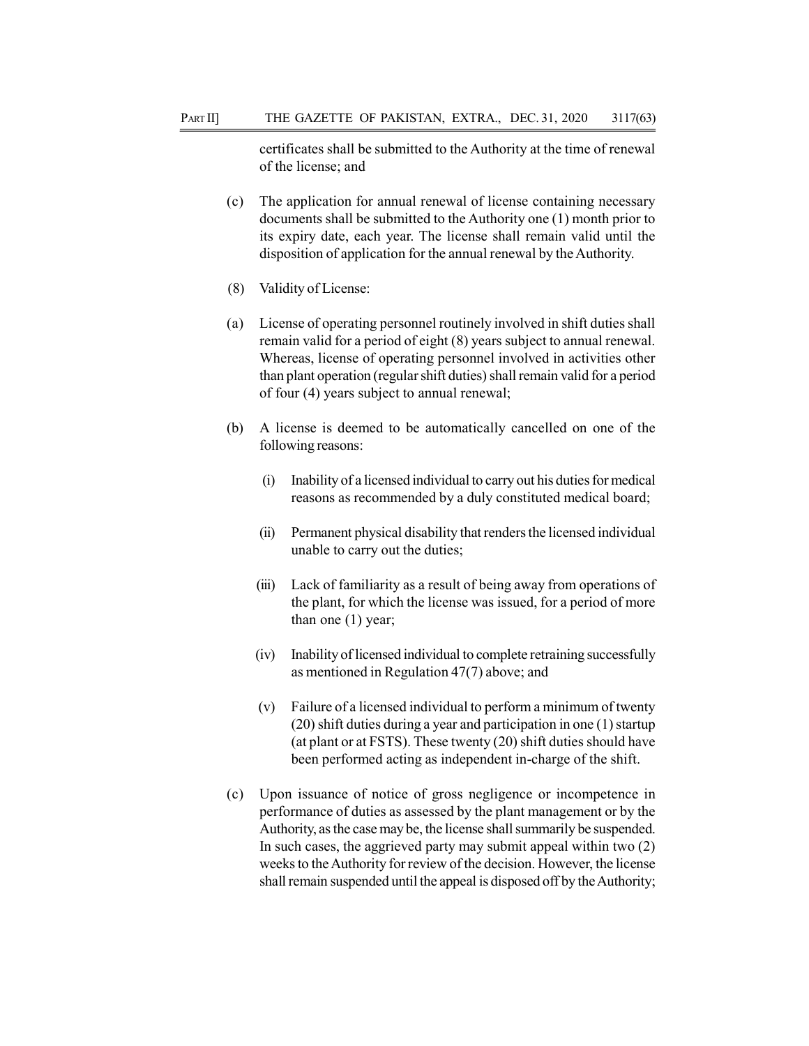certificates shall be submitted to the Authority at the time of renewal of the license; and

(c) The application for annual renewal of license containing necessary documents shall be submitted to the Authority one (1) month prior to its expiry date, each year. The license shall remain valid until the disposition of application for the annual renewal by the Authority.

(8) Validity of License:

(a) License of operating personnel routinely involved in shift duties shall remain valid for a period of eight (8) years subject to annual renewal. Whereas, license of operating personnel involved in activities other than plant operation (regular shift duties) shall remain valid for a period of four (4) years subject to annual renewal;

(b) A license is deemed to be automatically cancelled on one of the following reasons:

   (i) Inability of a licensed individual to carry out his duties for medical reasons as recommended by a duly constituted medical board;

   (ii) Permanent physical disability that renders the licensed individual unable to carry out the duties;

   (iii) Lack of familiarity as a result of being away from operations of the plant, for which the license was issued, for a period of more than one (1) year;

   (iv) Inability of licensed individual to complete retraining successfully as mentioned in Regulation 47(7) above; and

   (v) Failure of a licensed individual to perform a minimum of twenty (20) shift duties during a year and participation in one (1) startup (at plant or at FSTS). These twenty (20) shift duties should have been performed acting as independent in-charge of the shift.

(c) Upon issuance of notice of gross negligence or incompetence in performance of duties as assessed by the plant management or by the Authority, as the case may be, the license shall summarily be suspended. In such cases, the aggrieved party may submit appeal within two (2) weeks to the Authority for review of the decision. However, the license shall remain suspended until the appeal is disposed off by the Authority;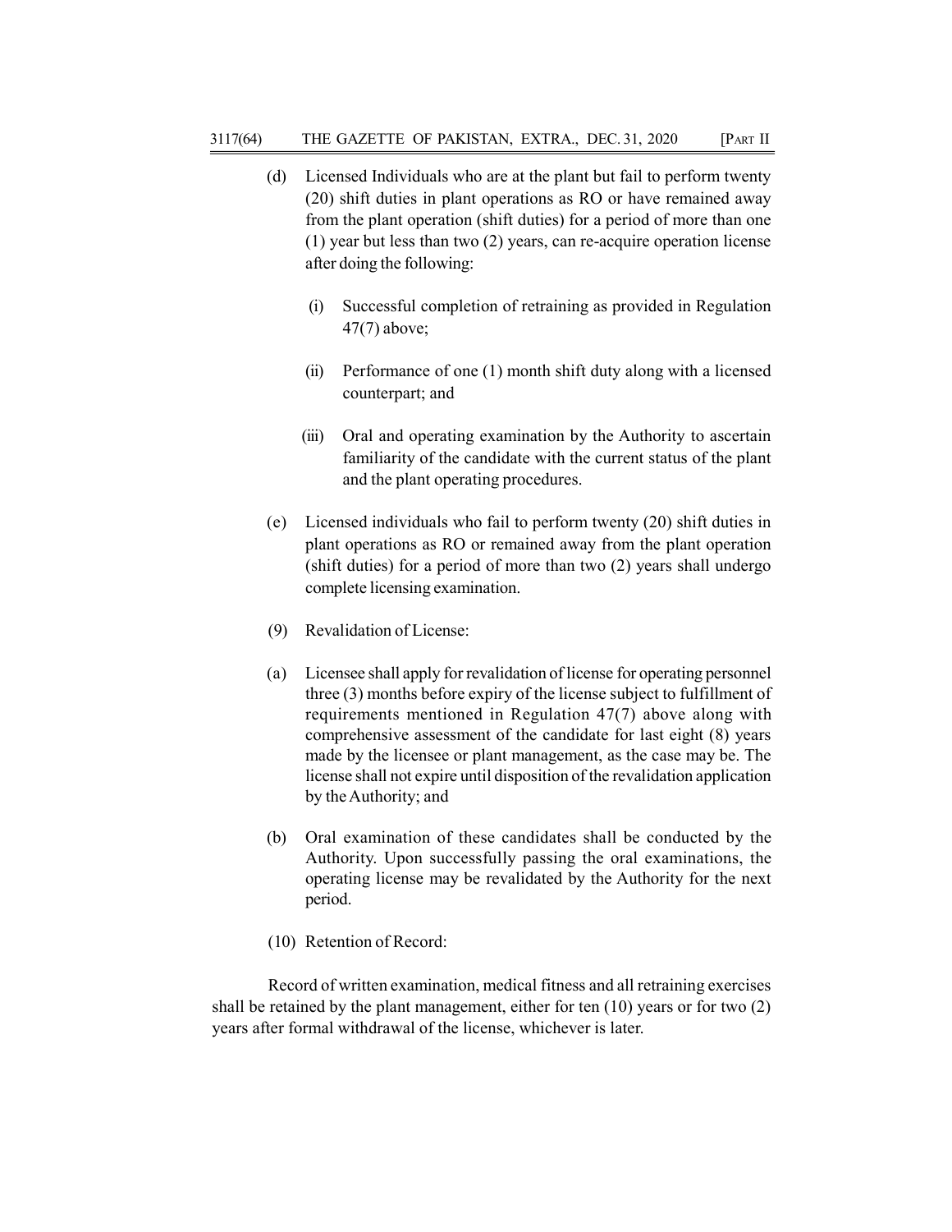(d) Licensed Individuals who are at the plant but fail to perform twenty (20) shift duties in plant operations as RO or have remained away from the plant operation (shift duties) for a period of more than one (1) year but less than two (2) years, can re-acquire operation license after doing the following:

(i) Successful completion of retraining as provided in Regulation 47(7) above;

(ii) Performance of one (1) month shift duty along with a licensed counterpart; and

(iii) Oral and operating examination by the Authority to ascertain familiarity of the candidate with the current status of the plant and the plant operating procedures.

(e) Licensed individuals who fail to perform twenty (20) shift duties in plant operations as RO or remained away from the plant operation (shift duties) for a period of more than two (2) years shall undergo complete licensing examination.

(9) Revalidation of License:

(a) Licensee shall apply for revalidation of license for operating personnel three (3) months before expiry of the license subject to fulfillment of requirements mentioned in Regulation 47(7) above along with comprehensive assessment of the candidate for last eight (8) years made by the licensee or plant management, as the case may be. The license shall not expire until disposition of the revalidation application by the Authority; and

(b) Oral examination of these candidates shall be conducted by the Authority. Upon successfully passing the oral examinations, the operating license may be revalidated by the Authority for the next period.

(10) Retention of Record:

Record of written examination, medical fitness and all retraining exercises shall be retained by the plant management, either for ten (10) years or for two (2) years after formal withdrawal of the license, whichever is later.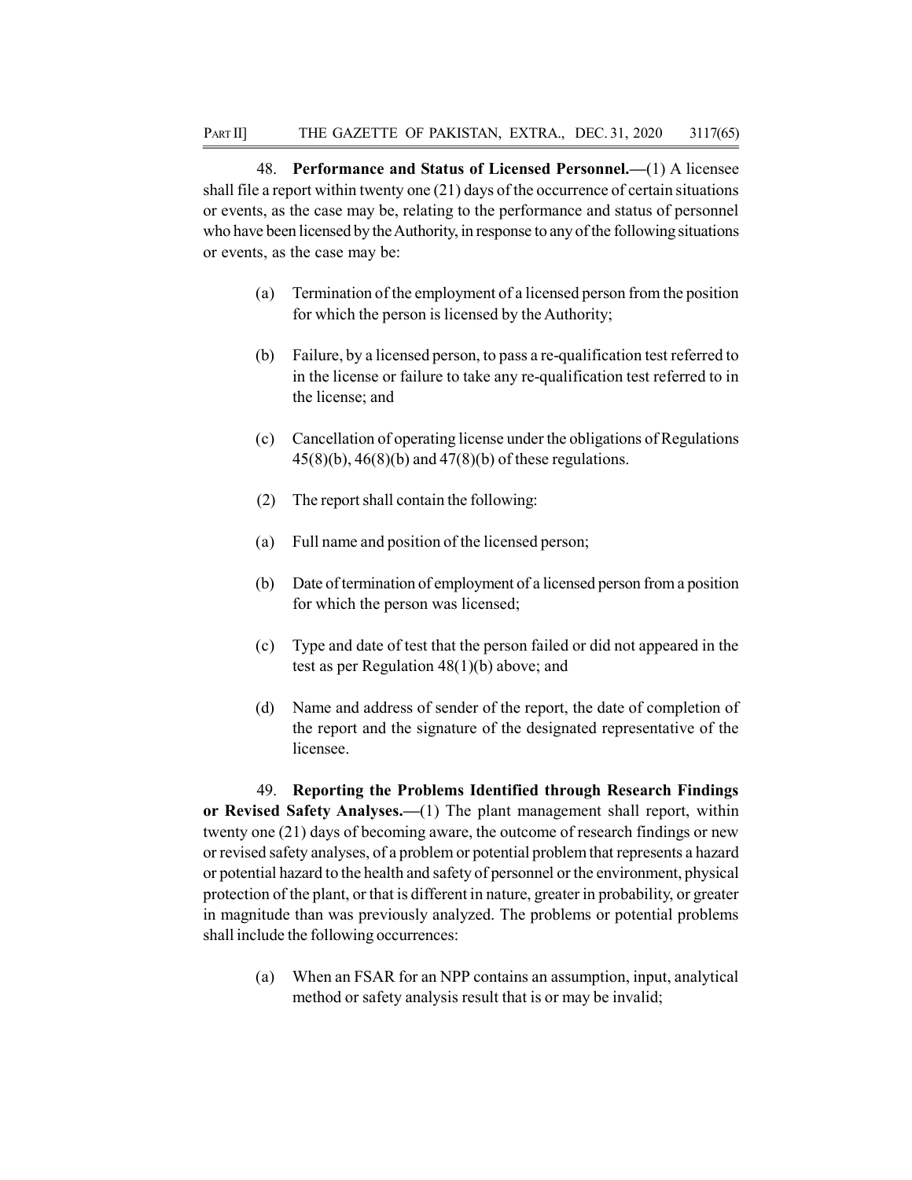48. **Performance and Status of Licensed Personnel.—**(1) A licensee shall file a report within twenty one (21) days of the occurrence of certain situations or events, as the case may be, relating to the performance and status of personnel who have been licensed by the Authority, in response to any of the following situations or events, as the case may be:

(a) Termination of the employment of a licensed person from the position for which the person is licensed by the Authority;

(b) Failure, by a licensed person, to pass a re-qualification test referred to in the license or failure to take any re-qualification test referred to in the license; and

(c) Cancellation of operating license under the obligations of Regulations 45(8)(b), 46(8)(b) and 47(8)(b) of these regulations.

(2) The report shall contain the following:

(a) Full name and position of the licensed person;

(b) Date of termination of employment of a licensed person from a position for which the person was licensed;

(c) Type and date of test that the person failed or did not appeared in the test as per Regulation 48(1)(b) above; and

(d) Name and address of sender of the report, the date of completion of the report and the signature of the designated representative of the licensee.

49. **Reporting the Problems Identified through Research Findings or Revised Safety Analyses.—**(1) The plant management shall report, within twenty one (21) days of becoming aware, the outcome of research findings or new or revised safety analyses, of a problem or potential problem that represents a hazard or potential hazard to the health and safety of personnel or the environment, physical protection of the plant, or that is different in nature, greater in probability, or greater in magnitude than was previously analyzed. The problems or potential problems shall include the following occurrences:

(a) When an FSAR for an NPP contains an assumption, input, analytical method or safety analysis result that is or may be invalid;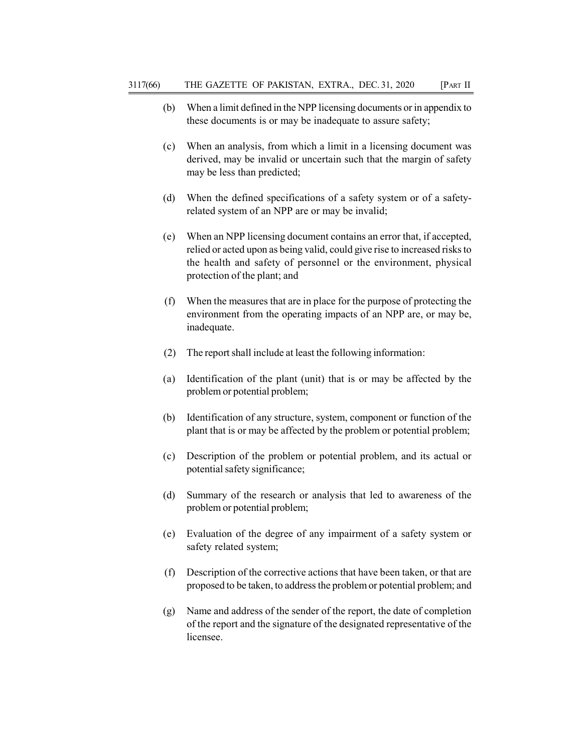(b) When a limit defined in the NPP licensing documents or in appendix to these documents is or may be inadequate to assure safety;

(c) When an analysis, from which a limit in a licensing document was derived, may be invalid or uncertain such that the margin of safety may be less than predicted;

(d) When the defined specifications of a safety system or of a safety-related system of an NPP are or may be invalid;

(e) When an NPP licensing document contains an error that, if accepted, relied or acted upon as being valid, could give rise to increased risks to the health and safety of personnel or the environment, physical protection of the plant; and

(f) When the measures that are in place for the purpose of protecting the environment from the operating impacts of an NPP are, or may be, inadequate.

(2) The report shall include at least the following information:

(a) Identification of the plant (unit) that is or may be affected by the problem or potential problem;

(b) Identification of any structure, system, component or function of the plant that is or may be affected by the problem or potential problem;

(c) Description of the problem or potential problem, and its actual or potential safety significance;

(d) Summary of the research or analysis that led to awareness of the problem or potential problem;

(e) Evaluation of the degree of any impairment of a safety system or safety related system;

(f) Description of the corrective actions that have been taken, or that are proposed to be taken, to address the problem or potential problem; and

(g) Name and address of the sender of the report, the date of completion of the report and the signature of the designated representative of the licensee.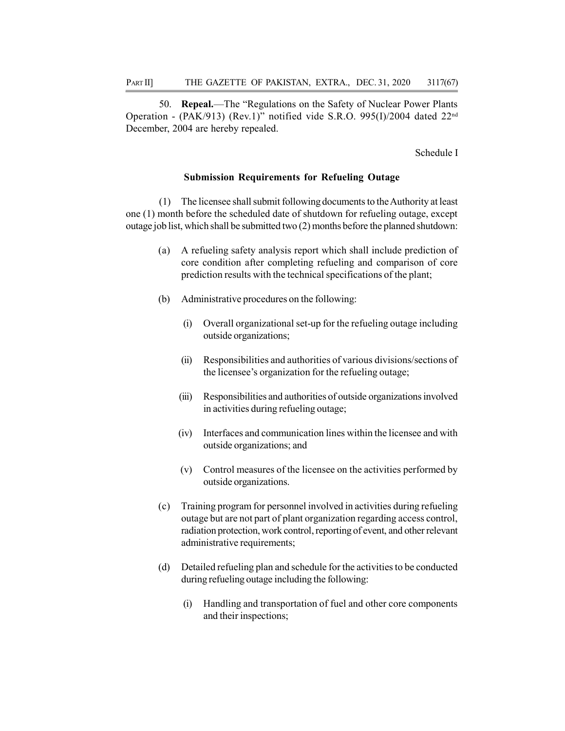50. **Repeal.**—The "Regulations on the Safety of Nuclear Power Plants Operation - (PAK/913) (Rev.1)" notified vide S.R.O. 995(I)/2004 dated 22nd December, 2004 are hereby repealed.

Schedule I

### Submission Requirements for Refueling Outage

(1) The licensee shall submit following documents to the Authority at least one (1) month before the scheduled date of shutdown for refueling outage, except outage job list, which shall be submitted two (2) months before the planned shutdown:

(a) A refueling safety analysis report which shall include prediction of core condition after completing refueling and comparison of core prediction results with the technical specifications of the plant;

(b) Administrative procedures on the following:

(i) Overall organizational set-up for the refueling outage including outside organizations;

(ii) Responsibilities and authorities of various divisions/sections of the licensee's organization for the refueling outage;

(iii) Responsibilities and authorities of outside organizations involved in activities during refueling outage;

(iv) Interfaces and communication lines within the licensee and with outside organizations; and

(v) Control measures of the licensee on the activities performed by outside organizations.

(c) Training program for personnel involved in activities during refueling outage but are not part of plant organization regarding access control, radiation protection, work control, reporting of event, and other relevant administrative requirements;

(d) Detailed refueling plan and schedule for the activities to be conducted during refueling outage including the following:

(i) Handling and transportation of fuel and other core components and their inspections;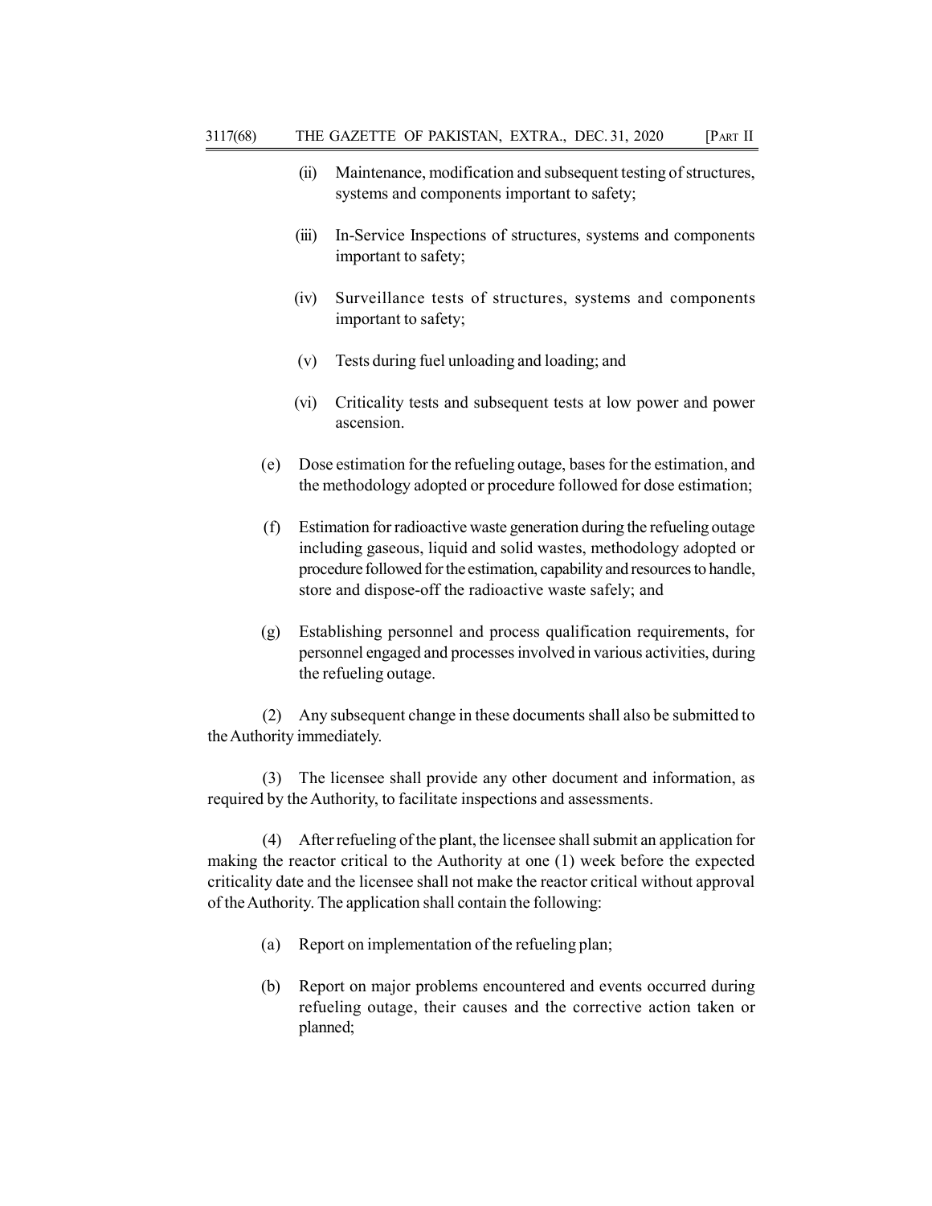(ii) Maintenance, modification and subsequent testing of structures, systems and components important to safety;

(iii) In-Service Inspections of structures, systems and components important to safety;

(iv) Surveillance tests of structures, systems and components important to safety;

(v) Tests during fuel unloading and loading; and

(vi) Criticality tests and subsequent tests at low power and power ascension.

(e) Dose estimation for the refueling outage, bases for the estimation, and the methodology adopted or procedure followed for dose estimation;

(f) Estimation for radioactive waste generation during the refueling outage including gaseous, liquid and solid wastes, methodology adopted or procedure followed for the estimation, capability and resources to handle, store and dispose-off the radioactive waste safely; and

(g) Establishing personnel and process qualification requirements, for personnel engaged and processes involved in various activities, during the refueling outage.

(2) Any subsequent change in these documents shall also be submitted to the Authority immediately.

(3) The licensee shall provide any other document and information, as required by the Authority, to facilitate inspections and assessments.

(4) After refueling of the plant, the licensee shall submit an application for making the reactor critical to the Authority at one (1) week before the expected criticality date and the licensee shall not make the reactor critical without approval of the Authority. The application shall contain the following:

(a) Report on implementation of the refueling plan;

(b) Report on major problems encountered and events occurred during refueling outage, their causes and the corrective action taken or planned;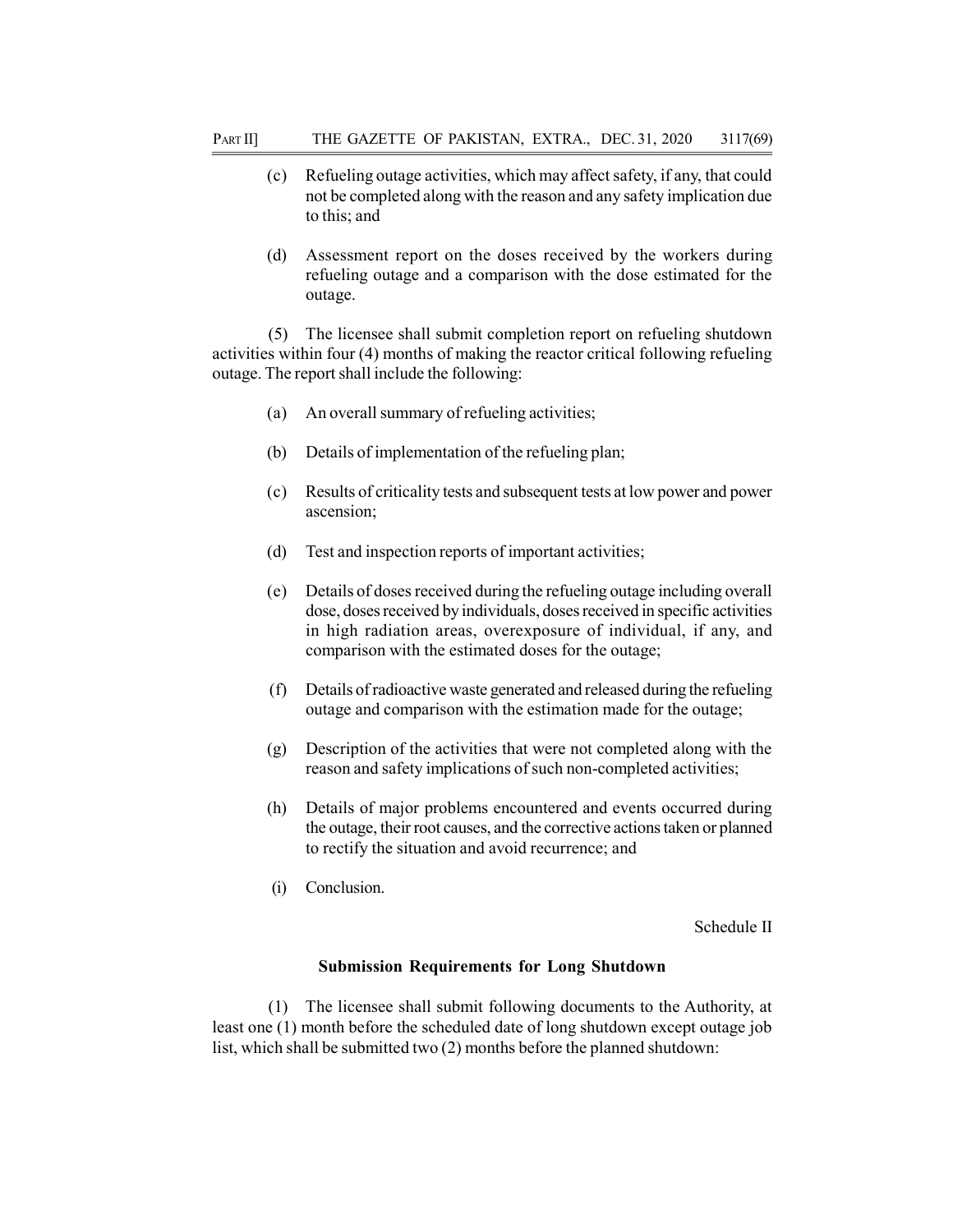(c) Refueling outage activities, which may affect safety, if any, that could not be completed along with the reason and any safety implication due to this; and

(d) Assessment report on the doses received by the workers during refueling outage and a comparison with the dose estimated for the outage.

(5) The licensee shall submit completion report on refueling shutdown activities within four (4) months of making the reactor critical following refueling outage. The report shall include the following:

(a) An overall summary of refueling activities;

(b) Details of implementation of the refueling plan;

(c) Results of criticality tests and subsequent tests at low power and power ascension;

(d) Test and inspection reports of important activities;

(e) Details of doses received during the refueling outage including overall dose, doses received by individuals, doses received in specific activities in high radiation areas, overexposure of individual, if any, and comparison with the estimated doses for the outage;

(f) Details of radioactive waste generated and released during the refueling outage and comparison with the estimation made for the outage;

(g) Description of the activities that were not completed along with the reason and safety implications of such non-completed activities;

(h) Details of major problems encountered and events occurred during the outage, their root causes, and the corrective actions taken or planned to rectify the situation and avoid recurrence; and

(i) Conclusion.

Schedule II

**Submission Requirements for Long Shutdown**

(1) The licensee shall submit following documents to the Authority, at least one (1) month before the scheduled date of long shutdown except outage job list, which shall be submitted two (2) months before the planned shutdown: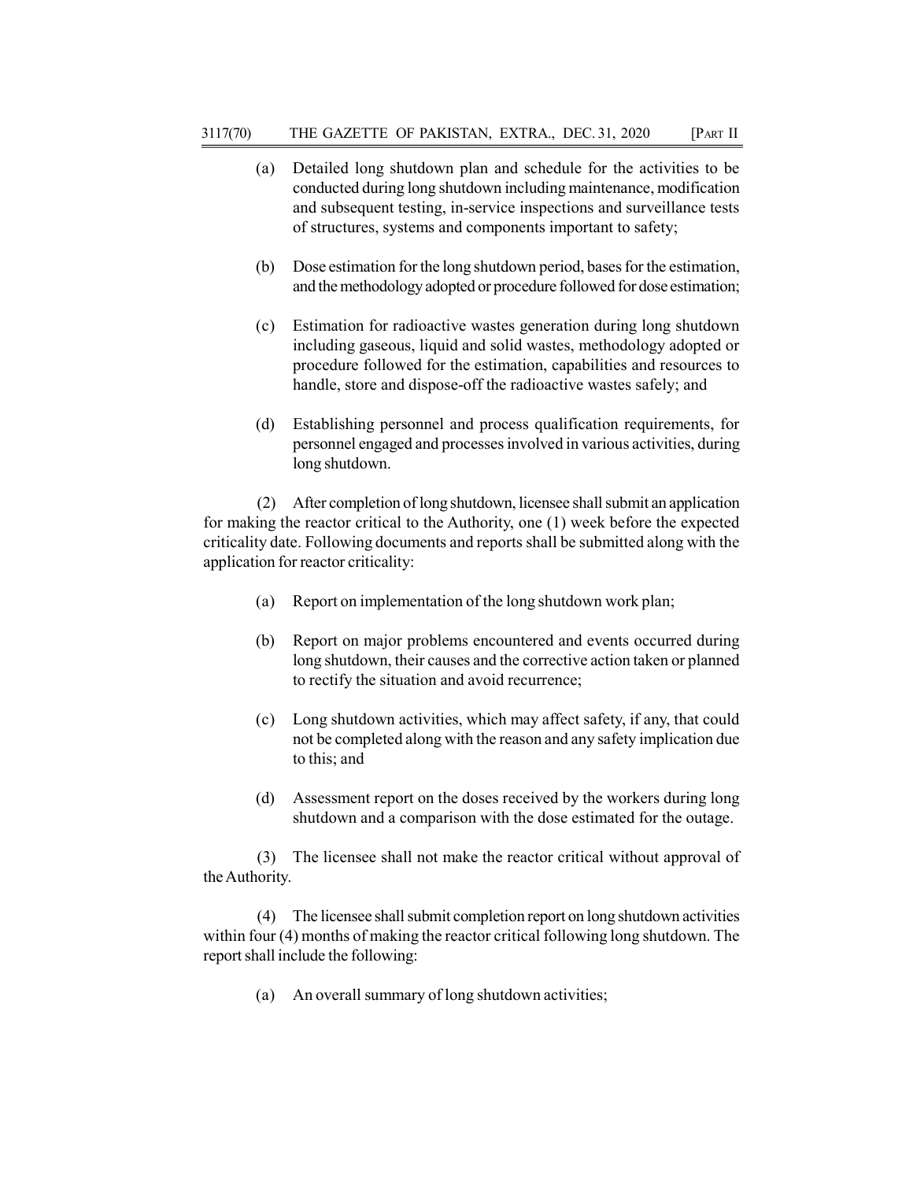(a) Detailed long shutdown plan and schedule for the activities to be conducted during long shutdown including maintenance, modification and subsequent testing, in-service inspections and surveillance tests of structures, systems and components important to safety;

(b) Dose estimation for the long shutdown period, bases for the estimation, and the methodology adopted or procedure followed for dose estimation;

(c) Estimation for radioactive wastes generation during long shutdown including gaseous, liquid and solid wastes, methodology adopted or procedure followed for the estimation, capabilities and resources to handle, store and dispose-off the radioactive wastes safely; and

(d) Establishing personnel and process qualification requirements, for personnel engaged and processes involved in various activities, during long shutdown.

(2) After completion of long shutdown, licensee shall submit an application for making the reactor critical to the Authority, one (1) week before the expected criticality date. Following documents and reports shall be submitted along with the application for reactor criticality:

(a) Report on implementation of the long shutdown work plan;

(b) Report on major problems encountered and events occurred during long shutdown, their causes and the corrective action taken or planned to rectify the situation and avoid recurrence;

(c) Long shutdown activities, which may affect safety, if any, that could not be completed along with the reason and any safety implication due to this; and

(d) Assessment report on the doses received by the workers during long shutdown and a comparison with the dose estimated for the outage.

(3) The licensee shall not make the reactor critical without approval of the Authority.

(4) The licensee shall submit completion report on long shutdown activities within four (4) months of making the reactor critical following long shutdown. The report shall include the following:

(a) An overall summary of long shutdown activities;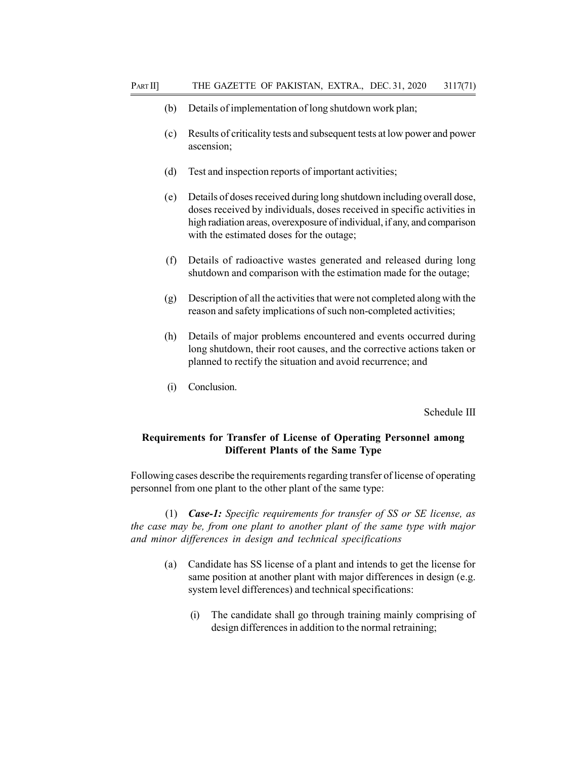(b) Details of implementation of long shutdown work plan;

(c) Results of criticality tests and subsequent tests at low power and power ascension;

(d) Test and inspection reports of important activities;

(e) Details of doses received during long shutdown including overall dose, doses received by individuals, doses received in specific activities in high radiation areas, overexposure of individual, if any, and comparison with the estimated doses for the outage;

(f) Details of radioactive wastes generated and released during long shutdown and comparison with the estimation made for the outage;

(g) Description of all the activities that were not completed along with the reason and safety implications of such non-completed activities;

(h) Details of major problems encountered and events occurred during long shutdown, their root causes, and the corrective actions taken or planned to rectify the situation and avoid recurrence; and

(i) Conclusion.

Schedule III

**Requirements for Transfer of License of Operating Personnel among Different Plants of the Same Type**

Following cases describe the requirements regarding transfer of license of operating personnel from one plant to the other plant of the same type:

(1) ***Case-1:*** *Specific requirements for transfer of SS or SE license, as the case may be, from one plant to another plant of the same type with major and minor differences in design and technical specifications*

(a) Candidate has SS license of a plant and intends to get the license for same position at another plant with major differences in design (e.g. system level differences) and technical specifications:

(i) The candidate shall go through training mainly comprising of design differences in addition to the normal retraining;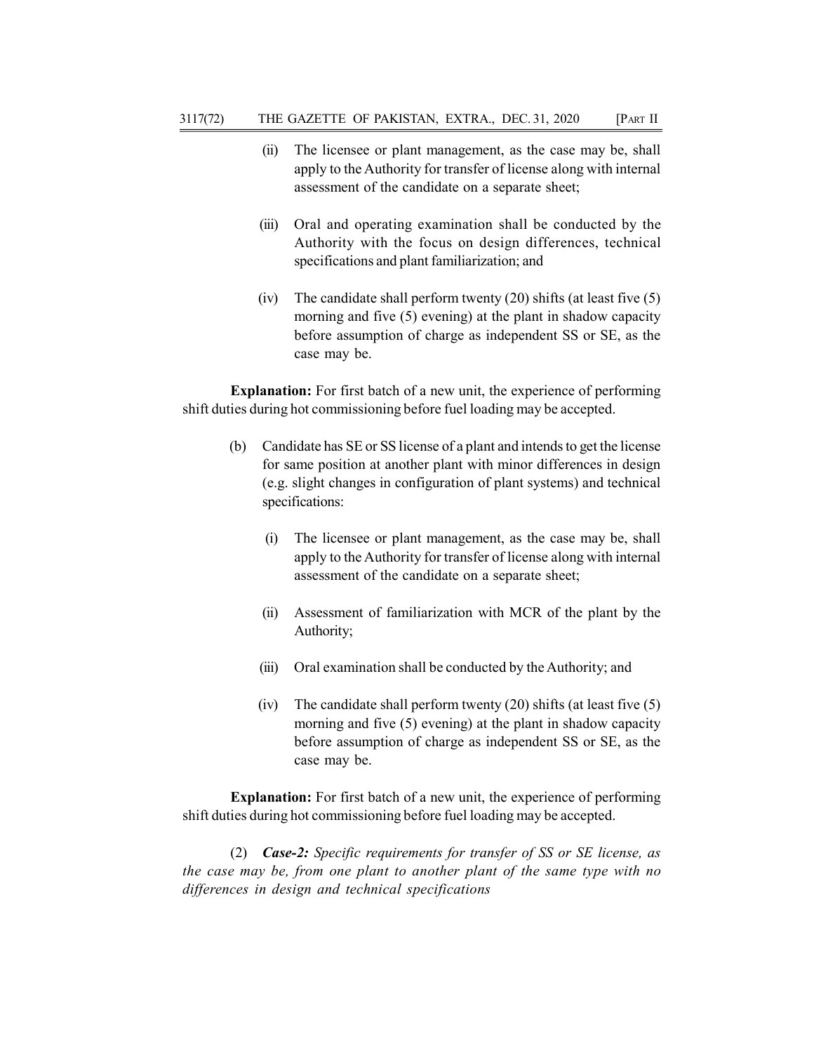(ii) The licensee or plant management, as the case may be, shall apply to the Authority for transfer of license along with internal assessment of the candidate on a separate sheet;

(iii) Oral and operating examination shall be conducted by the Authority with the focus on design differences, technical specifications and plant familiarization; and

(iv) The candidate shall perform twenty (20) shifts (at least five (5) morning and five (5) evening) at the plant in shadow capacity before assumption of charge as independent SS or SE, as the case may be.

**Explanation:** For first batch of a new unit, the experience of performing shift duties during hot commissioning before fuel loading may be accepted.

(b) Candidate has SE or SS license of a plant and intends to get the license for same position at another plant with minor differences in design (e.g. slight changes in configuration of plant systems) and technical specifications:

(i) The licensee or plant management, as the case may be, shall apply to the Authority for transfer of license along with internal assessment of the candidate on a separate sheet;

(ii) Assessment of familiarization with MCR of the plant by the Authority;

(iii) Oral examination shall be conducted by the Authority; and

(iv) The candidate shall perform twenty (20) shifts (at least five (5) morning and five (5) evening) at the plant in shadow capacity before assumption of charge as independent SS or SE, as the case may be.

**Explanation:** For first batch of a new unit, the experience of performing shift duties during hot commissioning before fuel loading may be accepted.

(2) ***Case-2:*** *Specific requirements for transfer of SS or SE license, as the case may be, from one plant to another plant of the same type with no differences in design and technical specifications*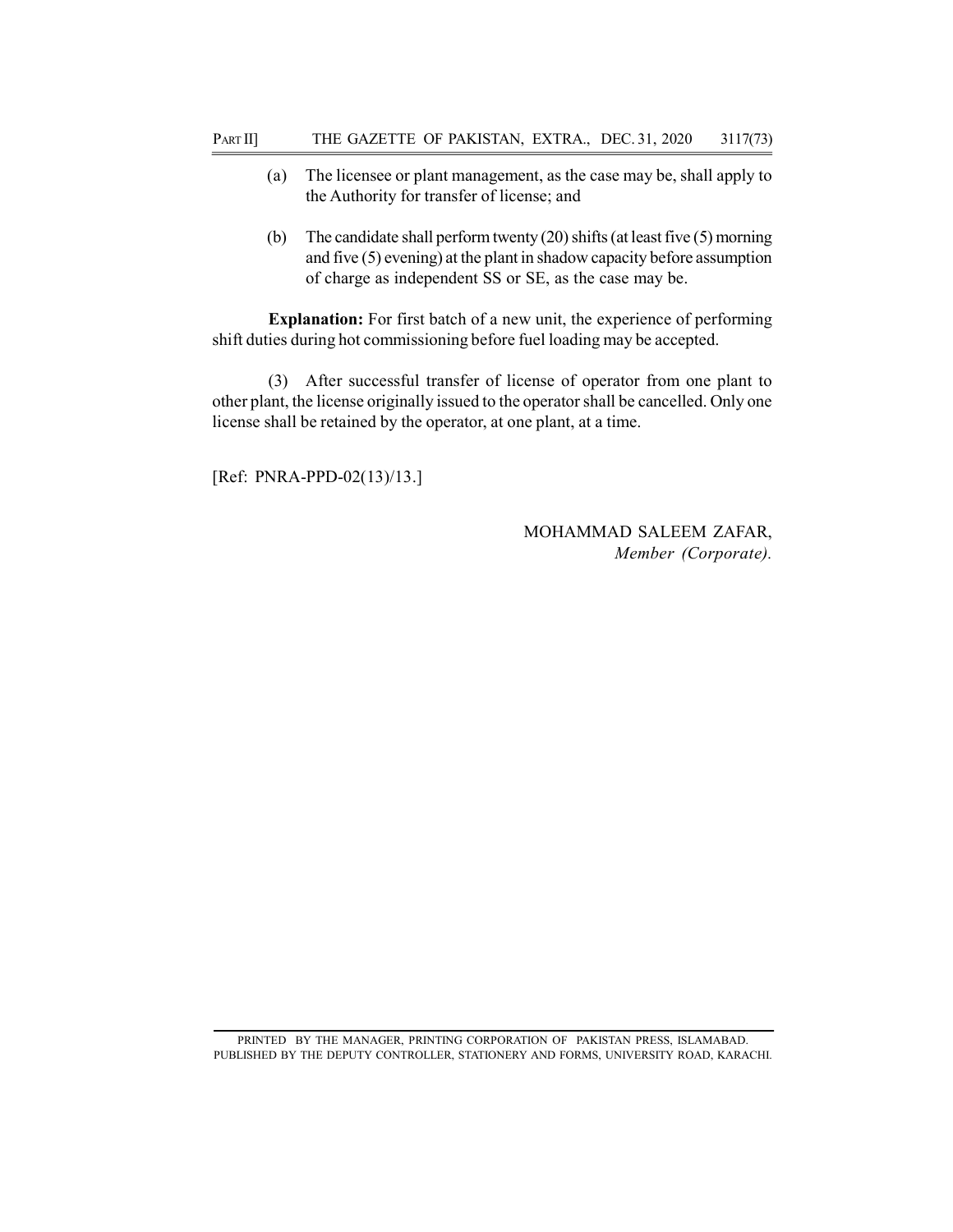(a) The licensee or plant management, as the case may be, shall apply to the Authority for transfer of license; and

(b) The candidate shall perform twenty (20) shifts (at least five (5) morning and five (5) evening) at the plant in shadow capacity before assumption of charge as independent SS or SE, as the case may be.

**Explanation:** For first batch of a new unit, the experience of performing shift duties during hot commissioning before fuel loading may be accepted.

(3) After successful transfer of license of operator from one plant to other plant, the license originally issued to the operator shall be cancelled. Only one license shall be retained by the operator, at one plant, at a time.

[Ref: PNRA-PPD-02(13)/13.]

MOHAMMAD SALEEM ZAFAR,
*Member (Corporate).*

PRINTED BY THE MANAGER, PRINTING CORPORATION OF PAKISTAN PRESS, ISLAMABAD.
PUBLISHED BY THE DEPUTY CONTROLLER, STATIONERY AND FORMS, UNIVERSITY ROAD, KARACHI.